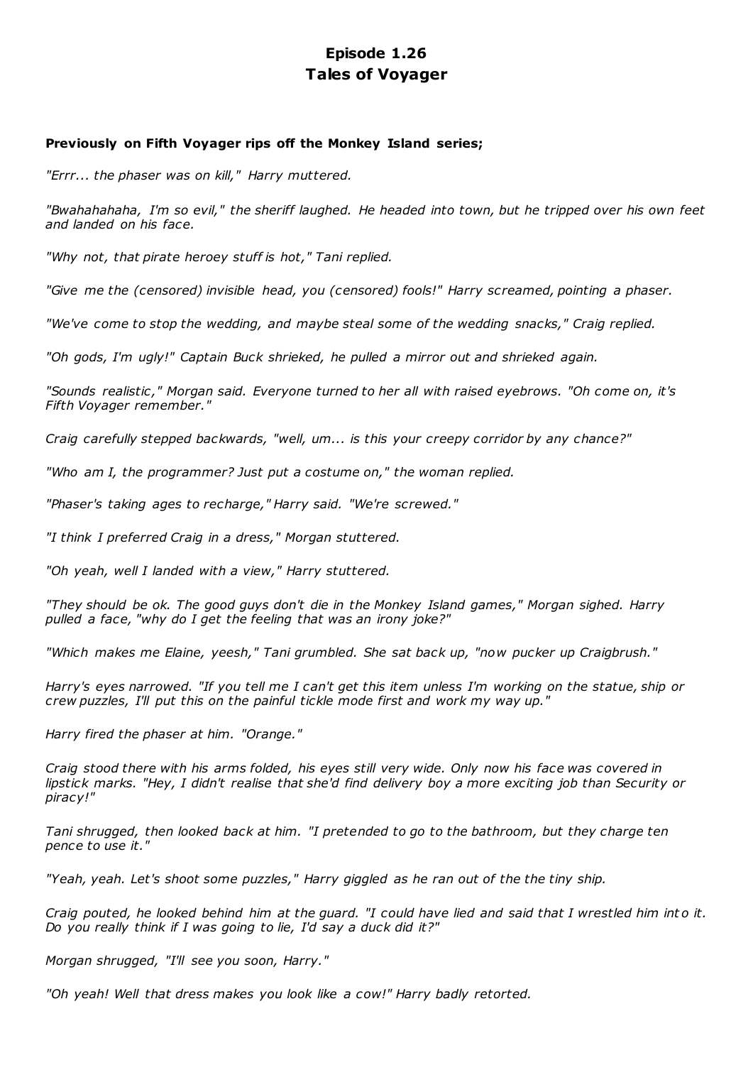# Episode 1.26
# Tales of Voyager

**Previously on Fifth Voyager rips off the Monkey Island series;**

*"Errr... the phaser was on kill," Harry muttered.*

*"Bwahahahaha, I'm so evil," the sheriff laughed. He headed into town, but he tripped over his own feet and landed on his face.*

*"Why not, that pirate heroey stuff is hot," Tani replied.*

*"Give me the (censored) invisible head, you (censored) fools!" Harry screamed, pointing a phaser.*

*"We've come to stop the wedding, and maybe steal some of the wedding snacks," Craig replied.*

*"Oh gods, I'm ugly!" Captain Buck shrieked, he pulled a mirror out and shrieked again.*

*"Sounds realistic," Morgan said. Everyone turned to her all with raised eyebrows. "Oh come on, it's Fifth Voyager remember."*

*Craig carefully stepped backwards, "well, um... is this your creepy corridor by any chance?"*

*"Who am I, the programmer? Just put a costume on," the woman replied.*

*"Phaser's taking ages to recharge," Harry said. "We're screwed."*

*"I think I preferred Craig in a dress," Morgan stuttered.*

*"Oh yeah, well I landed with a view," Harry stuttered.*

*"They should be ok. The good guys don't die in the Monkey Island games," Morgan sighed. Harry pulled a face, "why do I get the feeling that was an irony joke?"*

*"Which makes me Elaine, yeesh," Tani grumbled. She sat back up, "now pucker up Craigbrush."*

*Harry's eyes narrowed. "If you tell me I can't get this item unless I'm working on the statue, ship or crew puzzles, I'll put this on the painful tickle mode first and work my way up."*

*Harry fired the phaser at him. "Orange."*

*Craig stood there with his arms folded, his eyes still very wide. Only now his face was covered in lipstick marks. "Hey, I didn't realise that she'd find delivery boy a more exciting job than Security or piracy!"*

*Tani shrugged, then looked back at him. "I pretended to go to the bathroom, but they charge ten pence to use it."*

*"Yeah, yeah. Let's shoot some puzzles," Harry giggled as he ran out of the the tiny ship.*

*Craig pouted, he looked behind him at the guard. "I could have lied and said that I wrestled him into it. Do you really think if I was going to lie, I'd say a duck did it?"*

*Morgan shrugged, "I'll see you soon, Harry."*

*"Oh yeah! Well that dress makes you look like a cow!" Harry badly retorted.*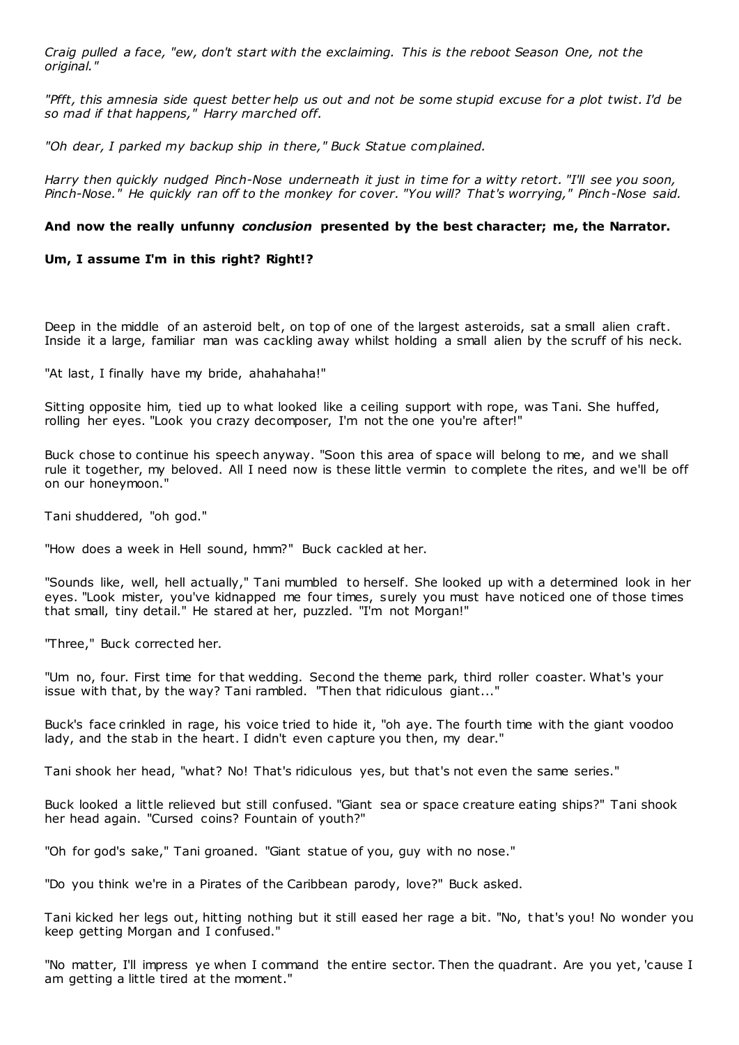*Craig pulled a face, "ew, don't start with the exclaiming. This is the reboot Season One, not the original."*

*"Pfft, this amnesia side quest better help us out and not be some stupid excuse for a plot twist. I'd be so mad if that happens," Harry marched off.*

*"Oh dear, I parked my backup ship in there," Buck Statue complained.*

*Harry then quickly nudged Pinch-Nose underneath it just in time for a witty retort. "I'll see you soon, Pinch-Nose." He quickly ran off to the monkey for cover. "You will? That's worrying," Pinch-Nose said.*

**And now the really unfunny *conclusion* presented by the best character; me, the Narrator.**

**Um, I assume I'm in this right? Right!?**

Deep in the middle of an asteroid belt, on top of one of the largest asteroids, sat a small alien craft. Inside it a large, familiar man was cackling away whilst holding a small alien by the scruff of his neck.

"At last, I finally have my bride, ahahahaha!"

Sitting opposite him, tied up to what looked like a ceiling support with rope, was Tani. She huffed, rolling her eyes. "Look you crazy decomposer, I'm not the one you're after!"

Buck chose to continue his speech anyway. "Soon this area of space will belong to me, and we shall rule it together, my beloved. All I need now is these little vermin to complete the rites, and we'll be off on our honeymoon."

Tani shuddered, "oh god."

"How does a week in Hell sound, hmm?" Buck cackled at her.

"Sounds like, well, hell actually," Tani mumbled to herself. She looked up with a determined look in her eyes. "Look mister, you've kidnapped me four times, surely you must have noticed one of those times that small, tiny detail." He stared at her, puzzled. "I'm not Morgan!"

"Three," Buck corrected her.

"Um no, four. First time for that wedding. Second the theme park, third roller coaster. What's your issue with that, by the way? Tani rambled. "Then that ridiculous giant..."

Buck's face crinkled in rage, his voice tried to hide it, "oh aye. The fourth time with the giant voodoo lady, and the stab in the heart. I didn't even capture you then, my dear."

Tani shook her head, "what? No! That's ridiculous yes, but that's not even the same series."

Buck looked a little relieved but still confused. "Giant sea or space creature eating ships?" Tani shook her head again. "Cursed coins? Fountain of youth?"

"Oh for god's sake," Tani groaned. "Giant statue of you, guy with no nose."

"Do you think we're in a Pirates of the Caribbean parody, love?" Buck asked.

Tani kicked her legs out, hitting nothing but it still eased her rage a bit. "No, that's you! No wonder you keep getting Morgan and I confused."

"No matter, I'll impress ye when I command the entire sector. Then the quadrant. Are you yet, 'cause I am getting a little tired at the moment."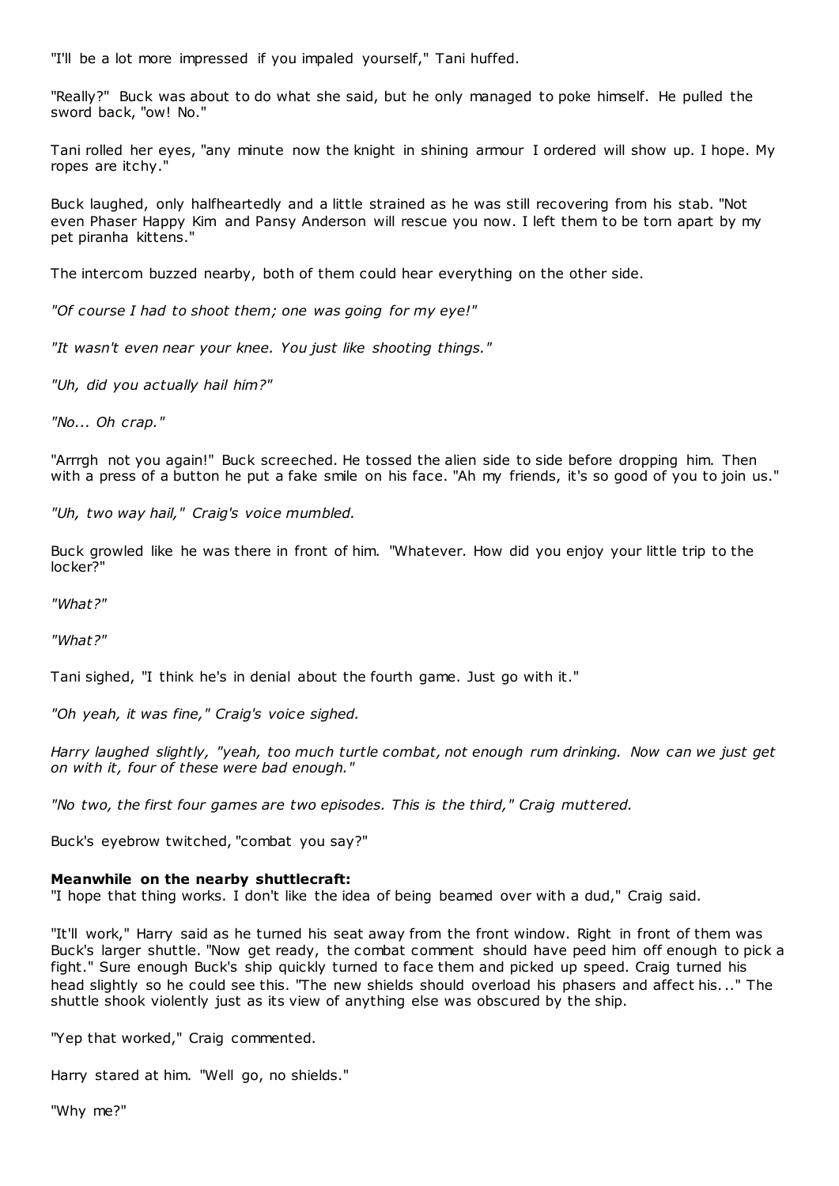"I'll be a lot more impressed if you impaled yourself," Tani huffed.

"Really?" Buck was about to do what she said, but he only managed to poke himself. He pulled the sword back, "ow! No."

Tani rolled her eyes, "any minute now the knight in shining armour I ordered will show up. I hope. My ropes are itchy."

Buck laughed, only halfheartedly and a little strained as he was still recovering from his stab. "Not even Phaser Happy Kim and Pansy Anderson will rescue you now. I left them to be torn apart by my pet piranha kittens."

The intercom buzzed nearby, both of them could hear everything on the other side.

*"Of course I had to shoot them; one was going for my eye!"*

*"It wasn't even near your knee. You just like shooting things."*

*"Uh, did you actually hail him?"*

*"No... Oh crap."*

"Arrrgh not you again!" Buck screeched. He tossed the alien side to side before dropping him. Then with a press of a button he put a fake smile on his face. "Ah my friends, it's so good of you to join us."

*"Uh, two way hail," Craig's voice mumbled.*

Buck growled like he was there in front of him. "Whatever. How did you enjoy your little trip to the locker?"

*"What?"*

*"What?"*

Tani sighed, "I think he's in denial about the fourth game. Just go with it."

*"Oh yeah, it was fine," Craig's voice sighed.*

*Harry laughed slightly, "yeah, too much turtle combat, not enough rum drinking. Now can we just get on with it, four of these were bad enough."*

*"No two, the first four games are two episodes. This is the third," Craig muttered.*

Buck's eyebrow twitched, "combat you say?"

**Meanwhile on the nearby shuttlecraft:**
"I hope that thing works. I don't like the idea of being beamed over with a dud," Craig said.

"It'll work," Harry said as he turned his seat away from the front window. Right in front of them was Buck's larger shuttle. "Now get ready, the combat comment should have peed him off enough to pick a fight." Sure enough Buck's ship quickly turned to face them and picked up speed. Craig turned his head slightly so he could see this. "The new shields should overload his phasers and affect his..." The shuttle shook violently just as its view of anything else was obscured by the ship.

"Yep that worked," Craig commented.

Harry stared at him. "Well go, no shields."

"Why me?"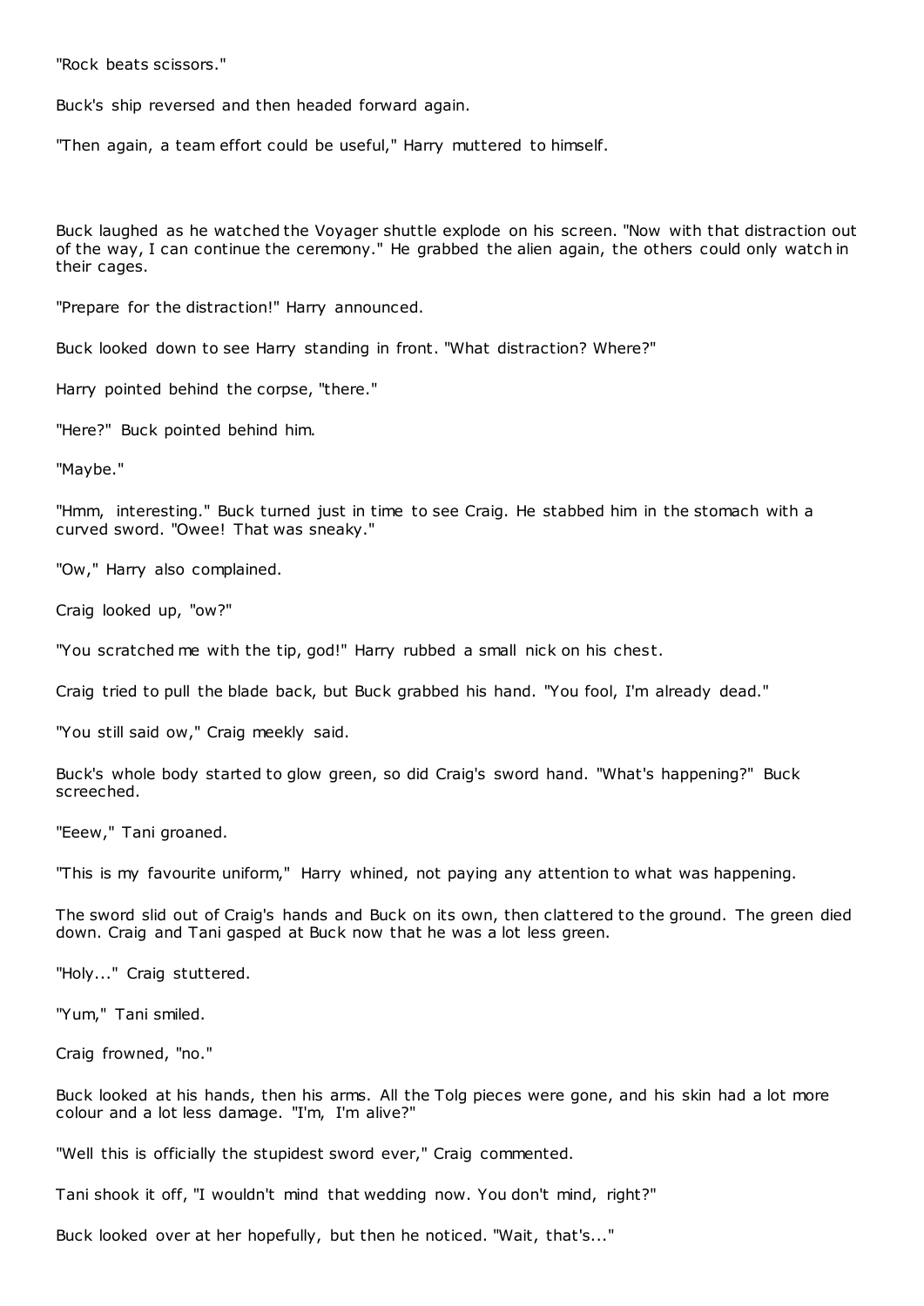"Rock beats scissors."

Buck's ship reversed and then headed forward again.

"Then again, a team effort could be useful," Harry muttered to himself.

Buck laughed as he watched the Voyager shuttle explode on his screen. "Now with that distraction out of the way, I can continue the ceremony." He grabbed the alien again, the others could only watch in their cages.

"Prepare for the distraction!" Harry announced.

Buck looked down to see Harry standing in front. "What distraction? Where?"

Harry pointed behind the corpse, "there."

"Here?" Buck pointed behind him.

"Maybe."

"Hmm, interesting." Buck turned just in time to see Craig. He stabbed him in the stomach with a curved sword. "Owee! That was sneaky."

"Ow," Harry also complained.

Craig looked up, "ow?"

"You scratched me with the tip, god!" Harry rubbed a small nick on his chest.

Craig tried to pull the blade back, but Buck grabbed his hand. "You fool, I'm already dead."

"You still said ow," Craig meekly said.

Buck's whole body started to glow green, so did Craig's sword hand. "What's happening?" Buck screeched.

"Eeew," Tani groaned.

"This is my favourite uniform," Harry whined, not paying any attention to what was happening.

The sword slid out of Craig's hands and Buck on its own, then clattered to the ground. The green died down. Craig and Tani gasped at Buck now that he was a lot less green.

"Holy..." Craig stuttered.

"Yum," Tani smiled.

Craig frowned, "no."

Buck looked at his hands, then his arms. All the Tolg pieces were gone, and his skin had a lot more colour and a lot less damage. "I'm, I'm alive?"

"Well this is officially the stupidest sword ever," Craig commented.

Tani shook it off, "I wouldn't mind that wedding now. You don't mind, right?"

Buck looked over at her hopefully, but then he noticed. "Wait, that's..."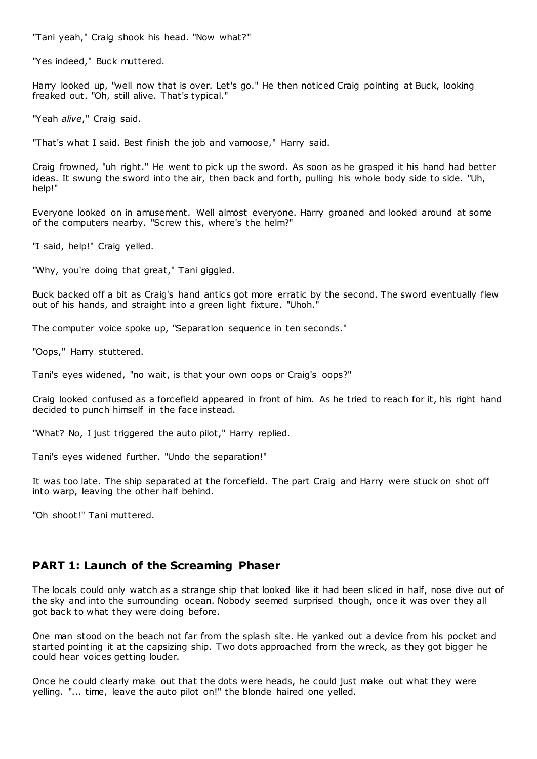"Tani yeah," Craig shook his head. "Now what?"

"Yes indeed," Buck muttered.

Harry looked up, "well now that is over. Let's go." He then noticed Craig pointing at Buck, looking freaked out. "Oh, still alive. That's typical."

"Yeah *alive*," Craig said.

"That's what I said. Best finish the job and vamoose," Harry said.

Craig frowned, "uh right." He went to pick up the sword. As soon as he grasped it his hand had better ideas. It swung the sword into the air, then back and forth, pulling his whole body side to side. "Uh, help!"

Everyone looked on in amusement. Well almost everyone. Harry groaned and looked around at some of the computers nearby. "Screw this, where's the helm?"

"I said, help!" Craig yelled.

"Why, you're doing that great," Tani giggled.

Buck backed off a bit as Craig's hand antics got more erratic by the second. The sword eventually flew out of his hands, and straight into a green light fixture. "Uhoh."

The computer voice spoke up, "Separation sequence in ten seconds."

"Oops," Harry stuttered.

Tani's eyes widened, "no wait, is that your own oops or Craig's oops?"

Craig looked confused as a forcefield appeared in front of him. As he tried to reach for it, his right hand decided to punch himself in the face instead.

"What? No, I just triggered the auto pilot," Harry replied.

Tani's eyes widened further. "Undo the separation!"

It was too late. The ship separated at the forcefield. The part Craig and Harry were stuck on shot off into warp, leaving the other half behind.

"Oh shoot!" Tani muttered.

## PART 1: Launch of the Screaming Phaser

The locals could only watch as a strange ship that looked like it had been sliced in half, nose dive out of the sky and into the surrounding ocean. Nobody seemed surprised though, once it was over they all got back to what they were doing before.

One man stood on the beach not far from the splash site. He yanked out a device from his pocket and started pointing it at the capsizing ship. Two dots approached from the wreck, as they got bigger he could hear voices getting louder.

Once he could clearly make out that the dots were heads, he could just make out what they were yelling. "... time, leave the auto pilot on!" the blonde haired one yelled.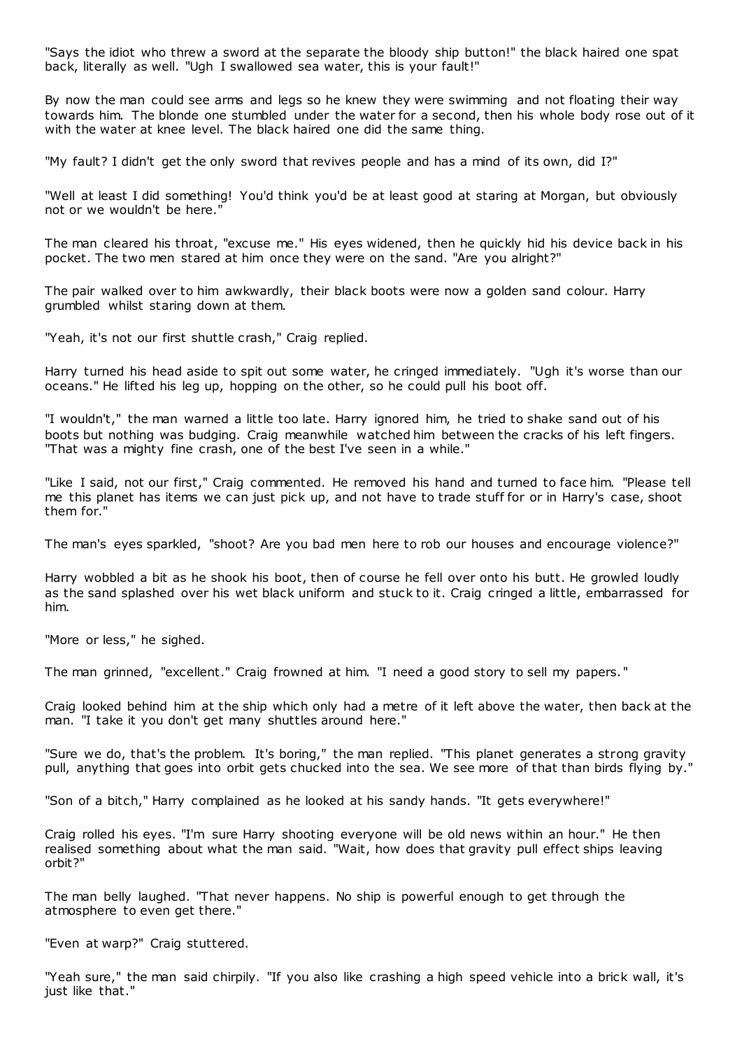"Says the idiot who threw a sword at the separate the bloody ship button!" the black haired one spat back, literally as well. "Ugh I swallowed sea water, this is your fault!"

By now the man could see arms and legs so he knew they were swimming and not floating their way towards him. The blonde one stumbled under the water for a second, then his whole body rose out of it with the water at knee level. The black haired one did the same thing.

"My fault? I didn't get the only sword that revives people and has a mind of its own, did I?"

"Well at least I did something! You'd think you'd be at least good at staring at Morgan, but obviously not or we wouldn't be here."

The man cleared his throat, "excuse me." His eyes widened, then he quickly hid his device back in his pocket. The two men stared at him once they were on the sand. "Are you alright?"

The pair walked over to him awkwardly, their black boots were now a golden sand colour. Harry grumbled whilst staring down at them.

"Yeah, it's not our first shuttle crash," Craig replied.

Harry turned his head aside to spit out some water, he cringed immediately. "Ugh it's worse than our oceans." He lifted his leg up, hopping on the other, so he could pull his boot off.

"I wouldn't," the man warned a little too late. Harry ignored him, he tried to shake sand out of his boots but nothing was budging. Craig meanwhile watched him between the cracks of his left fingers. "That was a mighty fine crash, one of the best I've seen in a while."

"Like I said, not our first," Craig commented. He removed his hand and turned to face him. "Please tell me this planet has items we can just pick up, and not have to trade stuff for or in Harry's case, shoot them for."

The man's eyes sparkled, "shoot? Are you bad men here to rob our houses and encourage violence?"

Harry wobbled a bit as he shook his boot, then of course he fell over onto his butt. He growled loudly as the sand splashed over his wet black uniform and stuck to it. Craig cringed a little, embarrassed for him.

"More or less," he sighed.

The man grinned, "excellent." Craig frowned at him. "I need a good story to sell my papers."

Craig looked behind him at the ship which only had a metre of it left above the water, then back at the man. "I take it you don't get many shuttles around here."

"Sure we do, that's the problem. It's boring," the man replied. "This planet generates a strong gravity pull, anything that goes into orbit gets chucked into the sea. We see more of that than birds flying by."

"Son of a bitch," Harry complained as he looked at his sandy hands. "It gets everywhere!"

Craig rolled his eyes. "I'm sure Harry shooting everyone will be old news within an hour." He then realised something about what the man said. "Wait, how does that gravity pull effect ships leaving orbit?"

The man belly laughed. "That never happens. No ship is powerful enough to get through the atmosphere to even get there."

"Even at warp?" Craig stuttered.

"Yeah sure," the man said chirpily. "If you also like crashing a high speed vehicle into a brick wall, it's just like that."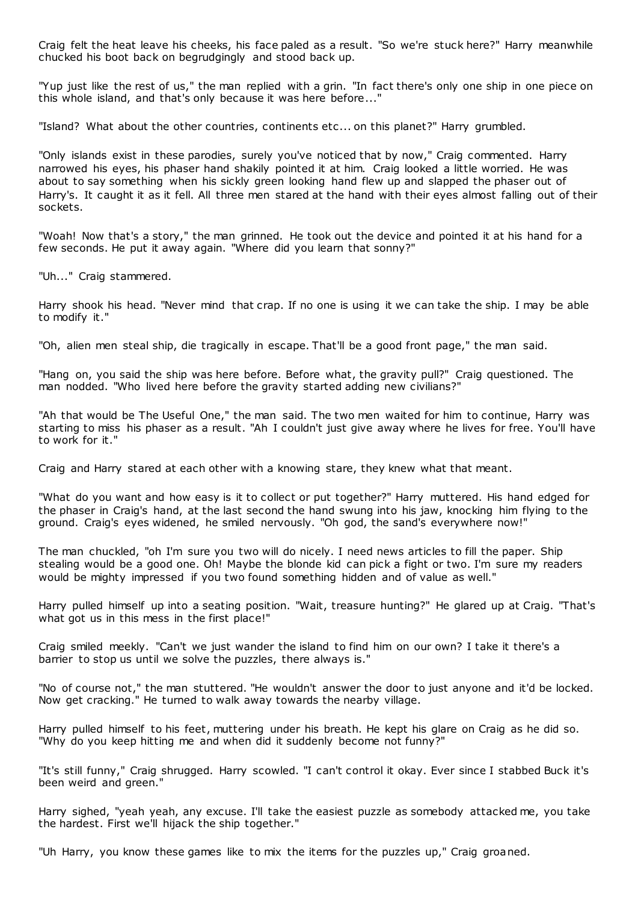Craig felt the heat leave his cheeks, his face paled as a result. "So we're stuck here?" Harry meanwhile chucked his boot back on begrudgingly and stood back up.

"Yup just like the rest of us," the man replied with a grin. "In fact there's only one ship in one piece on this whole island, and that's only because it was here before..."

"Island? What about the other countries, continents etc... on this planet?" Harry grumbled.

"Only islands exist in these parodies, surely you've noticed that by now," Craig commented. Harry narrowed his eyes, his phaser hand shakily pointed it at him. Craig looked a little worried. He was about to say something when his sickly green looking hand flew up and slapped the phaser out of Harry's. It caught it as it fell. All three men stared at the hand with their eyes almost falling out of their sockets.

"Woah! Now that's a story," the man grinned. He took out the device and pointed it at his hand for a few seconds. He put it away again. "Where did you learn that sonny?"

"Uh..." Craig stammered.

Harry shook his head. "Never mind that crap. If no one is using it we can take the ship. I may be able to modify it."

"Oh, alien men steal ship, die tragically in escape. That'll be a good front page," the man said.

"Hang on, you said the ship was here before. Before what, the gravity pull?" Craig questioned. The man nodded. "Who lived here before the gravity started adding new civilians?"

"Ah that would be The Useful One," the man said. The two men waited for him to continue, Harry was starting to miss his phaser as a result. "Ah I couldn't just give away where he lives for free. You'll have to work for it."

Craig and Harry stared at each other with a knowing stare, they knew what that meant.

"What do you want and how easy is it to collect or put together?" Harry muttered. His hand edged for the phaser in Craig's hand, at the last second the hand swung into his jaw, knocking him flying to the ground. Craig's eyes widened, he smiled nervously. "Oh god, the sand's everywhere now!"

The man chuckled, "oh I'm sure you two will do nicely. I need news articles to fill the paper. Ship stealing would be a good one. Oh! Maybe the blonde kid can pick a fight or two. I'm sure my readers would be mighty impressed if you two found something hidden and of value as well."

Harry pulled himself up into a seating position. "Wait, treasure hunting?" He glared up at Craig. "That's what got us in this mess in the first place!"

Craig smiled meekly. "Can't we just wander the island to find him on our own? I take it there's a barrier to stop us until we solve the puzzles, there always is."

"No of course not," the man stuttered. "He wouldn't answer the door to just anyone and it'd be locked. Now get cracking." He turned to walk away towards the nearby village.

Harry pulled himself to his feet, muttering under his breath. He kept his glare on Craig as he did so. "Why do you keep hitting me and when did it suddenly become not funny?"

"It's still funny," Craig shrugged. Harry scowled. "I can't control it okay. Ever since I stabbed Buck it's been weird and green."

Harry sighed, "yeah yeah, any excuse. I'll take the easiest puzzle as somebody attacked me, you take the hardest. First we'll hijack the ship together."

"Uh Harry, you know these games like to mix the items for the puzzles up," Craig groaned.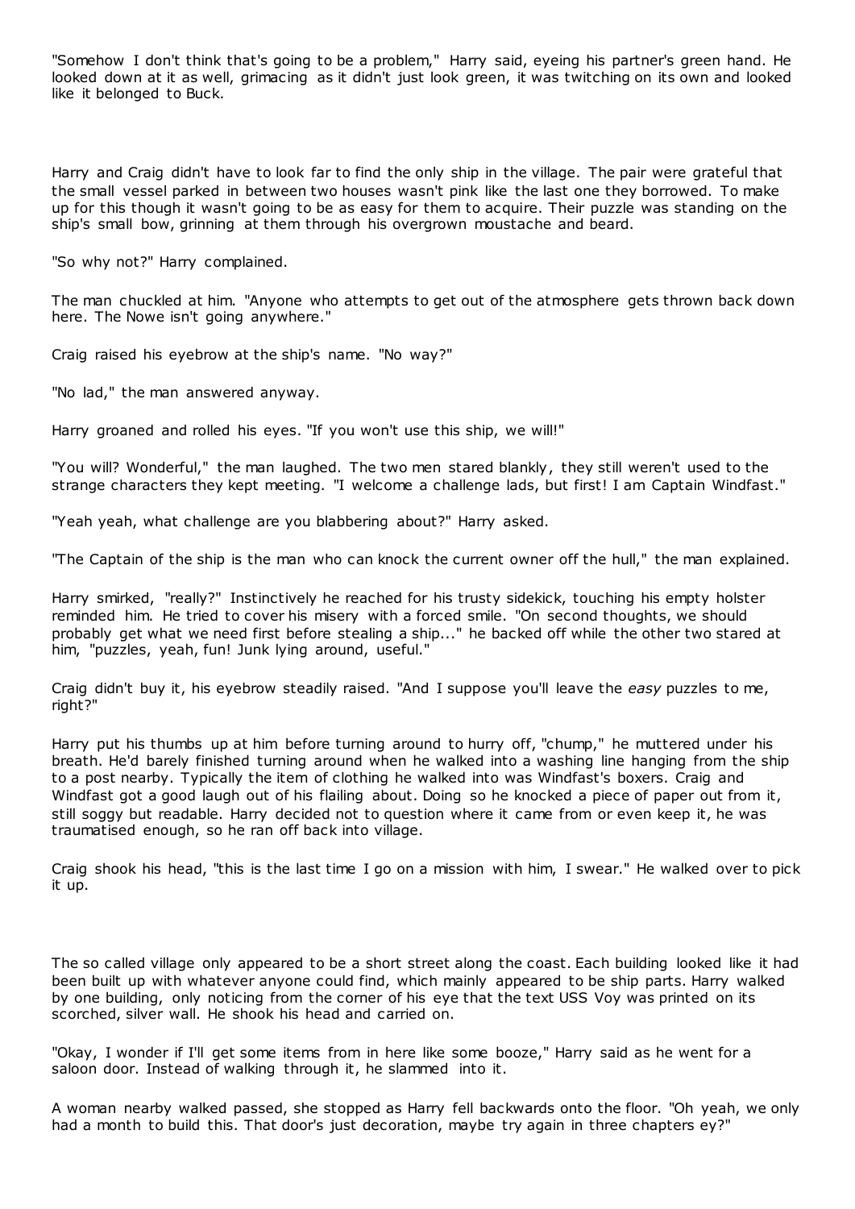"Somehow I don't think that's going to be a problem," Harry said, eyeing his partner's green hand. He looked down at it as well, grimacing as it didn't just look green, it was twitching on its own and looked like it belonged to Buck.

Harry and Craig didn't have to look far to find the only ship in the village. The pair were grateful that the small vessel parked in between two houses wasn't pink like the last one they borrowed. To make up for this though it wasn't going to be as easy for them to acquire. Their puzzle was standing on the ship's small bow, grinning at them through his overgrown moustache and beard.

"So why not?" Harry complained.

The man chuckled at him. "Anyone who attempts to get out of the atmosphere gets thrown back down here. The Nowe isn't going anywhere."

Craig raised his eyebrow at the ship's name. "No way?"

"No lad," the man answered anyway.

Harry groaned and rolled his eyes. "If you won't use this ship, we will!"

"You will? Wonderful," the man laughed. The two men stared blankly, they still weren't used to the strange characters they kept meeting. "I welcome a challenge lads, but first! I am Captain Windfast."

"Yeah yeah, what challenge are you blabbering about?" Harry asked.

"The Captain of the ship is the man who can knock the current owner off the hull," the man explained.

Harry smirked, "really?" Instinctively he reached for his trusty sidekick, touching his empty holster reminded him. He tried to cover his misery with a forced smile. "On second thoughts, we should probably get what we need first before stealing a ship..." he backed off while the other two stared at him, "puzzles, yeah, fun! Junk lying around, useful."

Craig didn't buy it, his eyebrow steadily raised. "And I suppose you'll leave the *easy* puzzles to me, right?"

Harry put his thumbs up at him before turning around to hurry off, "chump," he muttered under his breath. He'd barely finished turning around when he walked into a washing line hanging from the ship to a post nearby. Typically the item of clothing he walked into was Windfast's boxers. Craig and Windfast got a good laugh out of his flailing about. Doing so he knocked a piece of paper out from it, still soggy but readable. Harry decided not to question where it came from or even keep it, he was traumatised enough, so he ran off back into village.

Craig shook his head, "this is the last time I go on a mission with him, I swear." He walked over to pick it up.

The so called village only appeared to be a short street along the coast. Each building looked like it had been built up with whatever anyone could find, which mainly appeared to be ship parts. Harry walked by one building, only noticing from the corner of his eye that the text USS Voy was printed on its scorched, silver wall. He shook his head and carried on.

"Okay, I wonder if I'll get some items from in here like some booze," Harry said as he went for a saloon door. Instead of walking through it, he slammed into it.

A woman nearby walked passed, she stopped as Harry fell backwards onto the floor. "Oh yeah, we only had a month to build this. That door's just decoration, maybe try again in three chapters ey?"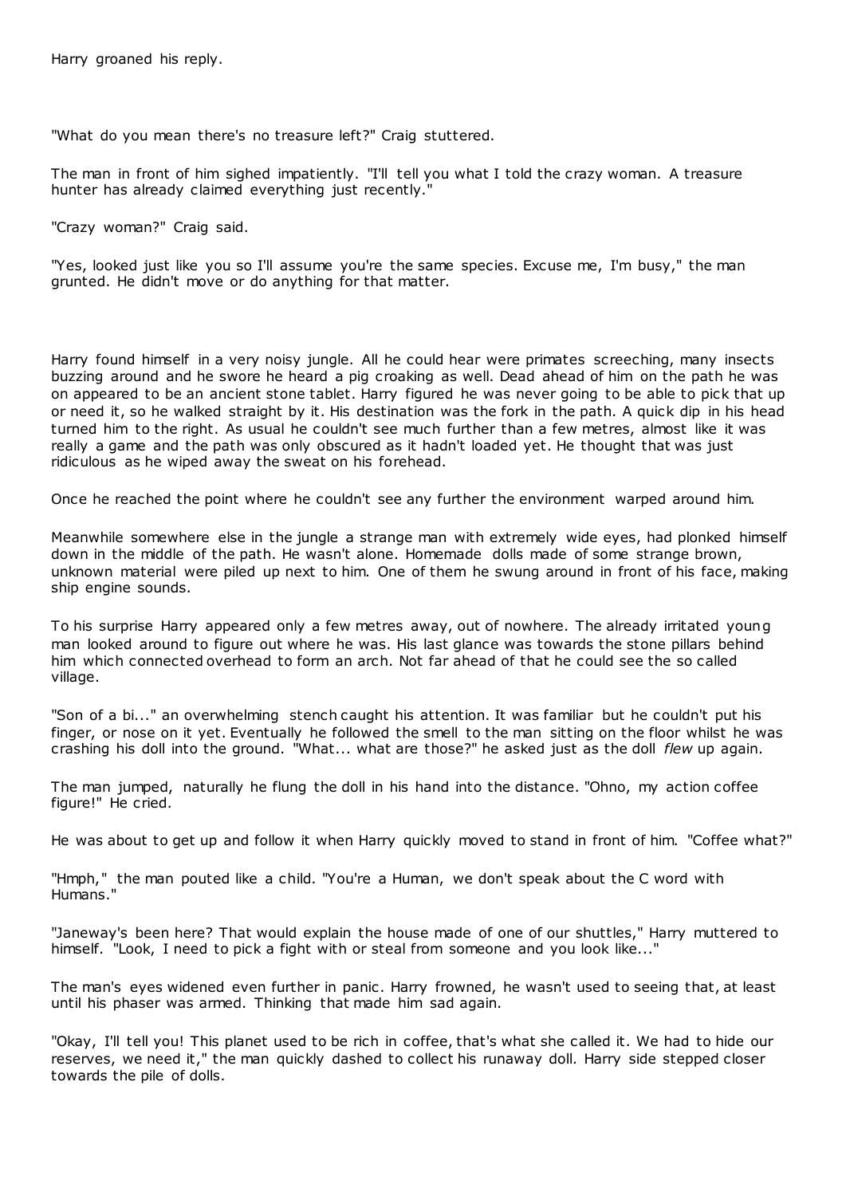Harry groaned his reply.

"What do you mean there's no treasure left?" Craig stuttered.

The man in front of him sighed impatiently. "I'll tell you what I told the crazy woman. A treasure hunter has already claimed everything just recently."

"Crazy woman?" Craig said.

"Yes, looked just like you so I'll assume you're the same species. Excuse me, I'm busy," the man grunted. He didn't move or do anything for that matter.

Harry found himself in a very noisy jungle. All he could hear were primates screeching, many insects buzzing around and he swore he heard a pig croaking as well. Dead ahead of him on the path he was on appeared to be an ancient stone tablet. Harry figured he was never going to be able to pick that up or need it, so he walked straight by it. His destination was the fork in the path. A quick dip in his head turned him to the right. As usual he couldn't see much further than a few metres, almost like it was really a game and the path was only obscured as it hadn't loaded yet. He thought that was just ridiculous as he wiped away the sweat on his forehead.

Once he reached the point where he couldn't see any further the environment warped around him.

Meanwhile somewhere else in the jungle a strange man with extremely wide eyes, had plonked himself down in the middle of the path. He wasn't alone. Homemade dolls made of some strange brown, unknown material were piled up next to him. One of them he swung around in front of his face, making ship engine sounds.

To his surprise Harry appeared only a few metres away, out of nowhere. The already irritated young man looked around to figure out where he was. His last glance was towards the stone pillars behind him which connected overhead to form an arch. Not far ahead of that he could see the so called village.

"Son of a bi..." an overwhelming stench caught his attention. It was familiar but he couldn't put his finger, or nose on it yet. Eventually he followed the smell to the man sitting on the floor whilst he was crashing his doll into the ground. "What... what are those?" he asked just as the doll *flew* up again.

The man jumped, naturally he flung the doll in his hand into the distance. "Ohno, my action coffee figure!" He cried.

He was about to get up and follow it when Harry quickly moved to stand in front of him. "Coffee what?"

"Hmph," the man pouted like a child. "You're a Human, we don't speak about the C word with Humans."

"Janeway's been here? That would explain the house made of one of our shuttles," Harry muttered to himself. "Look, I need to pick a fight with or steal from someone and you look like..."

The man's eyes widened even further in panic. Harry frowned, he wasn't used to seeing that, at least until his phaser was armed. Thinking that made him sad again.

"Okay, I'll tell you! This planet used to be rich in coffee, that's what she called it. We had to hide our reserves, we need it," the man quickly dashed to collect his runaway doll. Harry side stepped closer towards the pile of dolls.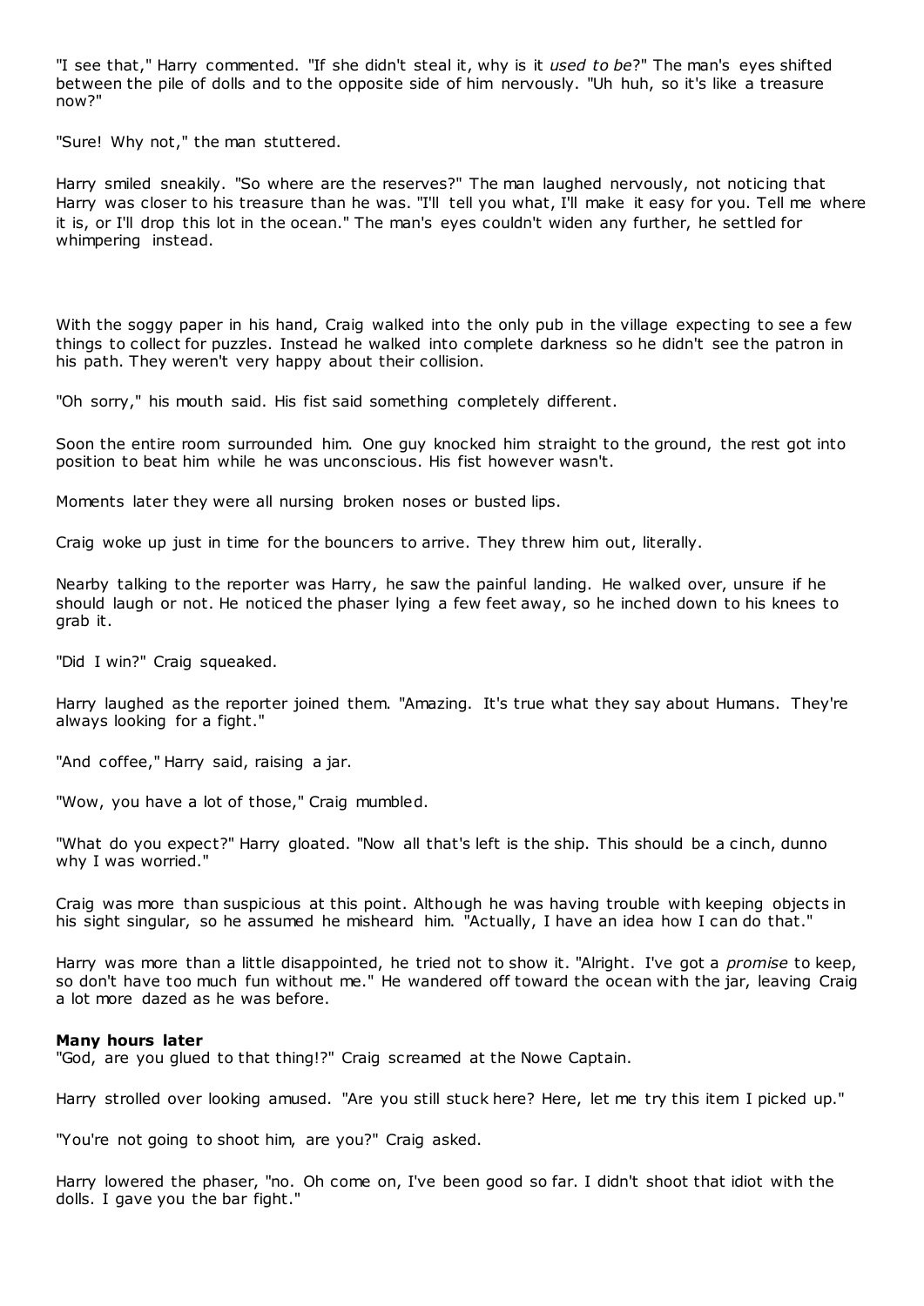"I see that," Harry commented. "If she didn't steal it, why is it *used to be*?" The man's eyes shifted between the pile of dolls and to the opposite side of him nervously. "Uh huh, so it's like a treasure now?"

"Sure! Why not," the man stuttered.

Harry smiled sneakily. "So where are the reserves?" The man laughed nervously, not noticing that Harry was closer to his treasure than he was. "I'll tell you what, I'll make it easy for you. Tell me where it is, or I'll drop this lot in the ocean." The man's eyes couldn't widen any further, he settled for whimpering instead.

With the soggy paper in his hand, Craig walked into the only pub in the village expecting to see a few things to collect for puzzles. Instead he walked into complete darkness so he didn't see the patron in his path. They weren't very happy about their collision.

"Oh sorry," his mouth said. His fist said something completely different.

Soon the entire room surrounded him. One guy knocked him straight to the ground, the rest got into position to beat him while he was unconscious. His fist however wasn't.

Moments later they were all nursing broken noses or busted lips.

Craig woke up just in time for the bouncers to arrive. They threw him out, literally.

Nearby talking to the reporter was Harry, he saw the painful landing. He walked over, unsure if he should laugh or not. He noticed the phaser lying a few feet away, so he inched down to his knees to grab it.

"Did I win?" Craig squeaked.

Harry laughed as the reporter joined them. "Amazing. It's true what they say about Humans. They're always looking for a fight."

"And coffee," Harry said, raising a jar.

"Wow, you have a lot of those," Craig mumbled.

"What do you expect?" Harry gloated. "Now all that's left is the ship. This should be a cinch, dunno why I was worried."

Craig was more than suspicious at this point. Although he was having trouble with keeping objects in his sight singular, so he assumed he misheard him. "Actually, I have an idea how I can do that."

Harry was more than a little disappointed, he tried not to show it. "Alright. I've got a *promise* to keep, so don't have too much fun without me." He wandered off toward the ocean with the jar, leaving Craig a lot more dazed as he was before.

**Many hours later**
"God, are you glued to that thing!?" Craig screamed at the Nowe Captain.

Harry strolled over looking amused. "Are you still stuck here? Here, let me try this item I picked up."

"You're not going to shoot him, are you?" Craig asked.

Harry lowered the phaser, "no. Oh come on, I've been good so far. I didn't shoot that idiot with the dolls. I gave you the bar fight."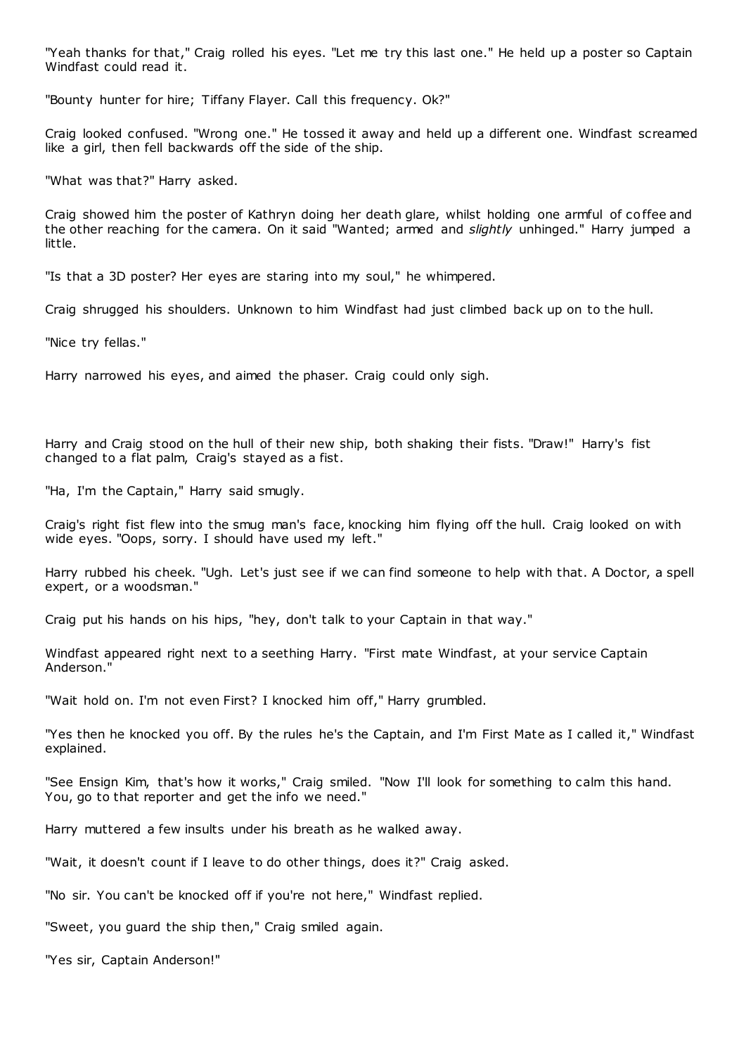"Yeah thanks for that," Craig rolled his eyes. "Let me try this last one." He held up a poster so Captain Windfast could read it.

"Bounty hunter for hire; Tiffany Flayer. Call this frequency. Ok?"

Craig looked confused. "Wrong one." He tossed it away and held up a different one. Windfast screamed like a girl, then fell backwards off the side of the ship.

"What was that?" Harry asked.

Craig showed him the poster of Kathryn doing her death glare, whilst holding one armful of coffee and the other reaching for the camera. On it said "Wanted; armed and *slightly* unhinged." Harry jumped a little.

"Is that a 3D poster? Her eyes are staring into my soul," he whimpered.

Craig shrugged his shoulders. Unknown to him Windfast had just climbed back up on to the hull.

"Nice try fellas."

Harry narrowed his eyes, and aimed the phaser. Craig could only sigh.

Harry and Craig stood on the hull of their new ship, both shaking their fists. "Draw!" Harry's fist changed to a flat palm, Craig's stayed as a fist.

"Ha, I'm the Captain," Harry said smugly.

Craig's right fist flew into the smug man's face, knocking him flying off the hull. Craig looked on with wide eyes. "Oops, sorry. I should have used my left."

Harry rubbed his cheek. "Ugh. Let's just see if we can find someone to help with that. A Doctor, a spell expert, or a woodsman."

Craig put his hands on his hips, "hey, don't talk to your Captain in that way."

Windfast appeared right next to a seething Harry. "First mate Windfast, at your service Captain Anderson."

"Wait hold on. I'm not even First? I knocked him off," Harry grumbled.

"Yes then he knocked you off. By the rules he's the Captain, and I'm First Mate as I called it," Windfast explained.

"See Ensign Kim, that's how it works," Craig smiled. "Now I'll look for something to calm this hand. You, go to that reporter and get the info we need."

Harry muttered a few insults under his breath as he walked away.

"Wait, it doesn't count if I leave to do other things, does it?" Craig asked.

"No sir. You can't be knocked off if you're not here," Windfast replied.

"Sweet, you guard the ship then," Craig smiled again.

"Yes sir, Captain Anderson!"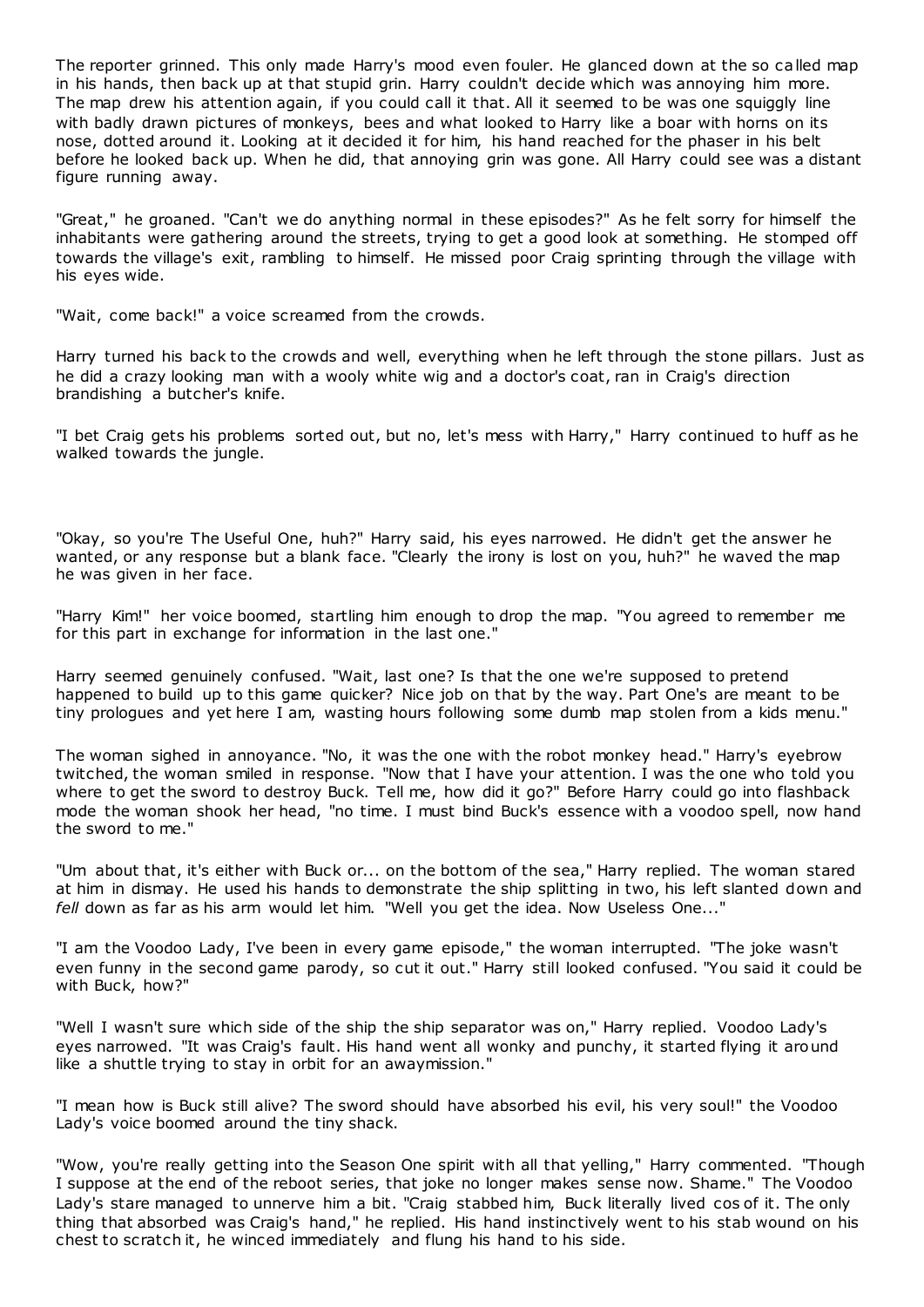The reporter grinned. This only made Harry's mood even fouler. He glanced down at the so called map in his hands, then back up at that stupid grin. Harry couldn't decide which was annoying him more. The map drew his attention again, if you could call it that. All it seemed to be was one squiggly line with badly drawn pictures of monkeys, bees and what looked to Harry like a boar with horns on its nose, dotted around it. Looking at it decided it for him, his hand reached for the phaser in his belt before he looked back up. When he did, that annoying grin was gone. All Harry could see was a distant figure running away.

"Great," he groaned. "Can't we do anything normal in these episodes?" As he felt sorry for himself the inhabitants were gathering around the streets, trying to get a good look at something. He stomped off towards the village's exit, rambling to himself. He missed poor Craig sprinting through the village with his eyes wide.

"Wait, come back!" a voice screamed from the crowds.

Harry turned his back to the crowds and well, everything when he left through the stone pillars. Just as he did a crazy looking man with a wooly white wig and a doctor's coat, ran in Craig's direction brandishing a butcher's knife.

"I bet Craig gets his problems sorted out, but no, let's mess with Harry," Harry continued to huff as he walked towards the jungle.

"Okay, so you're The Useful One, huh?" Harry said, his eyes narrowed. He didn't get the answer he wanted, or any response but a blank face. "Clearly the irony is lost on you, huh?" he waved the map he was given in her face.

"Harry Kim!" her voice boomed, startling him enough to drop the map. "You agreed to remember me for this part in exchange for information in the last one."

Harry seemed genuinely confused. "Wait, last one? Is that the one we're supposed to pretend happened to build up to this game quicker? Nice job on that by the way. Part One's are meant to be tiny prologues and yet here I am, wasting hours following some dumb map stolen from a kids menu."

The woman sighed in annoyance. "No, it was the one with the robot monkey head." Harry's eyebrow twitched, the woman smiled in response. "Now that I have your attention. I was the one who told you where to get the sword to destroy Buck. Tell me, how did it go?" Before Harry could go into flashback mode the woman shook her head, "no time. I must bind Buck's essence with a voodoo spell, now hand the sword to me."

"Um about that, it's either with Buck or... on the bottom of the sea," Harry replied. The woman stared at him in dismay. He used his hands to demonstrate the ship splitting in two, his left slanted down and *fell* down as far as his arm would let him. "Well you get the idea. Now Useless One..."

"I am the Voodoo Lady, I've been in every game episode," the woman interrupted. "The joke wasn't even funny in the second game parody, so cut it out." Harry still looked confused. "You said it could be with Buck, how?"

"Well I wasn't sure which side of the ship the ship separator was on," Harry replied. Voodoo Lady's eyes narrowed. "It was Craig's fault. His hand went all wonky and punchy, it started flying it around like a shuttle trying to stay in orbit for an awaymission."

"I mean how is Buck still alive? The sword should have absorbed his evil, his very soul!" the Voodoo Lady's voice boomed around the tiny shack.

"Wow, you're really getting into the Season One spirit with all that yelling," Harry commented. "Though I suppose at the end of the reboot series, that joke no longer makes sense now. Shame." The Voodoo Lady's stare managed to unnerve him a bit. "Craig stabbed him, Buck literally lived cos of it. The only thing that absorbed was Craig's hand," he replied. His hand instinctively went to his stab wound on his chest to scratch it, he winced immediately and flung his hand to his side.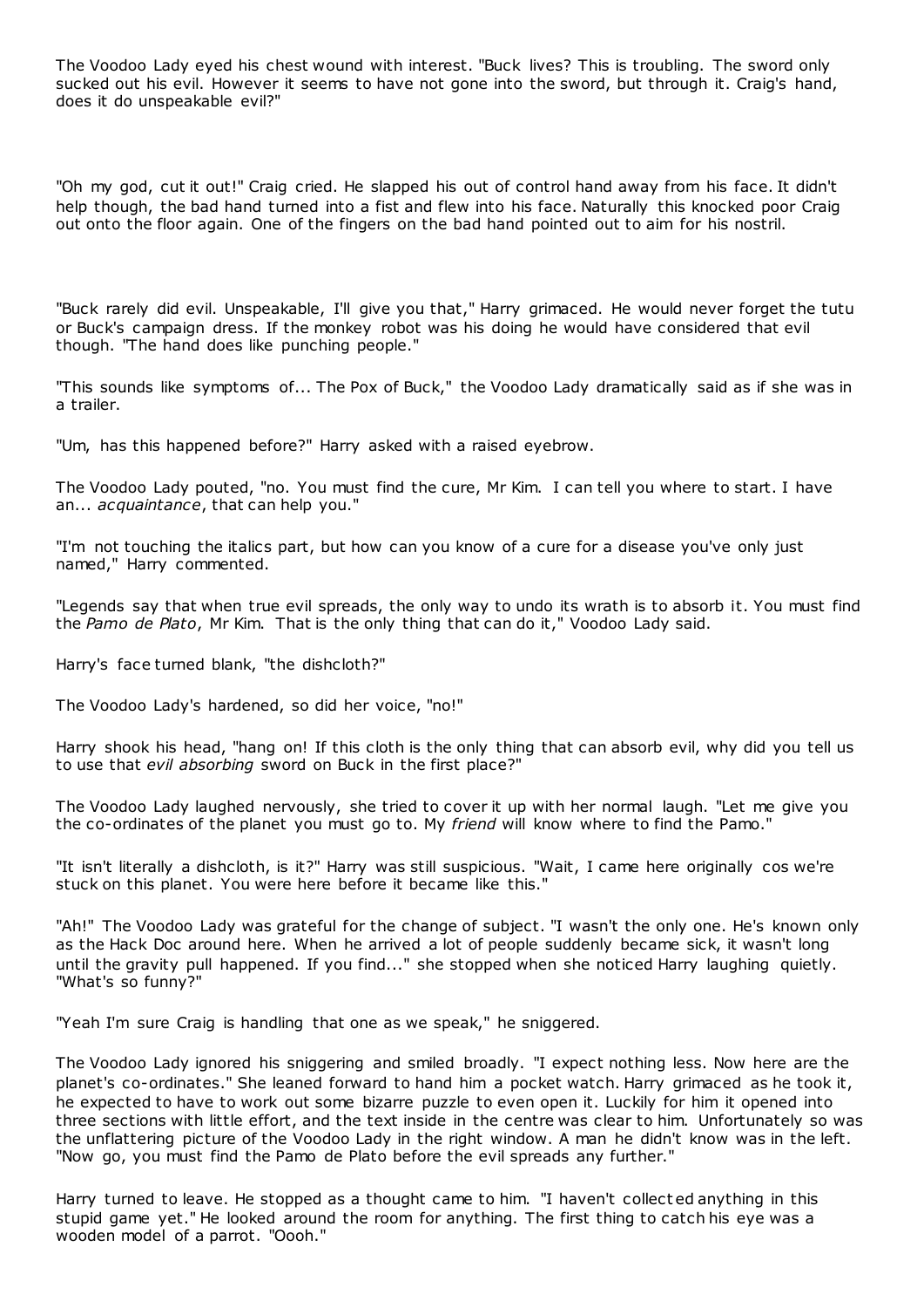The Voodoo Lady eyed his chest wound with interest. "Buck lives? This is troubling. The sword only sucked out his evil. However it seems to have not gone into the sword, but through it. Craig's hand, does it do unspeakable evil?"

"Oh my god, cut it out!" Craig cried. He slapped his out of control hand away from his face. It didn't help though, the bad hand turned into a fist and flew into his face. Naturally this knocked poor Craig out onto the floor again. One of the fingers on the bad hand pointed out to aim for his nostril.

"Buck rarely did evil. Unspeakable, I'll give you that," Harry grimaced. He would never forget the tutu or Buck's campaign dress. If the monkey robot was his doing he would have considered that evil though. "The hand does like punching people."

"This sounds like symptoms of... The Pox of Buck," the Voodoo Lady dramatically said as if she was in a trailer.

"Um, has this happened before?" Harry asked with a raised eyebrow.

The Voodoo Lady pouted, "no. You must find the cure, Mr Kim. I can tell you where to start. I have an... *acquaintance*, that can help you."

"I'm not touching the italics part, but how can you know of a cure for a disease you've only just named," Harry commented.

"Legends say that when true evil spreads, the only way to undo its wrath is to absorb it. You must find the *Pamo de Plato*, Mr Kim. That is the only thing that can do it," Voodoo Lady said.

Harry's face turned blank, "the dishcloth?"

The Voodoo Lady's hardened, so did her voice, "no!"

Harry shook his head, "hang on! If this cloth is the only thing that can absorb evil, why did you tell us to use that *evil absorbing* sword on Buck in the first place?"

The Voodoo Lady laughed nervously, she tried to cover it up with her normal laugh. "Let me give you the co-ordinates of the planet you must go to. My *friend* will know where to find the Pamo."

"It isn't literally a dishcloth, is it?" Harry was still suspicious. "Wait, I came here originally cos we're stuck on this planet. You were here before it became like this."

"Ah!" The Voodoo Lady was grateful for the change of subject. "I wasn't the only one. He's known only as the Hack Doc around here. When he arrived a lot of people suddenly became sick, it wasn't long until the gravity pull happened. If you find..." she stopped when she noticed Harry laughing quietly. "What's so funny?"

"Yeah I'm sure Craig is handling that one as we speak," he sniggered.

The Voodoo Lady ignored his sniggering and smiled broadly. "I expect nothing less. Now here are the planet's co-ordinates." She leaned forward to hand him a pocket watch. Harry grimaced as he took it, he expected to have to work out some bizarre puzzle to even open it. Luckily for him it opened into three sections with little effort, and the text inside in the centre was clear to him. Unfortunately so was the unflattering picture of the Voodoo Lady in the right window. A man he didn't know was in the left. "Now go, you must find the Pamo de Plato before the evil spreads any further."

Harry turned to leave. He stopped as a thought came to him. "I haven't collected anything in this stupid game yet." He looked around the room for anything. The first thing to catch his eye was a wooden model of a parrot. "Oooh."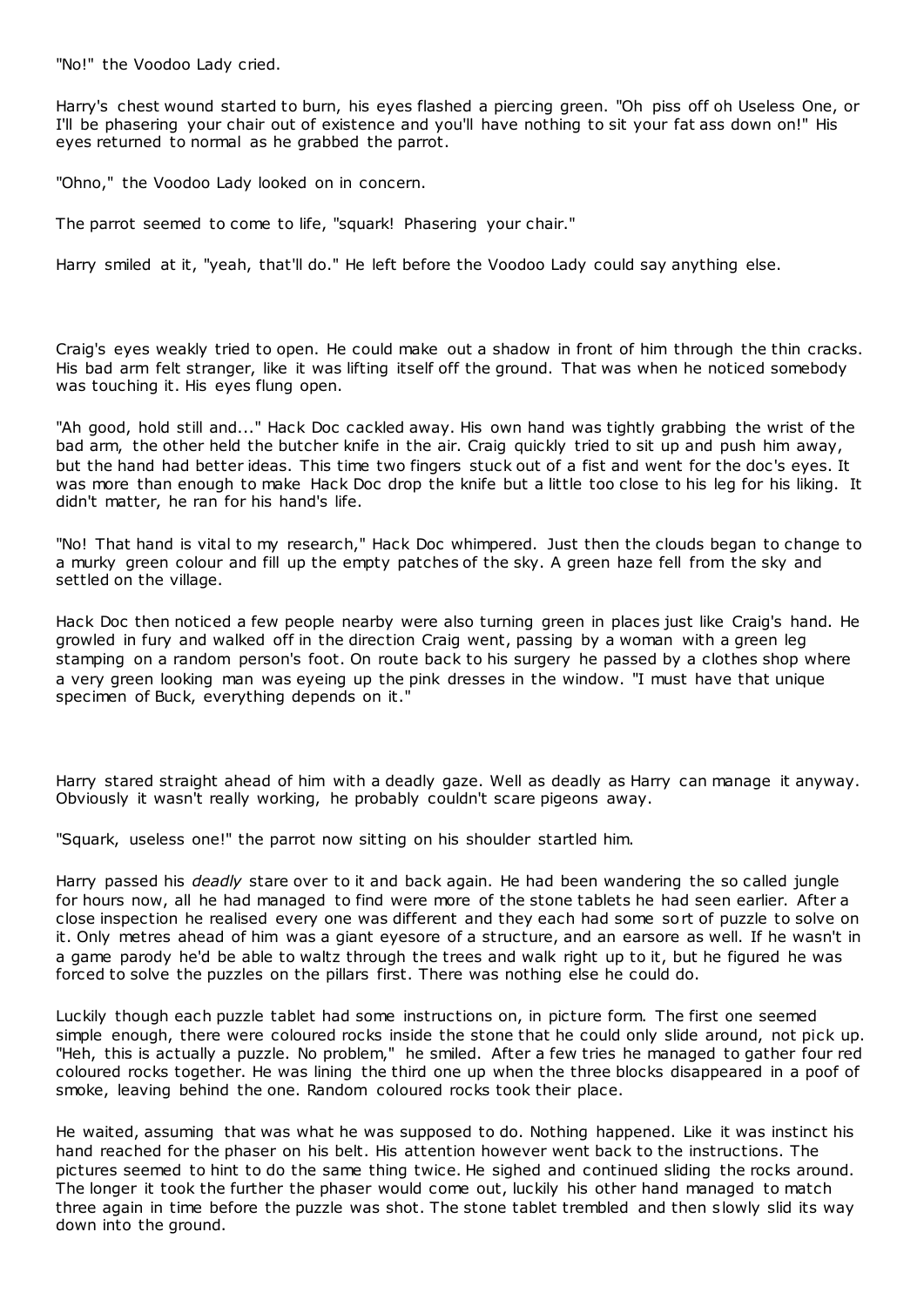"No!" the Voodoo Lady cried.

Harry's chest wound started to burn, his eyes flashed a piercing green. "Oh piss off oh Useless One, or I'll be phasering your chair out of existence and you'll have nothing to sit your fat ass down on!" His eyes returned to normal as he grabbed the parrot.

"Ohno," the Voodoo Lady looked on in concern.

The parrot seemed to come to life, "squark! Phasering your chair."

Harry smiled at it, "yeah, that'll do." He left before the Voodoo Lady could say anything else.

Craig's eyes weakly tried to open. He could make out a shadow in front of him through the thin cracks. His bad arm felt stranger, like it was lifting itself off the ground. That was when he noticed somebody was touching it. His eyes flung open.

"Ah good, hold still and..." Hack Doc cackled away. His own hand was tightly grabbing the wrist of the bad arm, the other held the butcher knife in the air. Craig quickly tried to sit up and push him away, but the hand had better ideas. This time two fingers stuck out of a fist and went for the doc's eyes. It was more than enough to make Hack Doc drop the knife but a little too close to his leg for his liking. It didn't matter, he ran for his hand's life.

"No! That hand is vital to my research," Hack Doc whimpered. Just then the clouds began to change to a murky green colour and fill up the empty patches of the sky. A green haze fell from the sky and settled on the village.

Hack Doc then noticed a few people nearby were also turning green in places just like Craig's hand. He growled in fury and walked off in the direction Craig went, passing by a woman with a green leg stamping on a random person's foot. On route back to his surgery he passed by a clothes shop where a very green looking man was eyeing up the pink dresses in the window. "I must have that unique specimen of Buck, everything depends on it."

Harry stared straight ahead of him with a deadly gaze. Well as deadly as Harry can manage it anyway. Obviously it wasn't really working, he probably couldn't scare pigeons away.

"Squark, useless one!" the parrot now sitting on his shoulder startled him.

Harry passed his *deadly* stare over to it and back again. He had been wandering the so called jungle for hours now, all he had managed to find were more of the stone tablets he had seen earlier. After a close inspection he realised every one was different and they each had some sort of puzzle to solve on it. Only metres ahead of him was a giant eyesore of a structure, and an earsore as well. If he wasn't in a game parody he'd be able to waltz through the trees and walk right up to it, but he figured he was forced to solve the puzzles on the pillars first. There was nothing else he could do.

Luckily though each puzzle tablet had some instructions on, in picture form. The first one seemed simple enough, there were coloured rocks inside the stone that he could only slide around, not pick up. "Heh, this is actually a puzzle. No problem," he smiled. After a few tries he managed to gather four red coloured rocks together. He was lining the third one up when the three blocks disappeared in a poof of smoke, leaving behind the one. Random coloured rocks took their place.

He waited, assuming that was what he was supposed to do. Nothing happened. Like it was instinct his hand reached for the phaser on his belt. His attention however went back to the instructions. The pictures seemed to hint to do the same thing twice. He sighed and continued sliding the rocks around. The longer it took the further the phaser would come out, luckily his other hand managed to match three again in time before the puzzle was shot. The stone tablet trembled and then slowly slid its way down into the ground.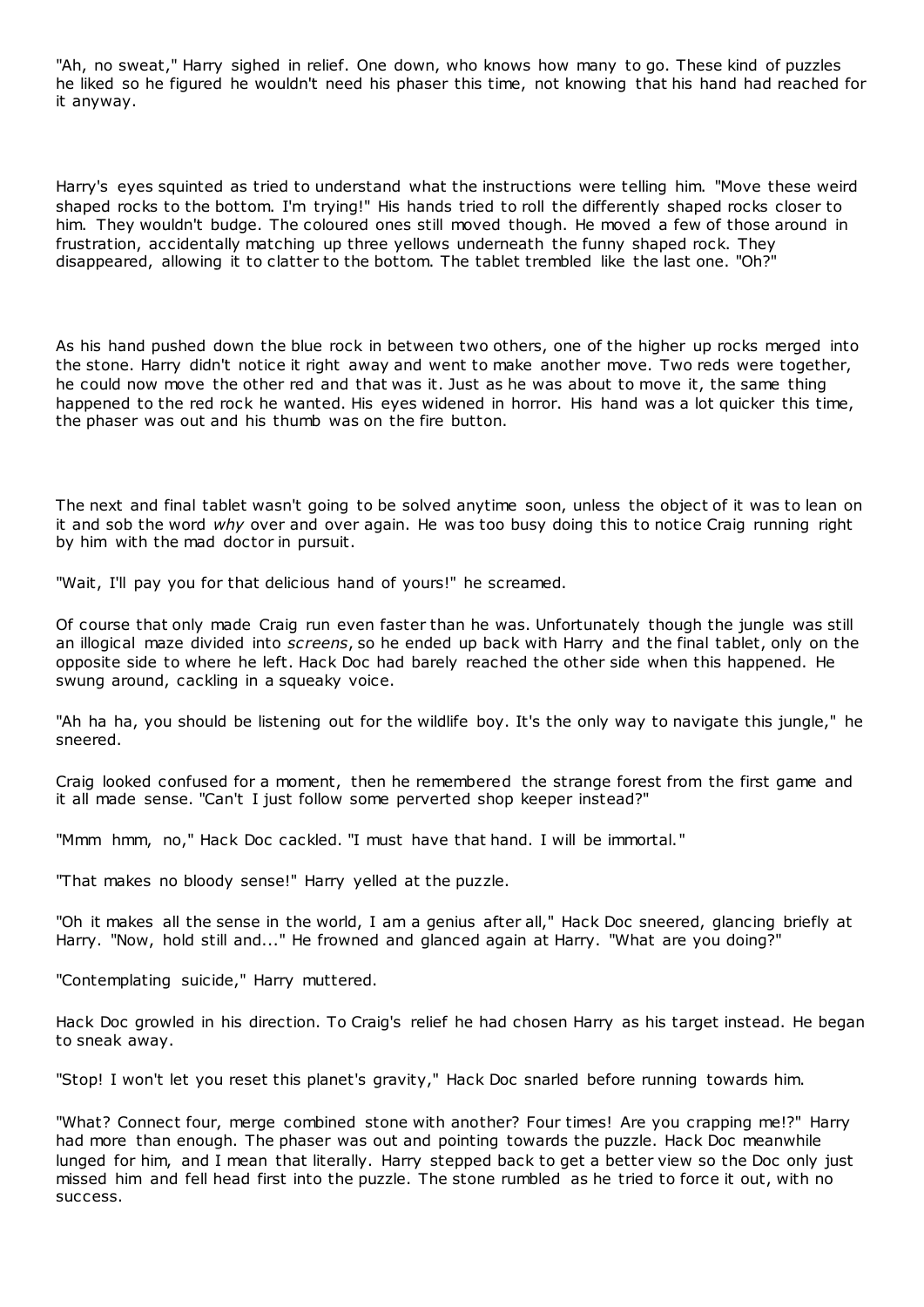"Ah, no sweat," Harry sighed in relief. One down, who knows how many to go. These kind of puzzles he liked so he figured he wouldn't need his phaser this time, not knowing that his hand had reached for it anyway.

Harry's eyes squinted as tried to understand what the instructions were telling him. "Move these weird shaped rocks to the bottom. I'm trying!" His hands tried to roll the differently shaped rocks closer to him. They wouldn't budge. The coloured ones still moved though. He moved a few of those around in frustration, accidentally matching up three yellows underneath the funny shaped rock. They disappeared, allowing it to clatter to the bottom. The tablet trembled like the last one. "Oh?"

As his hand pushed down the blue rock in between two others, one of the higher up rocks merged into the stone. Harry didn't notice it right away and went to make another move. Two reds were together, he could now move the other red and that was it. Just as he was about to move it, the same thing happened to the red rock he wanted. His eyes widened in horror. His hand was a lot quicker this time, the phaser was out and his thumb was on the fire button.

The next and final tablet wasn't going to be solved anytime soon, unless the object of it was to lean on it and sob the word *why* over and over again. He was too busy doing this to notice Craig running right by him with the mad doctor in pursuit.

"Wait, I'll pay you for that delicious hand of yours!" he screamed.

Of course that only made Craig run even faster than he was. Unfortunately though the jungle was still an illogical maze divided into *screens*, so he ended up back with Harry and the final tablet, only on the opposite side to where he left. Hack Doc had barely reached the other side when this happened. He swung around, cackling in a squeaky voice.

"Ah ha ha, you should be listening out for the wildlife boy. It's the only way to navigate this jungle," he sneered.

Craig looked confused for a moment, then he remembered the strange forest from the first game and it all made sense. "Can't I just follow some perverted shop keeper instead?"

"Mmm hmm, no," Hack Doc cackled. "I must have that hand. I will be immortal."

"That makes no bloody sense!" Harry yelled at the puzzle.

"Oh it makes all the sense in the world, I am a genius after all," Hack Doc sneered, glancing briefly at Harry. "Now, hold still and..." He frowned and glanced again at Harry. "What are you doing?"

"Contemplating suicide," Harry muttered.

Hack Doc growled in his direction. To Craig's relief he had chosen Harry as his target instead. He began to sneak away.

"Stop! I won't let you reset this planet's gravity," Hack Doc snarled before running towards him.

"What? Connect four, merge combined stone with another? Four times! Are you crapping me!?" Harry had more than enough. The phaser was out and pointing towards the puzzle. Hack Doc meanwhile lunged for him, and I mean that literally. Harry stepped back to get a better view so the Doc only just missed him and fell head first into the puzzle. The stone rumbled as he tried to force it out, with no success.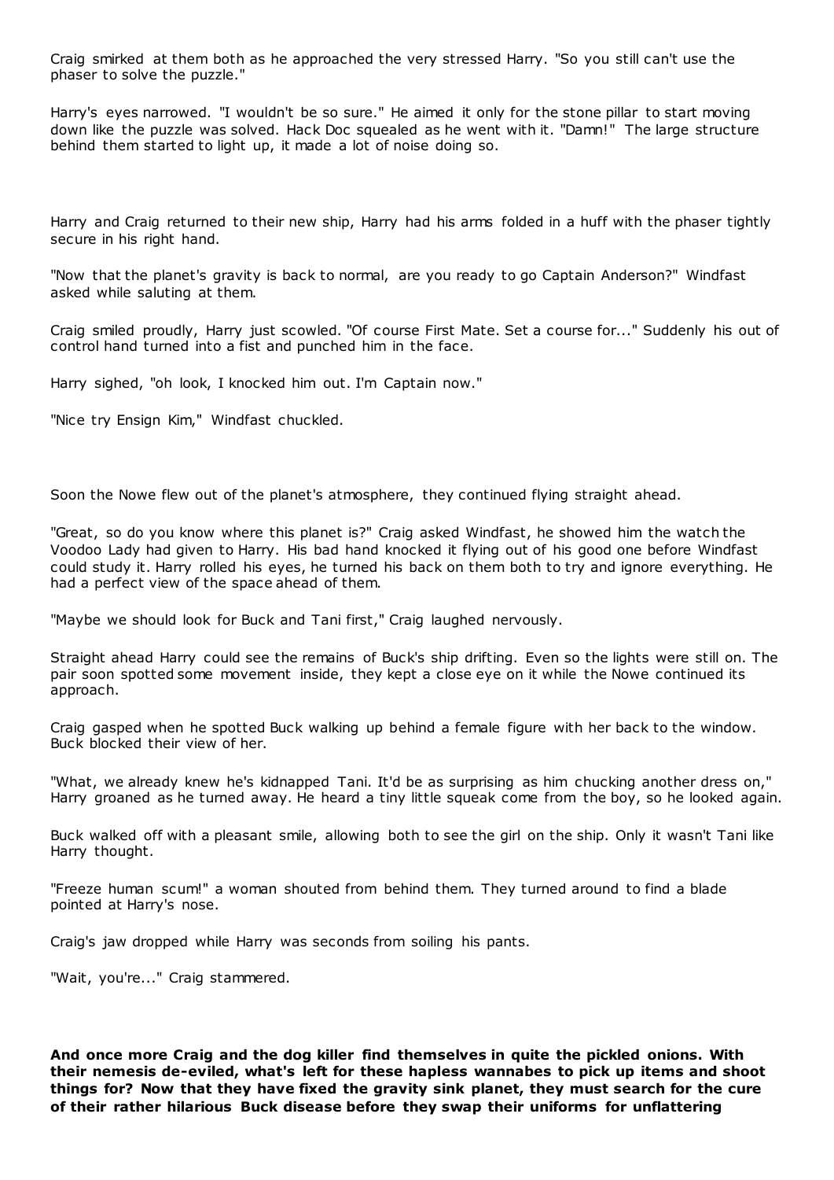Craig smirked at them both as he approached the very stressed Harry. "So you still can't use the phaser to solve the puzzle."

Harry's eyes narrowed. "I wouldn't be so sure." He aimed it only for the stone pillar to start moving down like the puzzle was solved. Hack Doc squealed as he went with it. "Damn!" The large structure behind them started to light up, it made a lot of noise doing so.

Harry and Craig returned to their new ship, Harry had his arms folded in a huff with the phaser tightly secure in his right hand.

"Now that the planet's gravity is back to normal, are you ready to go Captain Anderson?" Windfast asked while saluting at them.

Craig smiled proudly, Harry just scowled. "Of course First Mate. Set a course for..." Suddenly his out of control hand turned into a fist and punched him in the face.

Harry sighed, "oh look, I knocked him out. I'm Captain now."

"Nice try Ensign Kim," Windfast chuckled.

Soon the Nowe flew out of the planet's atmosphere, they continued flying straight ahead.

"Great, so do you know where this planet is?" Craig asked Windfast, he showed him the watch the Voodoo Lady had given to Harry. His bad hand knocked it flying out of his good one before Windfast could study it. Harry rolled his eyes, he turned his back on them both to try and ignore everything. He had a perfect view of the space ahead of them.

"Maybe we should look for Buck and Tani first," Craig laughed nervously.

Straight ahead Harry could see the remains of Buck's ship drifting. Even so the lights were still on. The pair soon spotted some movement inside, they kept a close eye on it while the Nowe continued its approach.

Craig gasped when he spotted Buck walking up behind a female figure with her back to the window. Buck blocked their view of her.

"What, we already knew he's kidnapped Tani. It'd be as surprising as him chucking another dress on," Harry groaned as he turned away. He heard a tiny little squeak come from the boy, so he looked again.

Buck walked off with a pleasant smile, allowing both to see the girl on the ship. Only it wasn't Tani like Harry thought.

"Freeze human scum!" a woman shouted from behind them. They turned around to find a blade pointed at Harry's nose.

Craig's jaw dropped while Harry was seconds from soiling his pants.

"Wait, you're..." Craig stammered.

**And once more Craig and the dog killer find themselves in quite the pickled onions. With their nemesis de-eviled, what's left for these hapless wannabes to pick up items and shoot things for? Now that they have fixed the gravity sink planet, they must search for the cure of their rather hilarious Buck disease before they swap their uniforms for unflattering**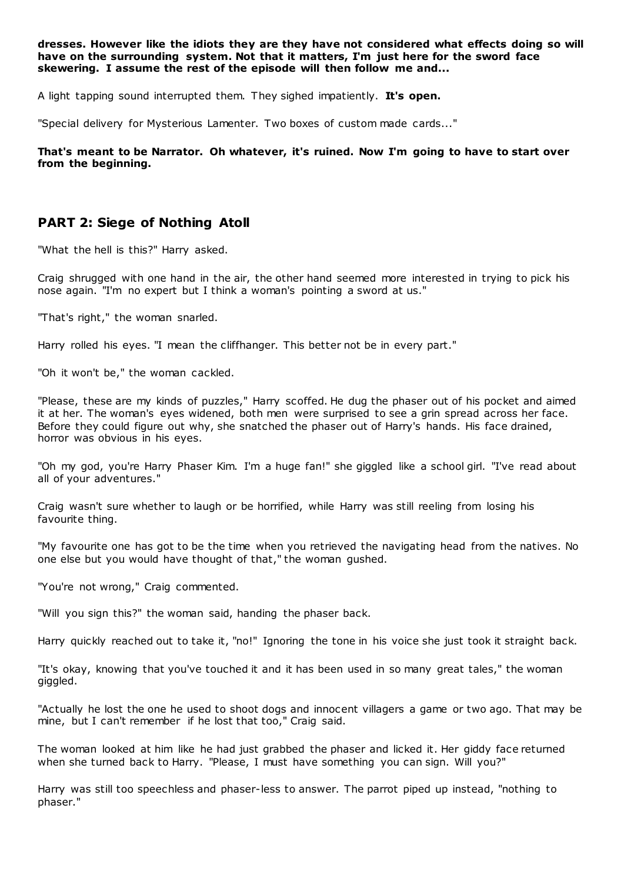**dresses. However like the idiots they are they have not considered what effects doing so will have on the surrounding system. Not that it matters, I'm just here for the sword face skewering. I assume the rest of the episode will then follow me and...**

A light tapping sound interrupted them. They sighed impatiently. **It's open.**

"Special delivery for Mysterious Lamenter. Two boxes of custom made cards..."

**That's meant to be Narrator. Oh whatever, it's ruined. Now I'm going to have to start over from the beginning.**

## PART 2: Siege of Nothing Atoll

"What the hell is this?" Harry asked.

Craig shrugged with one hand in the air, the other hand seemed more interested in trying to pick his nose again. "I'm no expert but I think a woman's pointing a sword at us."

"That's right," the woman snarled.

Harry rolled his eyes. "I mean the cliffhanger. This better not be in every part."

"Oh it won't be," the woman cackled.

"Please, these are my kinds of puzzles," Harry scoffed. He dug the phaser out of his pocket and aimed it at her. The woman's eyes widened, both men were surprised to see a grin spread across her face. Before they could figure out why, she snatched the phaser out of Harry's hands. His face drained, horror was obvious in his eyes.

"Oh my god, you're Harry Phaser Kim. I'm a huge fan!" she giggled like a school girl. "I've read about all of your adventures."

Craig wasn't sure whether to laugh or be horrified, while Harry was still reeling from losing his favourite thing.

"My favourite one has got to be the time when you retrieved the navigating head from the natives. No one else but you would have thought of that," the woman gushed.

"You're not wrong," Craig commented.

"Will you sign this?" the woman said, handing the phaser back.

Harry quickly reached out to take it, "no!" Ignoring the tone in his voice she just took it straight back.

"It's okay, knowing that you've touched it and it has been used in so many great tales," the woman giggled.

"Actually he lost the one he used to shoot dogs and innocent villagers a game or two ago. That may be mine, but I can't remember if he lost that too," Craig said.

The woman looked at him like he had just grabbed the phaser and licked it. Her giddy face returned when she turned back to Harry. "Please, I must have something you can sign. Will you?"

Harry was still too speechless and phaser-less to answer. The parrot piped up instead, "nothing to phaser."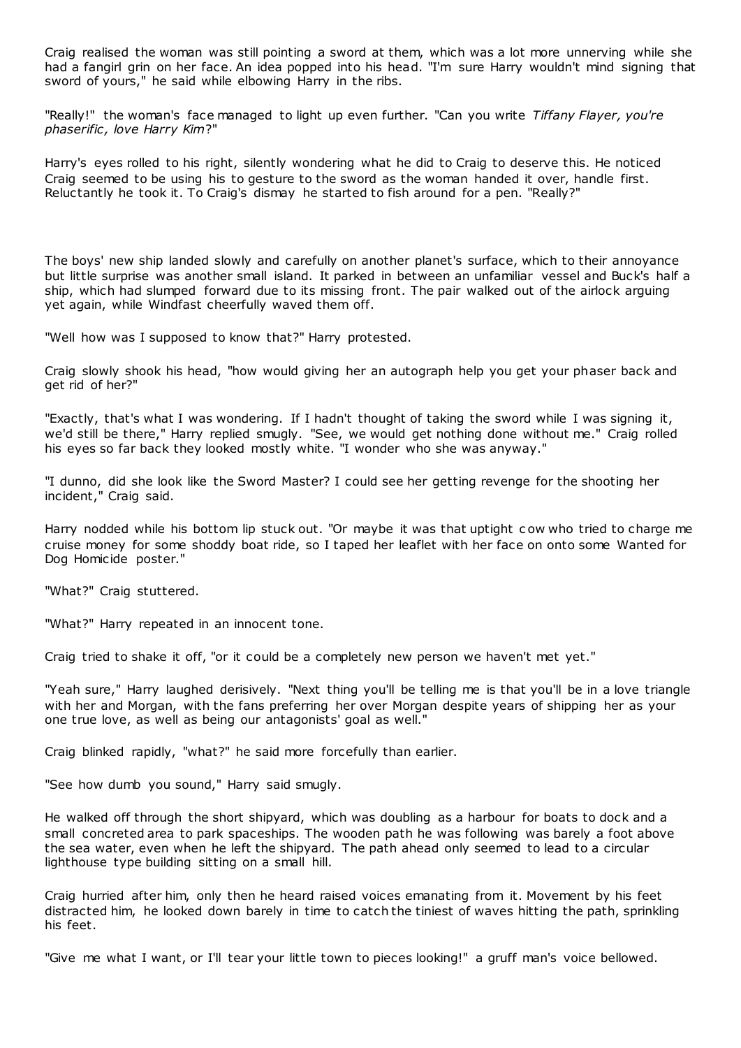Craig realised the woman was still pointing a sword at them, which was a lot more unnerving while she had a fangirl grin on her face. An idea popped into his head. "I'm sure Harry wouldn't mind signing that sword of yours," he said while elbowing Harry in the ribs.

"Really!" the woman's face managed to light up even further. "Can you write *Tiffany Flayer, you're phaserific, love Harry Kim*?"

Harry's eyes rolled to his right, silently wondering what he did to Craig to deserve this. He noticed Craig seemed to be using his to gesture to the sword as the woman handed it over, handle first. Reluctantly he took it. To Craig's dismay he started to fish around for a pen. "Really?"

The boys' new ship landed slowly and carefully on another planet's surface, which to their annoyance but little surprise was another small island. It parked in between an unfamiliar vessel and Buck's half a ship, which had slumped forward due to its missing front. The pair walked out of the airlock arguing yet again, while Windfast cheerfully waved them off.

"Well how was I supposed to know that?" Harry protested.

Craig slowly shook his head, "how would giving her an autograph help you get your phaser back and get rid of her?"

"Exactly, that's what I was wondering. If I hadn't thought of taking the sword while I was signing it, we'd still be there," Harry replied smugly. "See, we would get nothing done without me." Craig rolled his eyes so far back they looked mostly white. "I wonder who she was anyway."

"I dunno, did she look like the Sword Master? I could see her getting revenge for the shooting her incident," Craig said.

Harry nodded while his bottom lip stuck out. "Or maybe it was that uptight cow who tried to charge me cruise money for some shoddy boat ride, so I taped her leaflet with her face on onto some Wanted for Dog Homicide poster."

"What?" Craig stuttered.

"What?" Harry repeated in an innocent tone.

Craig tried to shake it off, "or it could be a completely new person we haven't met yet."

"Yeah sure," Harry laughed derisively. "Next thing you'll be telling me is that you'll be in a love triangle with her and Morgan, with the fans preferring her over Morgan despite years of shipping her as your one true love, as well as being our antagonists' goal as well."

Craig blinked rapidly, "what?" he said more forcefully than earlier.

"See how dumb you sound," Harry said smugly.

He walked off through the short shipyard, which was doubling as a harbour for boats to dock and a small concreted area to park spaceships. The wooden path he was following was barely a foot above the sea water, even when he left the shipyard. The path ahead only seemed to lead to a circular lighthouse type building sitting on a small hill.

Craig hurried after him, only then he heard raised voices emanating from it. Movement by his feet distracted him, he looked down barely in time to catch the tiniest of waves hitting the path, sprinkling his feet.

"Give me what I want, or I'll tear your little town to pieces looking!" a gruff man's voice bellowed.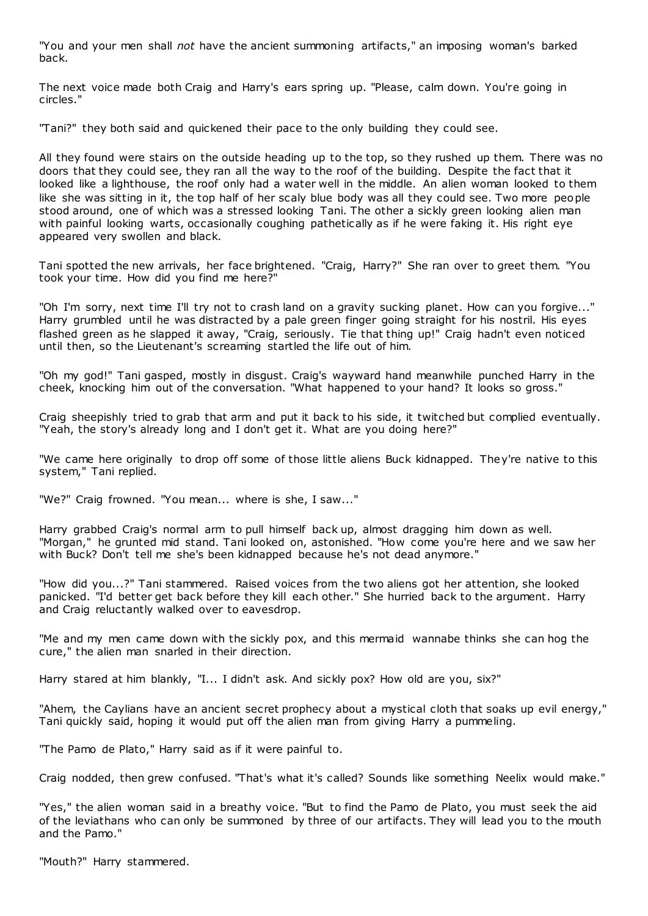"You and your men shall *not* have the ancient summoning artifacts," an imposing woman's barked back.

The next voice made both Craig and Harry's ears spring up. "Please, calm down. You're going in circles."

"Tani?" they both said and quickened their pace to the only building they could see.

All they found were stairs on the outside heading up to the top, so they rushed up them. There was no doors that they could see, they ran all the way to the roof of the building. Despite the fact that it looked like a lighthouse, the roof only had a water well in the middle. An alien woman looked to them like she was sitting in it, the top half of her scaly blue body was all they could see. Two more people stood around, one of which was a stressed looking Tani. The other a sickly green looking alien man with painful looking warts, occasionally coughing pathetically as if he were faking it. His right eye appeared very swollen and black.

Tani spotted the new arrivals, her face brightened. "Craig, Harry?" She ran over to greet them. "You took your time. How did you find me here?"

"Oh I'm sorry, next time I'll try not to crash land on a gravity sucking planet. How can you forgive..." Harry grumbled until he was distracted by a pale green finger going straight for his nostril. His eyes flashed green as he slapped it away, "Craig, seriously. Tie that thing up!" Craig hadn't even noticed until then, so the Lieutenant's screaming startled the life out of him.

"Oh my god!" Tani gasped, mostly in disgust. Craig's wayward hand meanwhile punched Harry in the cheek, knocking him out of the conversation. "What happened to your hand? It looks so gross."

Craig sheepishly tried to grab that arm and put it back to his side, it twitched but complied eventually. "Yeah, the story's already long and I don't get it. What are you doing here?"

"We came here originally to drop off some of those little aliens Buck kidnapped. They're native to this system," Tani replied.

"We?" Craig frowned. "You mean... where is she, I saw..."

Harry grabbed Craig's normal arm to pull himself back up, almost dragging him down as well. "Morgan," he grunted mid stand. Tani looked on, astonished. "How come you're here and we saw her with Buck? Don't tell me she's been kidnapped because he's not dead anymore."

"How did you...?" Tani stammered. Raised voices from the two aliens got her attention, she looked panicked. "I'd better get back before they kill each other." She hurried back to the argument. Harry and Craig reluctantly walked over to eavesdrop.

"Me and my men came down with the sickly pox, and this mermaid wannabe thinks she can hog the cure," the alien man snarled in their direction.

Harry stared at him blankly, "I... I didn't ask. And sickly pox? How old are you, six?"

"Ahem, the Caylians have an ancient secret prophecy about a mystical cloth that soaks up evil energy," Tani quickly said, hoping it would put off the alien man from giving Harry a pummeling.

"The Pamo de Plato," Harry said as if it were painful to.

Craig nodded, then grew confused. "That's what it's called? Sounds like something Neelix would make."

"Yes," the alien woman said in a breathy voice. "But to find the Pamo de Plato, you must seek the aid of the leviathans who can only be summoned by three of our artifacts. They will lead you to the mouth and the Pamo."

"Mouth?" Harry stammered.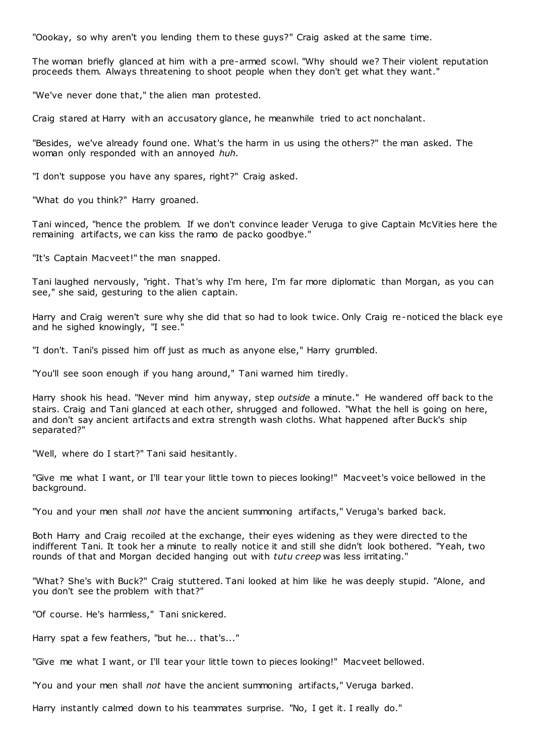"Oookay, so why aren't you lending them to these guys?" Craig asked at the same time.

The woman briefly glanced at him with a pre-armed scowl. "Why should we? Their violent reputation proceeds them. Always threatening to shoot people when they don't get what they want."

"We've never done that," the alien man protested.

Craig stared at Harry with an accusatory glance, he meanwhile tried to act nonchalant.

"Besides, we've already found one. What's the harm in us using the others?" the man asked. The woman only responded with an annoyed *huh*.

"I don't suppose you have any spares, right?" Craig asked.

"What do you think?" Harry groaned.

Tani winced, "hence the problem. If we don't convince leader Veruga to give Captain McVities here the remaining artifacts, we can kiss the ramo de packo goodbye."

"It's Captain Macveet!" the man snapped.

Tani laughed nervously, "right. That's why I'm here, I'm far more diplomatic than Morgan, as you can see," she said, gesturing to the alien captain.

Harry and Craig weren't sure why she did that so had to look twice. Only Craig re-noticed the black eye and he sighed knowingly, "I see."

"I don't. Tani's pissed him off just as much as anyone else," Harry grumbled.

"You'll see soon enough if you hang around," Tani warned him tiredly.

Harry shook his head. "Never mind him anyway, step *outside* a minute." He wandered off back to the stairs. Craig and Tani glanced at each other, shrugged and followed. "What the hell is going on here, and don't say ancient artifacts and extra strength wash cloths. What happened after Buck's ship separated?"

"Well, where do I start?" Tani said hesitantly.

"Give me what I want, or I'll tear your little town to pieces looking!" Macveet's voice bellowed in the background.

"You and your men shall *not* have the ancient summoning artifacts," Veruga's barked back.

Both Harry and Craig recoiled at the exchange, their eyes widening as they were directed to the indifferent Tani. It took her a minute to really notice it and still she didn't look bothered. "Yeah, two rounds of that and Morgan decided hanging out with *tutu creep* was less irritating."

"What? She's with Buck?" Craig stuttered. Tani looked at him like he was deeply stupid. "Alone, and you don't see the problem with that?"

"Of course. He's harmless," Tani snickered.

Harry spat a few feathers, "but he... that's..."

"Give me what I want, or I'll tear your little town to pieces looking!" Macveet bellowed.

"You and your men shall *not* have the ancient summoning artifacts," Veruga barked.

Harry instantly calmed down to his teammates surprise. "No, I get it. I really do."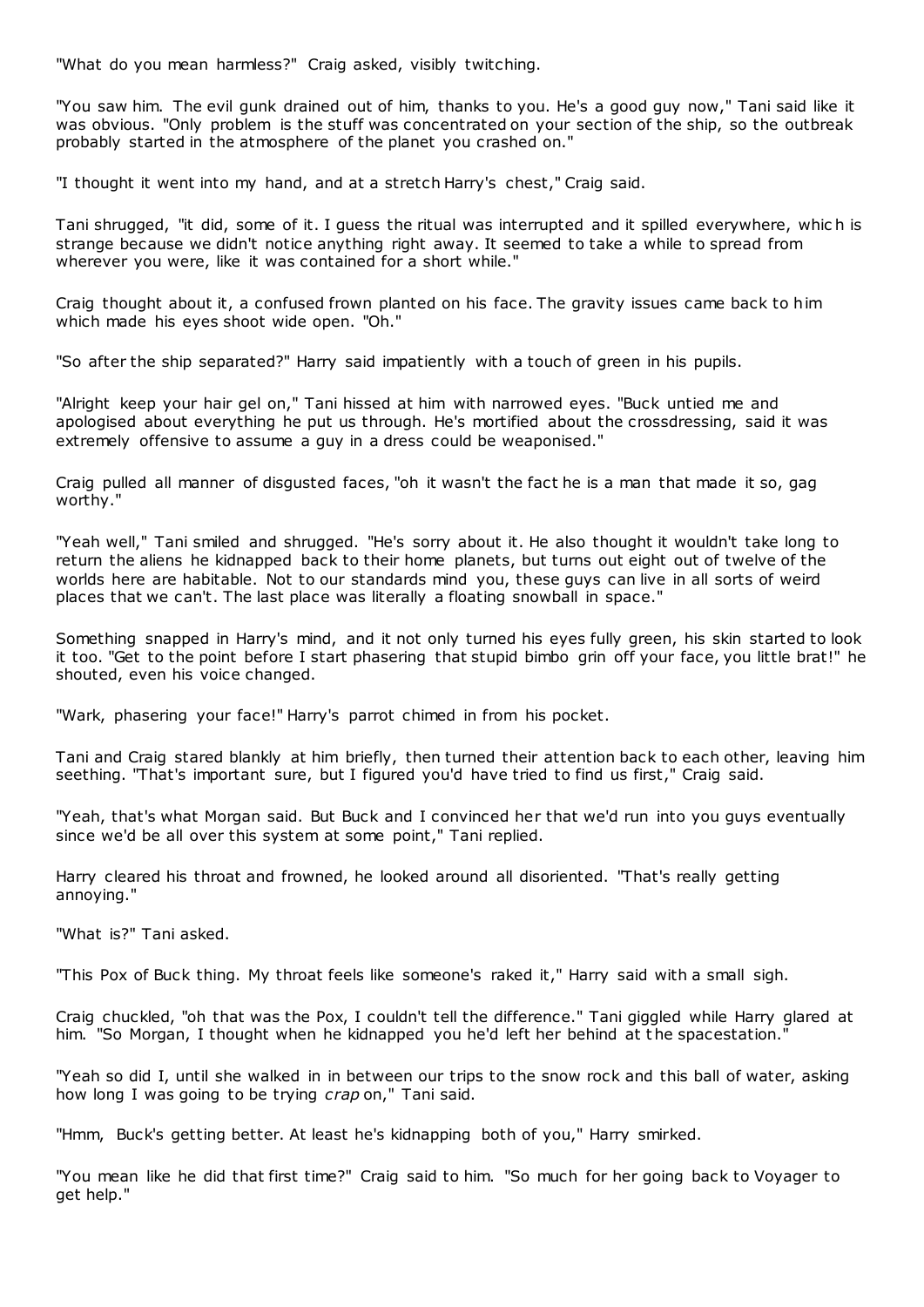"What do you mean harmless?" Craig asked, visibly twitching.

"You saw him. The evil gunk drained out of him, thanks to you. He's a good guy now," Tani said like it was obvious. "Only problem is the stuff was concentrated on your section of the ship, so the outbreak probably started in the atmosphere of the planet you crashed on."

"I thought it went into my hand, and at a stretch Harry's chest," Craig said.

Tani shrugged, "it did, some of it. I guess the ritual was interrupted and it spilled everywhere, which is strange because we didn't notice anything right away. It seemed to take a while to spread from wherever you were, like it was contained for a short while."

Craig thought about it, a confused frown planted on his face. The gravity issues came back to him which made his eyes shoot wide open. "Oh."

"So after the ship separated?" Harry said impatiently with a touch of green in his pupils.

"Alright keep your hair gel on," Tani hissed at him with narrowed eyes. "Buck untied me and apologised about everything he put us through. He's mortified about the crossdressing, said it was extremely offensive to assume a guy in a dress could be weaponised."

Craig pulled all manner of disgusted faces, "oh it wasn't the fact he is a man that made it so, gag worthy."

"Yeah well," Tani smiled and shrugged. "He's sorry about it. He also thought it wouldn't take long to return the aliens he kidnapped back to their home planets, but turns out eight out of twelve of the worlds here are habitable. Not to our standards mind you, these guys can live in all sorts of weird places that we can't. The last place was literally a floating snowball in space."

Something snapped in Harry's mind, and it not only turned his eyes fully green, his skin started to look it too. "Get to the point before I start phasering that stupid bimbo grin off your face, you little brat!" he shouted, even his voice changed.

"Wark, phasering your face!" Harry's parrot chimed in from his pocket.

Tani and Craig stared blankly at him briefly, then turned their attention back to each other, leaving him seething. "That's important sure, but I figured you'd have tried to find us first," Craig said.

"Yeah, that's what Morgan said. But Buck and I convinced her that we'd run into you guys eventually since we'd be all over this system at some point," Tani replied.

Harry cleared his throat and frowned, he looked around all disoriented. "That's really getting annoying."

"What is?" Tani asked.

"This Pox of Buck thing. My throat feels like someone's raked it," Harry said with a small sigh.

Craig chuckled, "oh that was the Pox, I couldn't tell the difference." Tani giggled while Harry glared at him. "So Morgan, I thought when he kidnapped you he'd left her behind at the spacestation."

"Yeah so did I, until she walked in in between our trips to the snow rock and this ball of water, asking how long I was going to be trying *crap* on," Tani said.

"Hmm, Buck's getting better. At least he's kidnapping both of you," Harry smirked.

"You mean like he did that first time?" Craig said to him. "So much for her going back to Voyager to get help."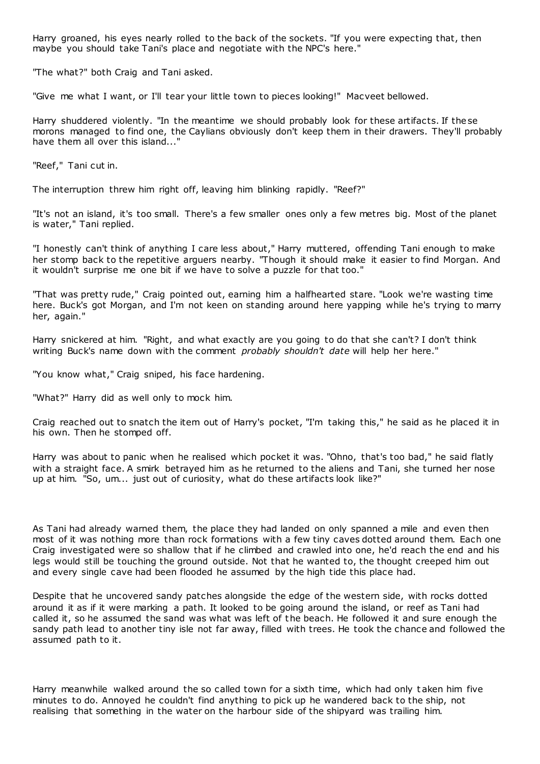Harry groaned, his eyes nearly rolled to the back of the sockets. "If you were expecting that, then maybe you should take Tani's place and negotiate with the NPC's here."

"The what?" both Craig and Tani asked.

"Give me what I want, or I'll tear your little town to pieces looking!" Macveet bellowed.

Harry shuddered violently. "In the meantime we should probably look for these artifacts. If these morons managed to find one, the Caylians obviously don't keep them in their drawers. They'll probably have them all over this island..."

"Reef," Tani cut in.

The interruption threw him right off, leaving him blinking rapidly. "Reef?"

"It's not an island, it's too small. There's a few smaller ones only a few metres big. Most of the planet is water," Tani replied.

"I honestly can't think of anything I care less about," Harry muttered, offending Tani enough to make her stomp back to the repetitive arguers nearby. "Though it should make it easier to find Morgan. And it wouldn't surprise me one bit if we have to solve a puzzle for that too."

"That was pretty rude," Craig pointed out, earning him a halfhearted stare. "Look we're wasting time here. Buck's got Morgan, and I'm not keen on standing around here yapping while he's trying to marry her, again."

Harry snickered at him. "Right, and what exactly are you going to do that she can't? I don't think writing Buck's name down with the comment *probably shouldn't date* will help her here."

"You know what," Craig sniped, his face hardening.

"What?" Harry did as well only to mock him.

Craig reached out to snatch the item out of Harry's pocket, "I'm taking this," he said as he placed it in his own. Then he stomped off.

Harry was about to panic when he realised which pocket it was. "Ohno, that's too bad," he said flatly with a straight face. A smirk betrayed him as he returned to the aliens and Tani, she turned her nose up at him. "So, um... just out of curiosity, what do these artifacts look like?"

As Tani had already warned them, the place they had landed on only spanned a mile and even then most of it was nothing more than rock formations with a few tiny caves dotted around them. Each one Craig investigated were so shallow that if he climbed and crawled into one, he'd reach the end and his legs would still be touching the ground outside. Not that he wanted to, the thought creeped him out and every single cave had been flooded he assumed by the high tide this place had.

Despite that he uncovered sandy patches alongside the edge of the western side, with rocks dotted around it as if it were marking a path. It looked to be going around the island, or reef as Tani had called it, so he assumed the sand was what was left of the beach. He followed it and sure enough the sandy path lead to another tiny isle not far away, filled with trees. He took the chance and followed the assumed path to it.

Harry meanwhile walked around the so called town for a sixth time, which had only taken him five minutes to do. Annoyed he couldn't find anything to pick up he wandered back to the ship, not realising that something in the water on the harbour side of the shipyard was trailing him.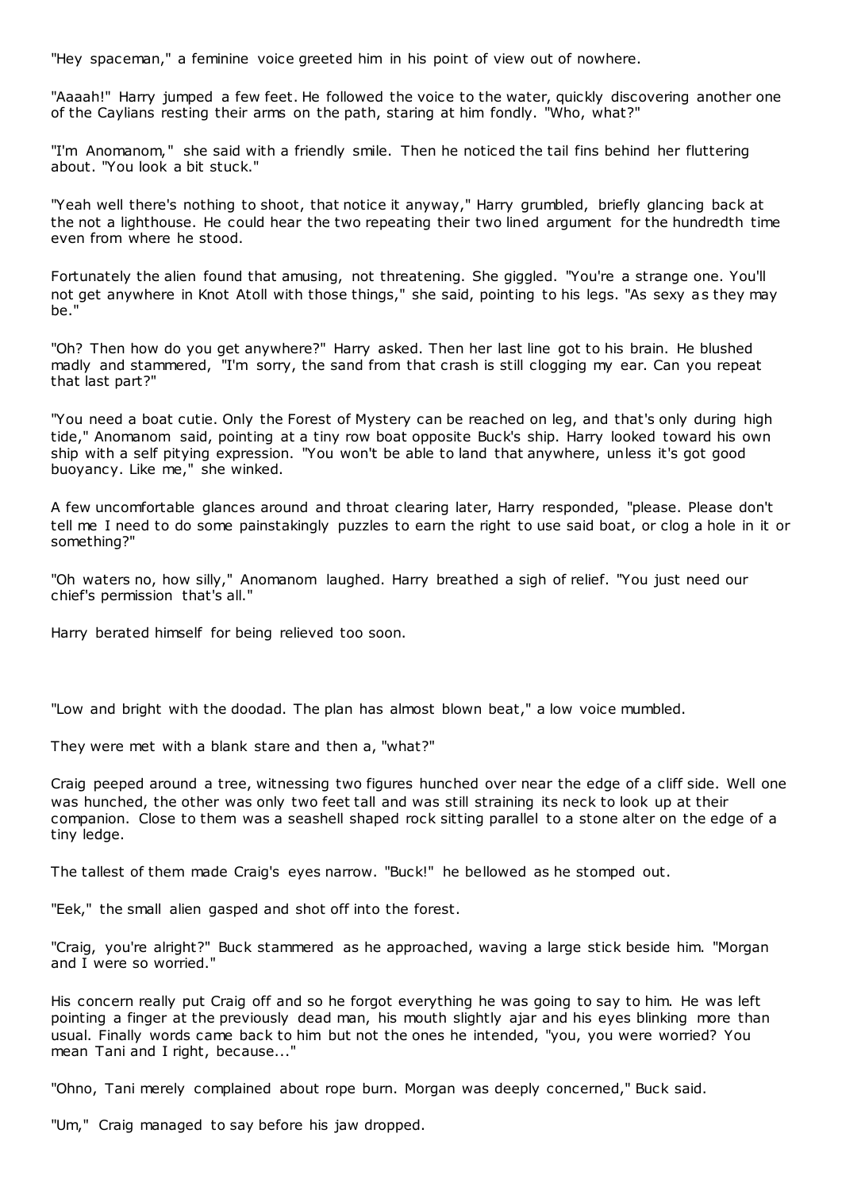"Hey spaceman," a feminine voice greeted him in his point of view out of nowhere.

"Aaaah!" Harry jumped a few feet. He followed the voice to the water, quickly discovering another one of the Caylians resting their arms on the path, staring at him fondly. "Who, what?"

"I'm Anomanom," she said with a friendly smile. Then he noticed the tail fins behind her fluttering about. "You look a bit stuck."

"Yeah well there's nothing to shoot, that notice it anyway," Harry grumbled, briefly glancing back at the not a lighthouse. He could hear the two repeating their two lined argument for the hundredth time even from where he stood.

Fortunately the alien found that amusing, not threatening. She giggled. "You're a strange one. You'll not get anywhere in Knot Atoll with those things," she said, pointing to his legs. "As sexy as they may be."

"Oh? Then how do you get anywhere?" Harry asked. Then her last line got to his brain. He blushed madly and stammered, "I'm sorry, the sand from that crash is still clogging my ear. Can you repeat that last part?"

"You need a boat cutie. Only the Forest of Mystery can be reached on leg, and that's only during high tide," Anomanom said, pointing at a tiny row boat opposite Buck's ship. Harry looked toward his own ship with a self pitying expression. "You won't be able to land that anywhere, unless it's got good buoyancy. Like me," she winked.

A few uncomfortable glances around and throat clearing later, Harry responded, "please. Please don't tell me I need to do some painstakingly puzzles to earn the right to use said boat, or clog a hole in it or something?"

"Oh waters no, how silly," Anomanom laughed. Harry breathed a sigh of relief. "You just need our chief's permission that's all."

Harry berated himself for being relieved too soon.

"Low and bright with the doodad. The plan has almost blown beat," a low voice mumbled.

They were met with a blank stare and then a, "what?"

Craig peeped around a tree, witnessing two figures hunched over near the edge of a cliff side. Well one was hunched, the other was only two feet tall and was still straining its neck to look up at their companion. Close to them was a seashell shaped rock sitting parallel to a stone alter on the edge of a tiny ledge.

The tallest of them made Craig's eyes narrow. "Buck!" he bellowed as he stomped out.

"Eek," the small alien gasped and shot off into the forest.

"Craig, you're alright?" Buck stammered as he approached, waving a large stick beside him. "Morgan and I were so worried."

His concern really put Craig off and so he forgot everything he was going to say to him. He was left pointing a finger at the previously dead man, his mouth slightly ajar and his eyes blinking more than usual. Finally words came back to him but not the ones he intended, "you, you were worried? You mean Tani and I right, because..."

"Ohno, Tani merely complained about rope burn. Morgan was deeply concerned," Buck said.

"Um," Craig managed to say before his jaw dropped.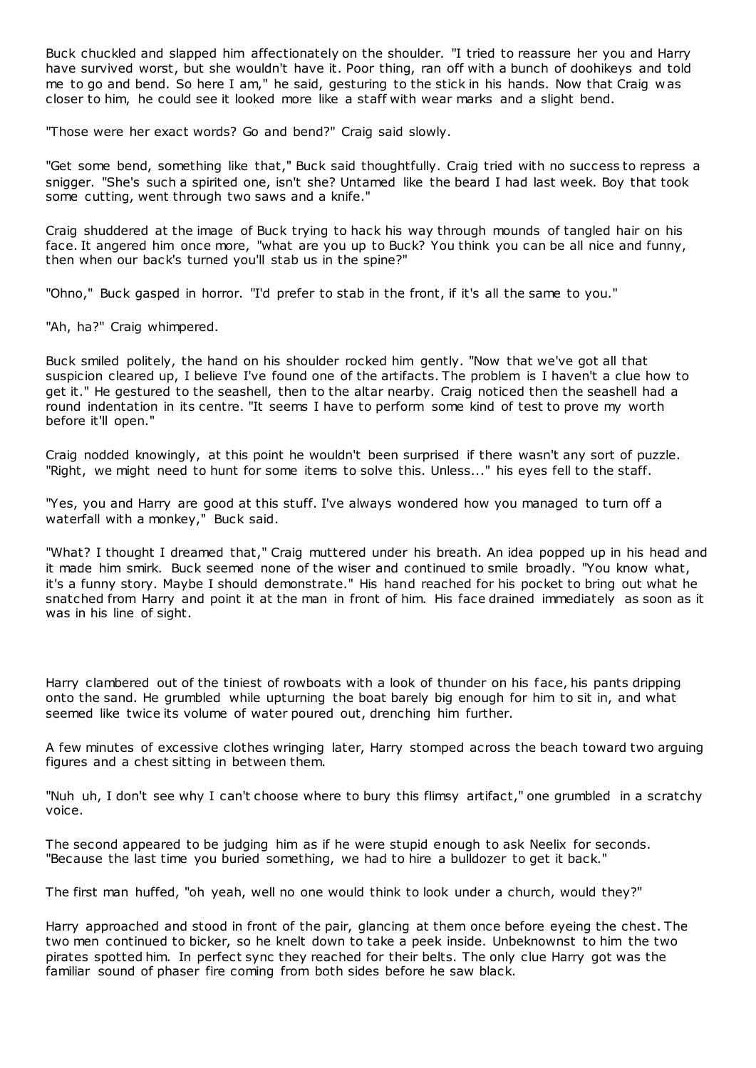Buck chuckled and slapped him affectionately on the shoulder. "I tried to reassure her you and Harry have survived worst, but she wouldn't have it. Poor thing, ran off with a bunch of doohikeys and told me to go and bend. So here I am," he said, gesturing to the stick in his hands. Now that Craig was closer to him, he could see it looked more like a staff with wear marks and a slight bend.

"Those were her exact words? Go and bend?" Craig said slowly.

"Get some bend, something like that," Buck said thoughtfully. Craig tried with no success to repress a snigger. "She's such a spirited one, isn't she? Untamed like the beard I had last week. Boy that took some cutting, went through two saws and a knife."

Craig shuddered at the image of Buck trying to hack his way through mounds of tangled hair on his face. It angered him once more, "what are you up to Buck? You think you can be all nice and funny, then when our back's turned you'll stab us in the spine?"

"Ohno," Buck gasped in horror. "I'd prefer to stab in the front, if it's all the same to you."

"Ah, ha?" Craig whimpered.

Buck smiled politely, the hand on his shoulder rocked him gently. "Now that we've got all that suspicion cleared up, I believe I've found one of the artifacts. The problem is I haven't a clue how to get it." He gestured to the seashell, then to the altar nearby. Craig noticed then the seashell had a round indentation in its centre. "It seems I have to perform some kind of test to prove my worth before it'll open."

Craig nodded knowingly, at this point he wouldn't been surprised if there wasn't any sort of puzzle. "Right, we might need to hunt for some items to solve this. Unless..." his eyes fell to the staff.

"Yes, you and Harry are good at this stuff. I've always wondered how you managed to turn off a waterfall with a monkey," Buck said.

"What? I thought I dreamed that," Craig muttered under his breath. An idea popped up in his head and it made him smirk. Buck seemed none of the wiser and continued to smile broadly. "You know what, it's a funny story. Maybe I should demonstrate." His hand reached for his pocket to bring out what he snatched from Harry and point it at the man in front of him. His face drained immediately as soon as it was in his line of sight.

Harry clambered out of the tiniest of rowboats with a look of thunder on his face, his pants dripping onto the sand. He grumbled while upturning the boat barely big enough for him to sit in, and what seemed like twice its volume of water poured out, drenching him further.

A few minutes of excessive clothes wringing later, Harry stomped across the beach toward two arguing figures and a chest sitting in between them.

"Nuh uh, I don't see why I can't choose where to bury this flimsy artifact," one grumbled in a scratchy voice.

The second appeared to be judging him as if he were stupid enough to ask Neelix for seconds. "Because the last time you buried something, we had to hire a bulldozer to get it back."

The first man huffed, "oh yeah, well no one would think to look under a church, would they?"

Harry approached and stood in front of the pair, glancing at them once before eyeing the chest. The two men continued to bicker, so he knelt down to take a peek inside. Unbeknownst to him the two pirates spotted him. In perfect sync they reached for their belts. The only clue Harry got was the familiar sound of phaser fire coming from both sides before he saw black.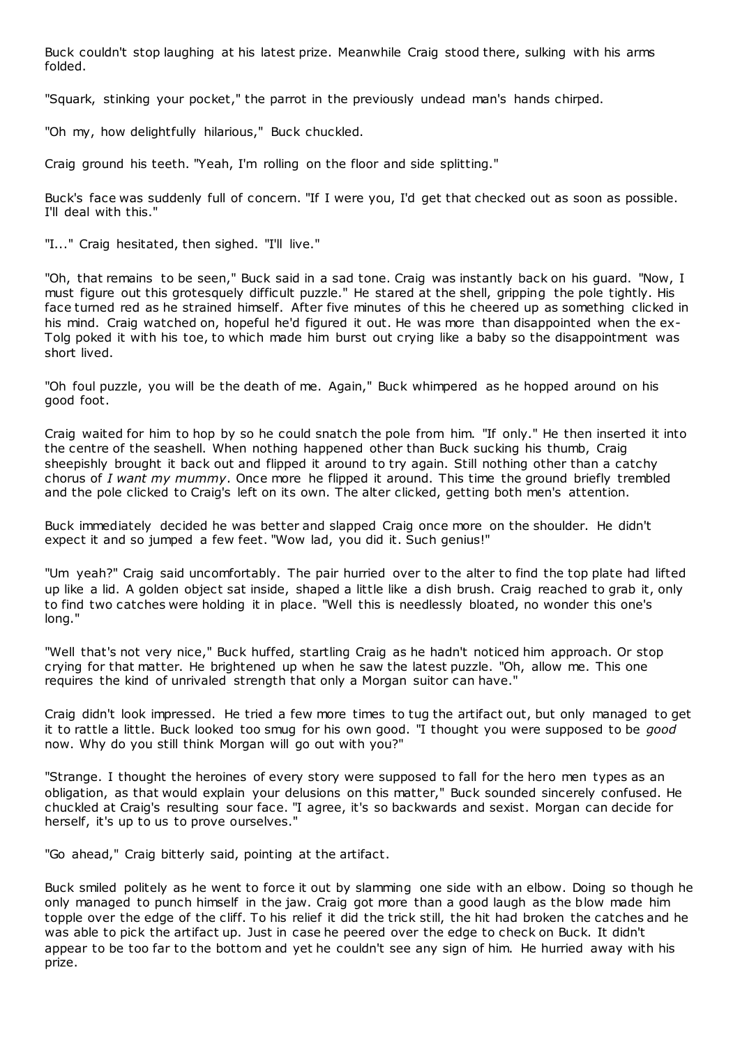Buck couldn't stop laughing at his latest prize. Meanwhile Craig stood there, sulking with his arms folded.

"Squark, stinking your pocket," the parrot in the previously undead man's hands chirped.

"Oh my, how delightfully hilarious," Buck chuckled.

Craig ground his teeth. "Yeah, I'm rolling on the floor and side splitting."

Buck's face was suddenly full of concern. "If I were you, I'd get that checked out as soon as possible. I'll deal with this."

"I..." Craig hesitated, then sighed. "I'll live."

"Oh, that remains to be seen," Buck said in a sad tone. Craig was instantly back on his guard. "Now, I must figure out this grotesquely difficult puzzle." He stared at the shell, gripping the pole tightly. His face turned red as he strained himself. After five minutes of this he cheered up as something clicked in his mind. Craig watched on, hopeful he'd figured it out. He was more than disappointed when the ex-Tolg poked it with his toe, to which made him burst out crying like a baby so the disappointment was short lived.

"Oh foul puzzle, you will be the death of me. Again," Buck whimpered as he hopped around on his good foot.

Craig waited for him to hop by so he could snatch the pole from him. "If only." He then inserted it into the centre of the seashell. When nothing happened other than Buck sucking his thumb, Craig sheepishly brought it back out and flipped it around to try again. Still nothing other than a catchy chorus of *I want my mummy*. Once more he flipped it around. This time the ground briefly trembled and the pole clicked to Craig's left on its own. The alter clicked, getting both men's attention.

Buck immediately decided he was better and slapped Craig once more on the shoulder. He didn't expect it and so jumped a few feet. "Wow lad, you did it. Such genius!"

"Um yeah?" Craig said uncomfortably. The pair hurried over to the alter to find the top plate had lifted up like a lid. A golden object sat inside, shaped a little like a dish brush. Craig reached to grab it, only to find two catches were holding it in place. "Well this is needlessly bloated, no wonder this one's long."

"Well that's not very nice," Buck huffed, startling Craig as he hadn't noticed him approach. Or stop crying for that matter. He brightened up when he saw the latest puzzle. "Oh, allow me. This one requires the kind of unrivaled strength that only a Morgan suitor can have."

Craig didn't look impressed. He tried a few more times to tug the artifact out, but only managed to get it to rattle a little. Buck looked too smug for his own good. "I thought you were supposed to be *good* now. Why do you still think Morgan will go out with you?"

"Strange. I thought the heroines of every story were supposed to fall for the hero men types as an obligation, as that would explain your delusions on this matter," Buck sounded sincerely confused. He chuckled at Craig's resulting sour face. "I agree, it's so backwards and sexist. Morgan can decide for herself, it's up to us to prove ourselves."

"Go ahead," Craig bitterly said, pointing at the artifact.

Buck smiled politely as he went to force it out by slamming one side with an elbow. Doing so though he only managed to punch himself in the jaw. Craig got more than a good laugh as the blow made him topple over the edge of the cliff. To his relief it did the trick still, the hit had broken the catches and he was able to pick the artifact up. Just in case he peered over the edge to check on Buck. It didn't appear to be too far to the bottom and yet he couldn't see any sign of him. He hurried away with his prize.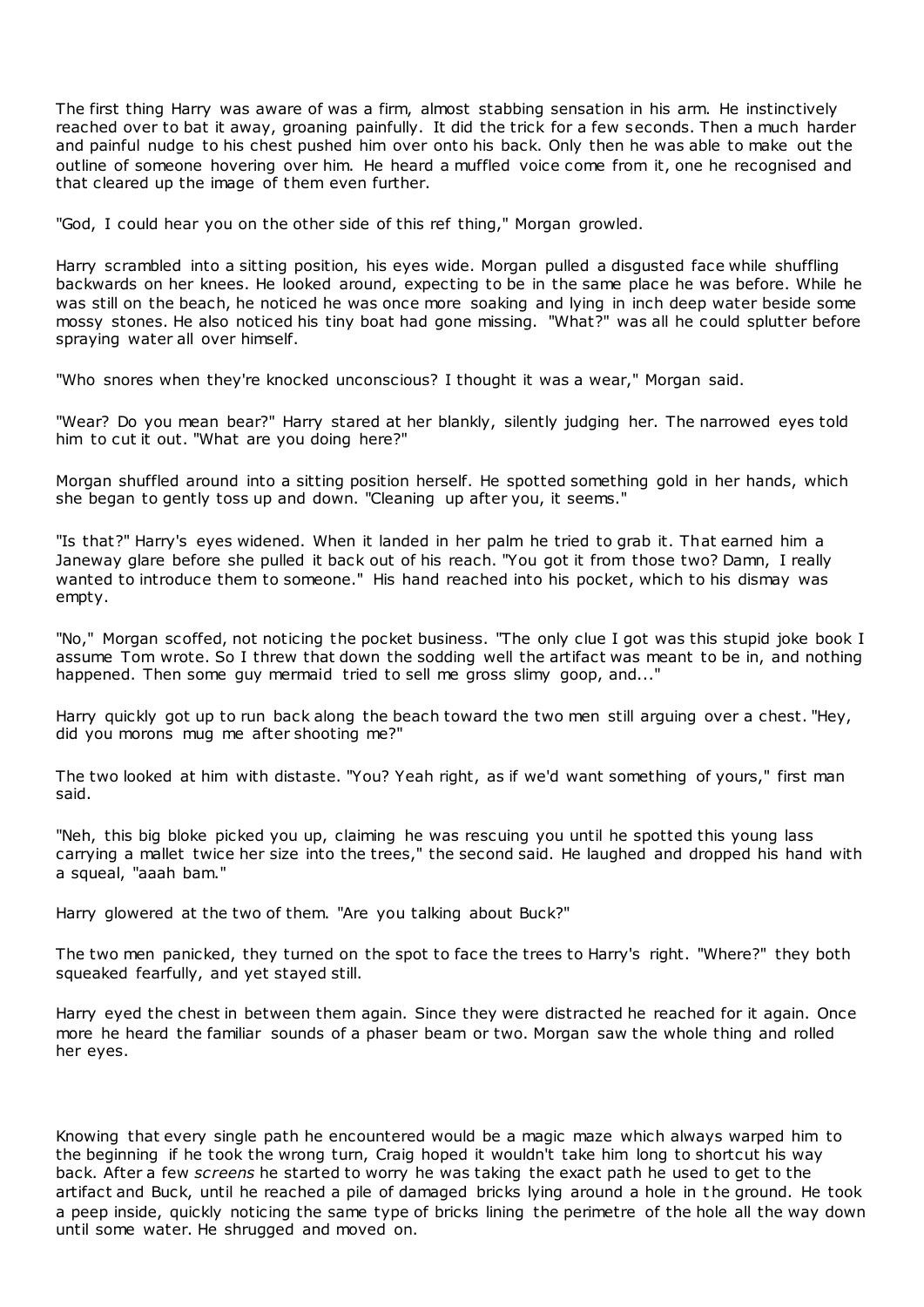The first thing Harry was aware of was a firm, almost stabbing sensation in his arm. He instinctively reached over to bat it away, groaning painfully. It did the trick for a few seconds. Then a much harder and painful nudge to his chest pushed him over onto his back. Only then he was able to make out the outline of someone hovering over him. He heard a muffled voice come from it, one he recognised and that cleared up the image of them even further.

"God, I could hear you on the other side of this ref thing," Morgan growled.

Harry scrambled into a sitting position, his eyes wide. Morgan pulled a disgusted face while shuffling backwards on her knees. He looked around, expecting to be in the same place he was before. While he was still on the beach, he noticed he was once more soaking and lying in inch deep water beside some mossy stones. He also noticed his tiny boat had gone missing. "What?" was all he could splutter before spraying water all over himself.

"Who snores when they're knocked unconscious? I thought it was a wear," Morgan said.

"Wear? Do you mean bear?" Harry stared at her blankly, silently judging her. The narrowed eyes told him to cut it out. "What are you doing here?"

Morgan shuffled around into a sitting position herself. He spotted something gold in her hands, which she began to gently toss up and down. "Cleaning up after you, it seems."

"Is that?" Harry's eyes widened. When it landed in her palm he tried to grab it. That earned him a Janeway glare before she pulled it back out of his reach. "You got it from those two? Damn, I really wanted to introduce them to someone." His hand reached into his pocket, which to his dismay was empty.

"No," Morgan scoffed, not noticing the pocket business. "The only clue I got was this stupid joke book I assume Tom wrote. So I threw that down the sodding well the artifact was meant to be in, and nothing happened. Then some guy mermaid tried to sell me gross slimy goop, and..."

Harry quickly got up to run back along the beach toward the two men still arguing over a chest. "Hey, did you morons mug me after shooting me?"

The two looked at him with distaste. "You? Yeah right, as if we'd want something of yours," first man said.

"Neh, this big bloke picked you up, claiming he was rescuing you until he spotted this young lass carrying a mallet twice her size into the trees," the second said. He laughed and dropped his hand with a squeal, "aaah bam."

Harry glowered at the two of them. "Are you talking about Buck?"

The two men panicked, they turned on the spot to face the trees to Harry's right. "Where?" they both squeaked fearfully, and yet stayed still.

Harry eyed the chest in between them again. Since they were distracted he reached for it again. Once more he heard the familiar sounds of a phaser beam or two. Morgan saw the whole thing and rolled her eyes.

Knowing that every single path he encountered would be a magic maze which always warped him to the beginning if he took the wrong turn, Craig hoped it wouldn't take him long to shortcut his way back. After a few *screens* he started to worry he was taking the exact path he used to get to the artifact and Buck, until he reached a pile of damaged bricks lying around a hole in the ground. He took a peep inside, quickly noticing the same type of bricks lining the perimetre of the hole all the way down until some water. He shrugged and moved on.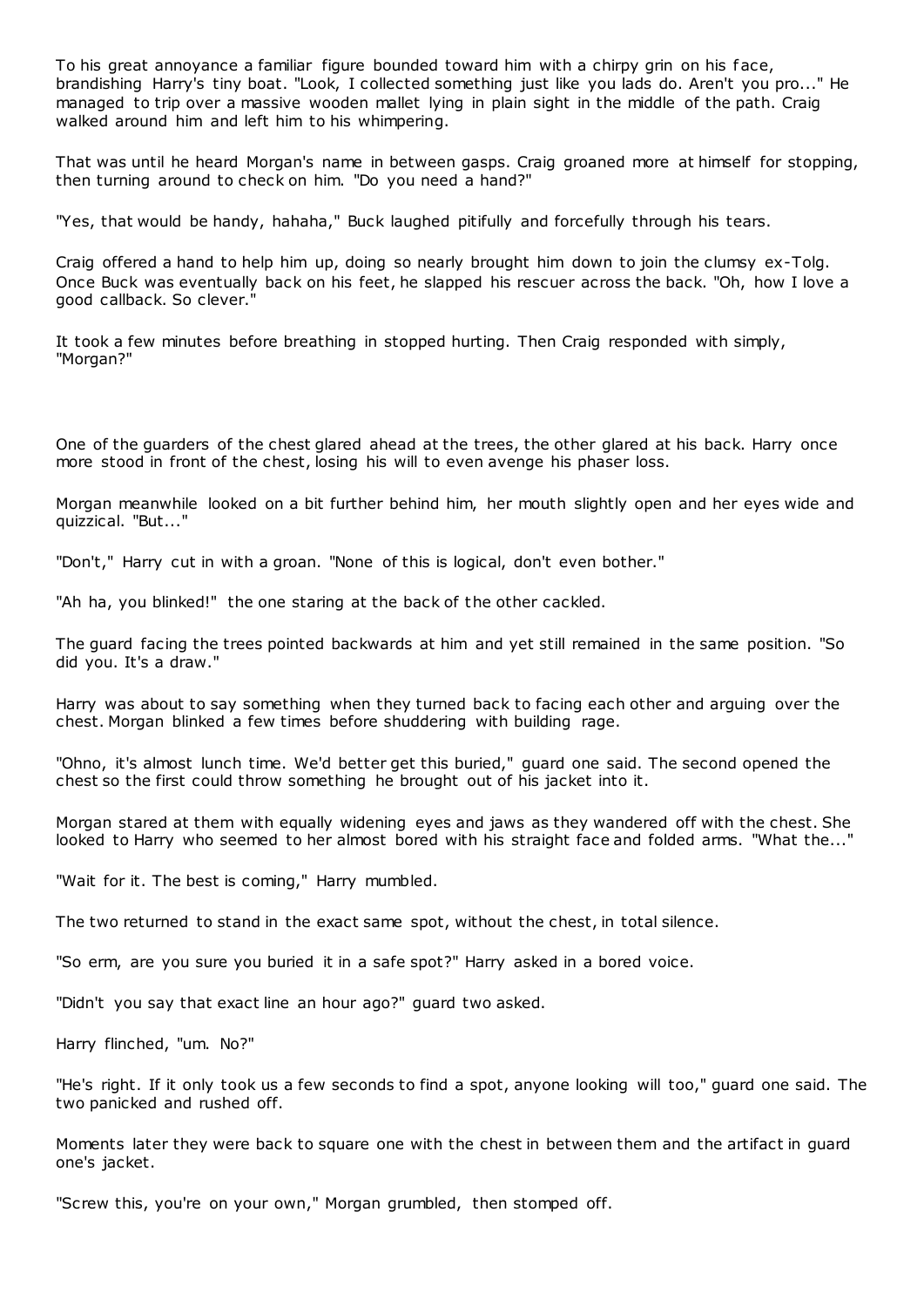To his great annoyance a familiar figure bounded toward him with a chirpy grin on his face, brandishing Harry's tiny boat. "Look, I collected something just like you lads do. Aren't you pro..." He managed to trip over a massive wooden mallet lying in plain sight in the middle of the path. Craig walked around him and left him to his whimpering.

That was until he heard Morgan's name in between gasps. Craig groaned more at himself for stopping, then turning around to check on him. "Do you need a hand?"

"Yes, that would be handy, hahaha," Buck laughed pitifully and forcefully through his tears.

Craig offered a hand to help him up, doing so nearly brought him down to join the clumsy ex-Tolg. Once Buck was eventually back on his feet, he slapped his rescuer across the back. "Oh, how I love a good callback. So clever."

It took a few minutes before breathing in stopped hurting. Then Craig responded with simply, "Morgan?"

One of the guarders of the chest glared ahead at the trees, the other glared at his back. Harry once more stood in front of the chest, losing his will to even avenge his phaser loss.

Morgan meanwhile looked on a bit further behind him, her mouth slightly open and her eyes wide and quizzical. "But..."

"Don't," Harry cut in with a groan. "None of this is logical, don't even bother."

"Ah ha, you blinked!" the one staring at the back of the other cackled.

The guard facing the trees pointed backwards at him and yet still remained in the same position. "So did you. It's a draw."

Harry was about to say something when they turned back to facing each other and arguing over the chest. Morgan blinked a few times before shuddering with building rage.

"Ohno, it's almost lunch time. We'd better get this buried," guard one said. The second opened the chest so the first could throw something he brought out of his jacket into it.

Morgan stared at them with equally widening eyes and jaws as they wandered off with the chest. She looked to Harry who seemed to her almost bored with his straight face and folded arms. "What the..."

"Wait for it. The best is coming," Harry mumbled.

The two returned to stand in the exact same spot, without the chest, in total silence.

"So erm, are you sure you buried it in a safe spot?" Harry asked in a bored voice.

"Didn't you say that exact line an hour ago?" guard two asked.

Harry flinched, "um. No?"

"He's right. If it only took us a few seconds to find a spot, anyone looking will too," guard one said. The two panicked and rushed off.

Moments later they were back to square one with the chest in between them and the artifact in guard one's jacket.

"Screw this, you're on your own," Morgan grumbled, then stomped off.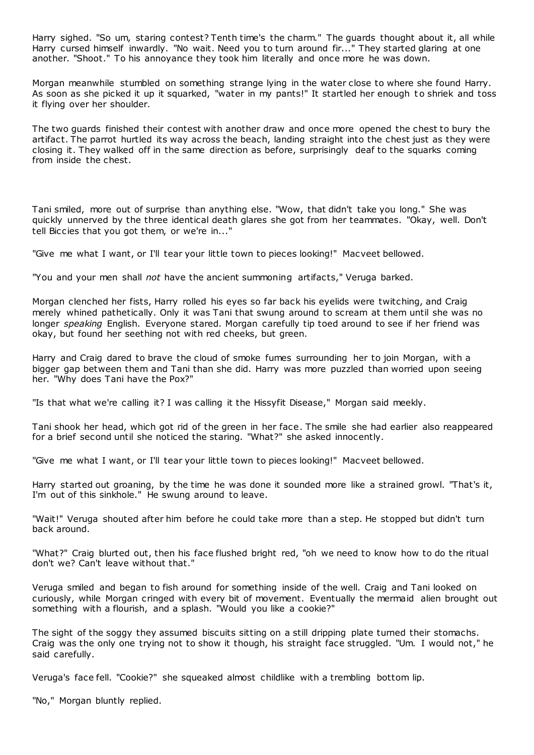Harry sighed. "So um, staring contest? Tenth time's the charm." The guards thought about it, all while Harry cursed himself inwardly. "No wait. Need you to turn around fir..." They started glaring at one another. "Shoot." To his annoyance they took him literally and once more he was down.

Morgan meanwhile stumbled on something strange lying in the water close to where she found Harry. As soon as she picked it up it squarked, "water in my pants!" It startled her enough to shriek and toss it flying over her shoulder.

The two guards finished their contest with another draw and once more opened the chest to bury the artifact. The parrot hurtled its way across the beach, landing straight into the chest just as they were closing it. They walked off in the same direction as before, surprisingly deaf to the squarks coming from inside the chest.

Tani smiled, more out of surprise than anything else. "Wow, that didn't take you long." She was quickly unnerved by the three identical death glares she got from her teammates. "Okay, well. Don't tell Biccies that you got them, or we're in..."

"Give me what I want, or I'll tear your little town to pieces looking!" Macveet bellowed.

"You and your men shall *not* have the ancient summoning artifacts," Veruga barked.

Morgan clenched her fists, Harry rolled his eyes so far back his eyelids were twitching, and Craig merely whined pathetically. Only it was Tani that swung around to scream at them until she was no longer *speaking* English. Everyone stared. Morgan carefully tip toed around to see if her friend was okay, but found her seething not with red cheeks, but green.

Harry and Craig dared to brave the cloud of smoke fumes surrounding her to join Morgan, with a bigger gap between them and Tani than she did. Harry was more puzzled than worried upon seeing her. "Why does Tani have the Pox?"

"Is that what we're calling it? I was calling it the Hissyfit Disease," Morgan said meekly.

Tani shook her head, which got rid of the green in her face. The smile she had earlier also reappeared for a brief second until she noticed the staring. "What?" she asked innocently.

"Give me what I want, or I'll tear your little town to pieces looking!" Macveet bellowed.

Harry started out groaning, by the time he was done it sounded more like a strained growl. "That's it, I'm out of this sinkhole." He swung around to leave.

"Wait!" Veruga shouted after him before he could take more than a step. He stopped but didn't turn back around.

"What?" Craig blurted out, then his face flushed bright red, "oh we need to know how to do the ritual don't we? Can't leave without that."

Veruga smiled and began to fish around for something inside of the well. Craig and Tani looked on curiously, while Morgan cringed with every bit of movement. Eventually the mermaid alien brought out something with a flourish, and a splash. "Would you like a cookie?"

The sight of the soggy they assumed biscuits sitting on a still dripping plate turned their stomachs. Craig was the only one trying not to show it though, his straight face struggled. "Um. I would not," he said carefully.

Veruga's face fell. "Cookie?" she squeaked almost childlike with a trembling bottom lip.

"No," Morgan bluntly replied.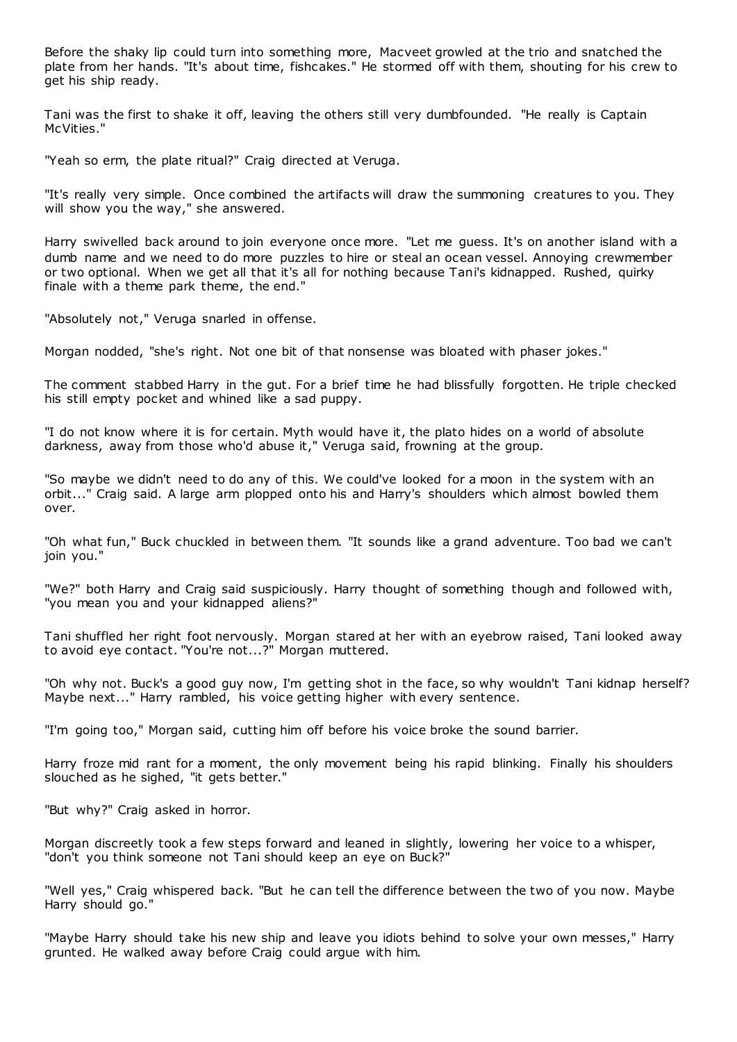Before the shaky lip could turn into something more, Macveet growled at the trio and snatched the plate from her hands. "It's about time, fishcakes." He stormed off with them, shouting for his crew to get his ship ready.

Tani was the first to shake it off, leaving the others still very dumbfounded. "He really is Captain McVities."

"Yeah so erm, the plate ritual?" Craig directed at Veruga.

"It's really very simple. Once combined the artifacts will draw the summoning creatures to you. They will show you the way," she answered.

Harry swivelled back around to join everyone once more. "Let me guess. It's on another island with a dumb name and we need to do more puzzles to hire or steal an ocean vessel. Annoying crewmember or two optional. When we get all that it's all for nothing because Tani's kidnapped. Rushed, quirky finale with a theme park theme, the end."

"Absolutely not," Veruga snarled in offense.

Morgan nodded, "she's right. Not one bit of that nonsense was bloated with phaser jokes."

The comment stabbed Harry in the gut. For a brief time he had blissfully forgotten. He triple checked his still empty pocket and whined like a sad puppy.

"I do not know where it is for certain. Myth would have it, the plato hides on a world of absolute darkness, away from those who'd abuse it," Veruga said, frowning at the group.

"So maybe we didn't need to do any of this. We could've looked for a moon in the system with an orbit..." Craig said. A large arm plopped onto his and Harry's shoulders which almost bowled them over.

"Oh what fun," Buck chuckled in between them. "It sounds like a grand adventure. Too bad we can't join you."

"We?" both Harry and Craig said suspiciously. Harry thought of something though and followed with, "you mean you and your kidnapped aliens?"

Tani shuffled her right foot nervously. Morgan stared at her with an eyebrow raised, Tani looked away to avoid eye contact. "You're not...?" Morgan muttered.

"Oh why not. Buck's a good guy now, I'm getting shot in the face, so why wouldn't Tani kidnap herself? Maybe next..." Harry rambled, his voice getting higher with every sentence.

"I'm going too," Morgan said, cutting him off before his voice broke the sound barrier.

Harry froze mid rant for a moment, the only movement being his rapid blinking. Finally his shoulders slouched as he sighed, "it gets better."

"But why?" Craig asked in horror.

Morgan discreetly took a few steps forward and leaned in slightly, lowering her voice to a whisper, "don't you think someone not Tani should keep an eye on Buck?"

"Well yes," Craig whispered back. "But he can tell the difference between the two of you now. Maybe Harry should go."

"Maybe Harry should take his new ship and leave you idiots behind to solve your own messes," Harry grunted. He walked away before Craig could argue with him.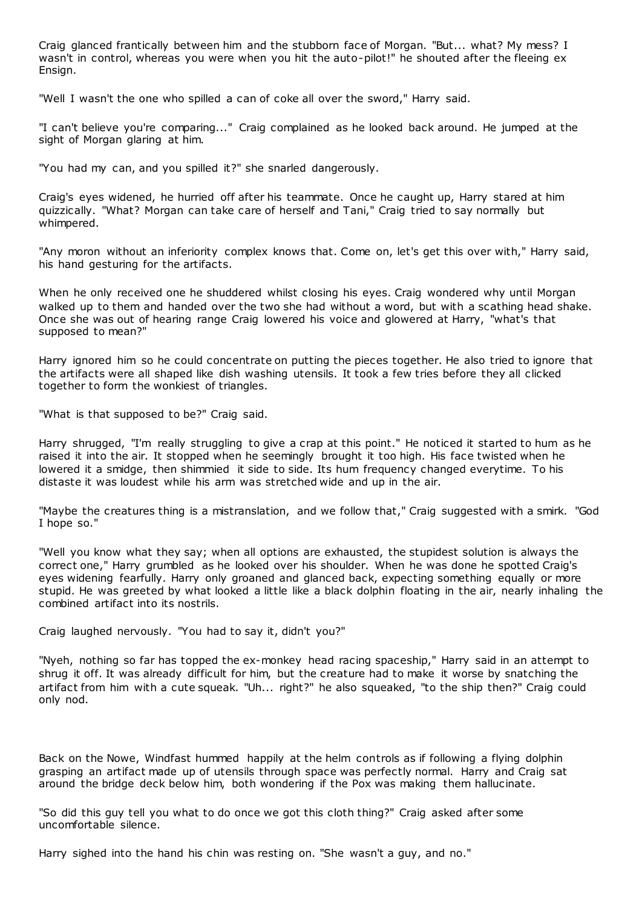Craig glanced frantically between him and the stubborn face of Morgan. "But... what? My mess? I wasn't in control, whereas you were when you hit the auto-pilot!" he shouted after the fleeing ex Ensign.

"Well I wasn't the one who spilled a can of coke all over the sword," Harry said.

"I can't believe you're comparing..." Craig complained as he looked back around. He jumped at the sight of Morgan glaring at him.

"You had my can, and you spilled it?" she snarled dangerously.

Craig's eyes widened, he hurried off after his teammate. Once he caught up, Harry stared at him quizzically. "What? Morgan can take care of herself and Tani," Craig tried to say normally but whimpered.

"Any moron without an inferiority complex knows that. Come on, let's get this over with," Harry said, his hand gesturing for the artifacts.

When he only received one he shuddered whilst closing his eyes. Craig wondered why until Morgan walked up to them and handed over the two she had without a word, but with a scathing head shake. Once she was out of hearing range Craig lowered his voice and glowered at Harry, "what's that supposed to mean?"

Harry ignored him so he could concentrate on putting the pieces together. He also tried to ignore that the artifacts were all shaped like dish washing utensils. It took a few tries before they all clicked together to form the wonkiest of triangles.

"What is that supposed to be?" Craig said.

Harry shrugged, "I'm really struggling to give a crap at this point." He noticed it started to hum as he raised it into the air. It stopped when he seemingly brought it too high. His face twisted when he lowered it a smidge, then shimmied it side to side. Its hum frequency changed everytime. To his distaste it was loudest while his arm was stretched wide and up in the air.

"Maybe the creatures thing is a mistranslation, and we follow that," Craig suggested with a smirk. "God I hope so."

"Well you know what they say; when all options are exhausted, the stupidest solution is always the correct one," Harry grumbled as he looked over his shoulder. When he was done he spotted Craig's eyes widening fearfully. Harry only groaned and glanced back, expecting something equally or more stupid. He was greeted by what looked a little like a black dolphin floating in the air, nearly inhaling the combined artifact into its nostrils.

Craig laughed nervously. "You had to say it, didn't you?"

"Nyeh, nothing so far has topped the ex-monkey head racing spaceship," Harry said in an attempt to shrug it off. It was already difficult for him, but the creature had to make it worse by snatching the artifact from him with a cute squeak. "Uh... right?" he also squeaked, "to the ship then?" Craig could only nod.

Back on the Nowe, Windfast hummed happily at the helm controls as if following a flying dolphin grasping an artifact made up of utensils through space was perfectly normal. Harry and Craig sat around the bridge deck below him, both wondering if the Pox was making them hallucinate.

"So did this guy tell you what to do once we got this cloth thing?" Craig asked after some uncomfortable silence.

Harry sighed into the hand his chin was resting on. "She wasn't a guy, and no."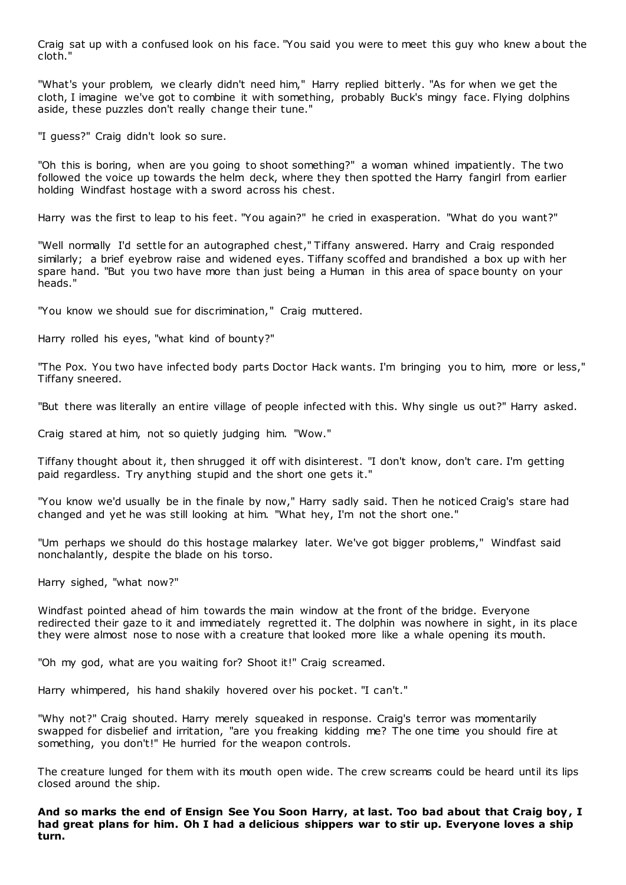Craig sat up with a confused look on his face. "You said you were to meet this guy who knew about the cloth."

"What's your problem, we clearly didn't need him," Harry replied bitterly. "As for when we get the cloth, I imagine we've got to combine it with something, probably Buck's mingy face. Flying dolphins aside, these puzzles don't really change their tune."

"I guess?" Craig didn't look so sure.

"Oh this is boring, when are you going to shoot something?" a woman whined impatiently. The two followed the voice up towards the helm deck, where they then spotted the Harry fangirl from earlier holding Windfast hostage with a sword across his chest.

Harry was the first to leap to his feet. "You again?" he cried in exasperation. "What do you want?"

"Well normally I'd settle for an autographed chest," Tiffany answered. Harry and Craig responded similarly; a brief eyebrow raise and widened eyes. Tiffany scoffed and brandished a box up with her spare hand. "But you two have more than just being a Human in this area of space bounty on your heads."

"You know we should sue for discrimination," Craig muttered.

Harry rolled his eyes, "what kind of bounty?"

"The Pox. You two have infected body parts Doctor Hack wants. I'm bringing you to him, more or less," Tiffany sneered.

"But there was literally an entire village of people infected with this. Why single us out?" Harry asked.

Craig stared at him, not so quietly judging him. "Wow."

Tiffany thought about it, then shrugged it off with disinterest. "I don't know, don't care. I'm getting paid regardless. Try anything stupid and the short one gets it."

"You know we'd usually be in the finale by now," Harry sadly said. Then he noticed Craig's stare had changed and yet he was still looking at him. "What hey, I'm not the short one."

"Um perhaps we should do this hostage malarkey later. We've got bigger problems," Windfast said nonchalantly, despite the blade on his torso.

Harry sighed, "what now?"

Windfast pointed ahead of him towards the main window at the front of the bridge. Everyone redirected their gaze to it and immediately regretted it. The dolphin was nowhere in sight, in its place they were almost nose to nose with a creature that looked more like a whale opening its mouth.

"Oh my god, what are you waiting for? Shoot it!" Craig screamed.

Harry whimpered, his hand shakily hovered over his pocket. "I can't."

"Why not?" Craig shouted. Harry merely squeaked in response. Craig's terror was momentarily swapped for disbelief and irritation, "are you freaking kidding me? The one time you should fire at something, you don't!" He hurried for the weapon controls.

The creature lunged for them with its mouth open wide. The crew screams could be heard until its lips closed around the ship.

**And so marks the end of Ensign See You Soon Harry, at last. Too bad about that Craig boy, I had great plans for him. Oh I had a delicious shippers war to stir up. Everyone loves a ship turn.**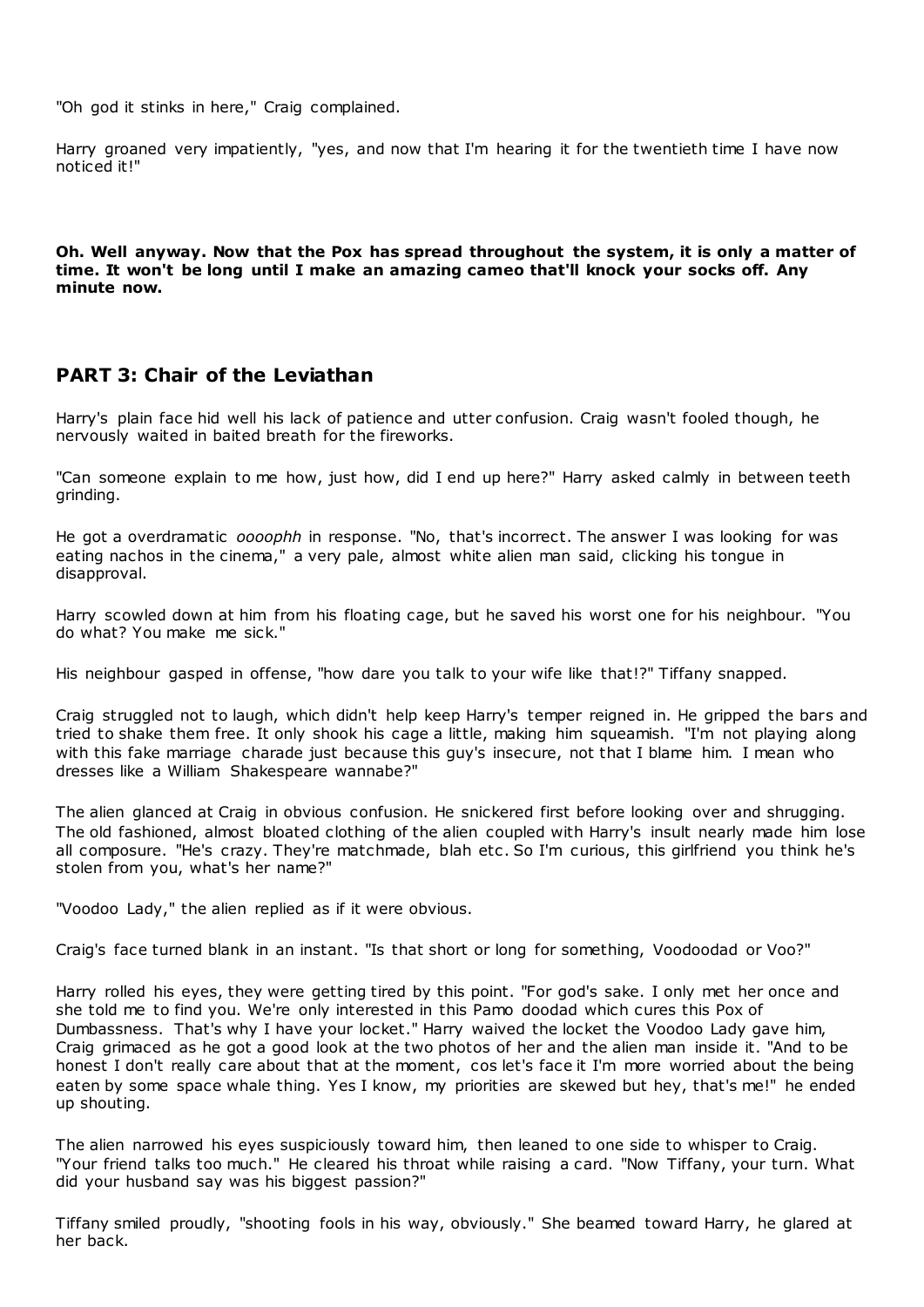"Oh god it stinks in here," Craig complained.

Harry groaned very impatiently, "yes, and now that I'm hearing it for the twentieth time I have now noticed it!"

**Oh. Well anyway. Now that the Pox has spread throughout the system, it is only a matter of time. It won't be long until I make an amazing cameo that'll knock your socks off. Any minute now.**

## PART 3: Chair of the Leviathan

Harry's plain face hid well his lack of patience and utter confusion. Craig wasn't fooled though, he nervously waited in baited breath for the fireworks.

"Can someone explain to me how, just how, did I end up here?" Harry asked calmly in between teeth grinding.

He got a overdramatic *oooophh* in response. "No, that's incorrect. The answer I was looking for was eating nachos in the cinema," a very pale, almost white alien man said, clicking his tongue in disapproval.

Harry scowled down at him from his floating cage, but he saved his worst one for his neighbour. "You do what? You make me sick."

His neighbour gasped in offense, "how dare you talk to your wife like that!?" Tiffany snapped.

Craig struggled not to laugh, which didn't help keep Harry's temper reigned in. He gripped the bars and tried to shake them free. It only shook his cage a little, making him squeamish. "I'm not playing along with this fake marriage charade just because this guy's insecure, not that I blame him. I mean who dresses like a William Shakespeare wannabe?"

The alien glanced at Craig in obvious confusion. He snickered first before looking over and shrugging. The old fashioned, almost bloated clothing of the alien coupled with Harry's insult nearly made him lose all composure. "He's crazy. They're matchmade, blah etc. So I'm curious, this girlfriend you think he's stolen from you, what's her name?"

"Voodoo Lady," the alien replied as if it were obvious.

Craig's face turned blank in an instant. "Is that short or long for something, Voodoodad or Voo?"

Harry rolled his eyes, they were getting tired by this point. "For god's sake. I only met her once and she told me to find you. We're only interested in this Pamo doodad which cures this Pox of Dumbassness. That's why I have your locket." Harry waived the locket the Voodoo Lady gave him, Craig grimaced as he got a good look at the two photos of her and the alien man inside it. "And to be honest I don't really care about that at the moment, cos let's face it I'm more worried about the being eaten by some space whale thing. Yes I know, my priorities are skewed but hey, that's me!" he ended up shouting.

The alien narrowed his eyes suspiciously toward him, then leaned to one side to whisper to Craig. "Your friend talks too much." He cleared his throat while raising a card. "Now Tiffany, your turn. What did your husband say was his biggest passion?"

Tiffany smiled proudly, "shooting fools in his way, obviously." She beamed toward Harry, he glared at her back.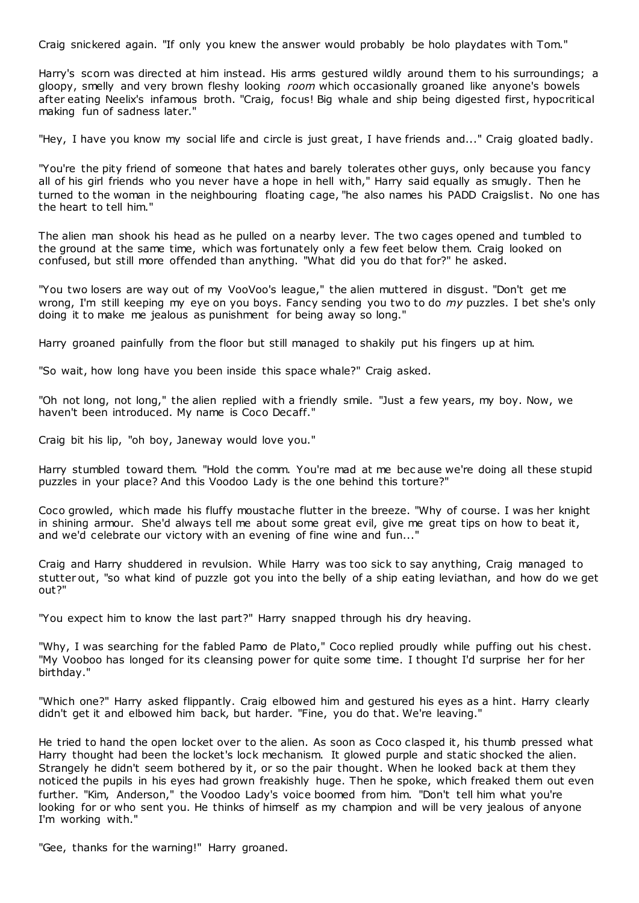Craig snickered again. "If only you knew the answer would probably be holo playdates with Tom."

Harry's scorn was directed at him instead. His arms gestured wildly around them to his surroundings; a gloopy, smelly and very brown fleshy looking *room* which occasionally groaned like anyone's bowels after eating Neelix's infamous broth. "Craig, focus! Big whale and ship being digested first, hypocritical making fun of sadness later."

"Hey, I have you know my social life and circle is just great, I have friends and..." Craig gloated badly.

"You're the pity friend of someone that hates and barely tolerates other guys, only because you fancy all of his girl friends who you never have a hope in hell with," Harry said equally as smugly. Then he turned to the woman in the neighbouring floating cage, "he also names his PADD Craigslist. No one has the heart to tell him."

The alien man shook his head as he pulled on a nearby lever. The two cages opened and tumbled to the ground at the same time, which was fortunately only a few feet below them. Craig looked on confused, but still more offended than anything. "What did you do that for?" he asked.

"You two losers are way out of my VooVoo's league," the alien muttered in disgust. "Don't get me wrong, I'm still keeping my eye on you boys. Fancy sending you two to do *my* puzzles. I bet she's only doing it to make me jealous as punishment for being away so long."

Harry groaned painfully from the floor but still managed to shakily put his fingers up at him.

"So wait, how long have you been inside this space whale?" Craig asked.

"Oh not long, not long," the alien replied with a friendly smile. "Just a few years, my boy. Now, we haven't been introduced. My name is Coco Decaff."

Craig bit his lip, "oh boy, Janeway would love you."

Harry stumbled toward them. "Hold the comm. You're mad at me because we're doing all these stupid puzzles in your place? And this Voodoo Lady is the one behind this torture?"

Coco growled, which made his fluffy moustache flutter in the breeze. "Why of course. I was her knight in shining armour. She'd always tell me about some great evil, give me great tips on how to beat it, and we'd celebrate our victory with an evening of fine wine and fun..."

Craig and Harry shuddered in revulsion. While Harry was too sick to say anything, Craig managed to stutter out, "so what kind of puzzle got you into the belly of a ship eating leviathan, and how do we get out?"

"You expect him to know the last part?" Harry snapped through his dry heaving.

"Why, I was searching for the fabled Pamo de Plato," Coco replied proudly while puffing out his chest. "My Vooboo has longed for its cleansing power for quite some time. I thought I'd surprise her for her birthday."

"Which one?" Harry asked flippantly. Craig elbowed him and gestured his eyes as a hint. Harry clearly didn't get it and elbowed him back, but harder. "Fine, you do that. We're leaving."

He tried to hand the open locket over to the alien. As soon as Coco clasped it, his thumb pressed what Harry thought had been the locket's lock mechanism. It glowed purple and static shocked the alien. Strangely he didn't seem bothered by it, or so the pair thought. When he looked back at them they noticed the pupils in his eyes had grown freakishly huge. Then he spoke, which freaked them out even further. "Kim, Anderson," the Voodoo Lady's voice boomed from him. "Don't tell him what you're looking for or who sent you. He thinks of himself as my champion and will be very jealous of anyone I'm working with."

"Gee, thanks for the warning!" Harry groaned.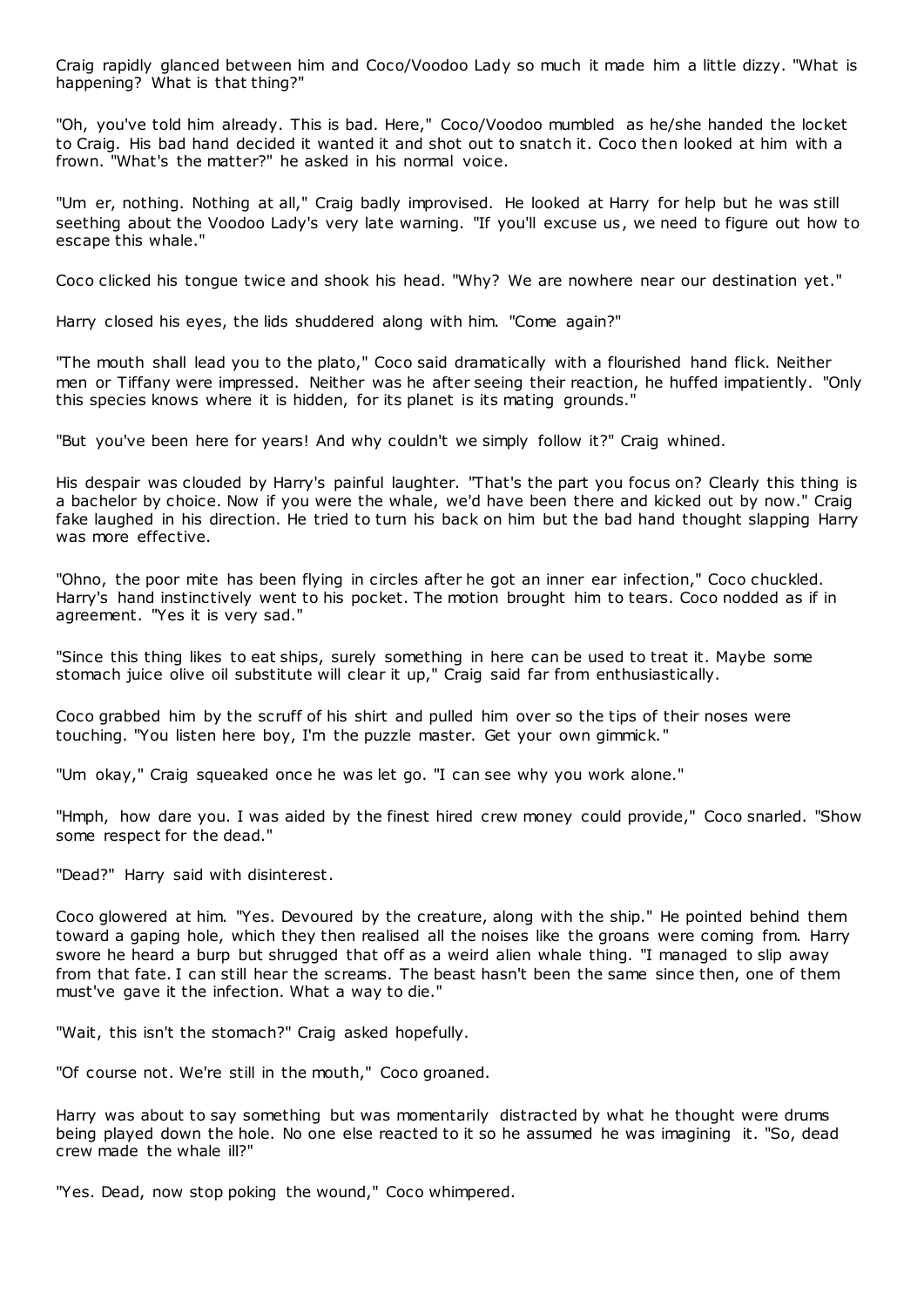Craig rapidly glanced between him and Coco/Voodoo Lady so much it made him a little dizzy. "What is happening? What is that thing?"

"Oh, you've told him already. This is bad. Here," Coco/Voodoo mumbled as he/she handed the locket to Craig. His bad hand decided it wanted it and shot out to snatch it. Coco then looked at him with a frown. "What's the matter?" he asked in his normal voice.

"Um er, nothing. Nothing at all," Craig badly improvised. He looked at Harry for help but he was still seething about the Voodoo Lady's very late warning. "If you'll excuse us, we need to figure out how to escape this whale."

Coco clicked his tongue twice and shook his head. "Why? We are nowhere near our destination yet."

Harry closed his eyes, the lids shuddered along with him. "Come again?"

"The mouth shall lead you to the plato," Coco said dramatically with a flourished hand flick. Neither men or Tiffany were impressed. Neither was he after seeing their reaction, he huffed impatiently. "Only this species knows where it is hidden, for its planet is its mating grounds."

"But you've been here for years! And why couldn't we simply follow it?" Craig whined.

His despair was clouded by Harry's painful laughter. "That's the part you focus on? Clearly this thing is a bachelor by choice. Now if you were the whale, we'd have been there and kicked out by now." Craig fake laughed in his direction. He tried to turn his back on him but the bad hand thought slapping Harry was more effective.

"Ohno, the poor mite has been flying in circles after he got an inner ear infection," Coco chuckled. Harry's hand instinctively went to his pocket. The motion brought him to tears. Coco nodded as if in agreement. "Yes it is very sad."

"Since this thing likes to eat ships, surely something in here can be used to treat it. Maybe some stomach juice olive oil substitute will clear it up," Craig said far from enthusiastically.

Coco grabbed him by the scruff of his shirt and pulled him over so the tips of their noses were touching. "You listen here boy, I'm the puzzle master. Get your own gimmick."

"Um okay," Craig squeaked once he was let go. "I can see why you work alone."

"Hmph, how dare you. I was aided by the finest hired crew money could provide," Coco snarled. "Show some respect for the dead."

"Dead?" Harry said with disinterest.

Coco glowered at him. "Yes. Devoured by the creature, along with the ship." He pointed behind them toward a gaping hole, which they then realised all the noises like the groans were coming from. Harry swore he heard a burp but shrugged that off as a weird alien whale thing. "I managed to slip away from that fate. I can still hear the screams. The beast hasn't been the same since then, one of them must've gave it the infection. What a way to die."

"Wait, this isn't the stomach?" Craig asked hopefully.

"Of course not. We're still in the mouth," Coco groaned.

Harry was about to say something but was momentarily distracted by what he thought were drums being played down the hole. No one else reacted to it so he assumed he was imagining it. "So, dead crew made the whale ill?"

"Yes. Dead, now stop poking the wound," Coco whimpered.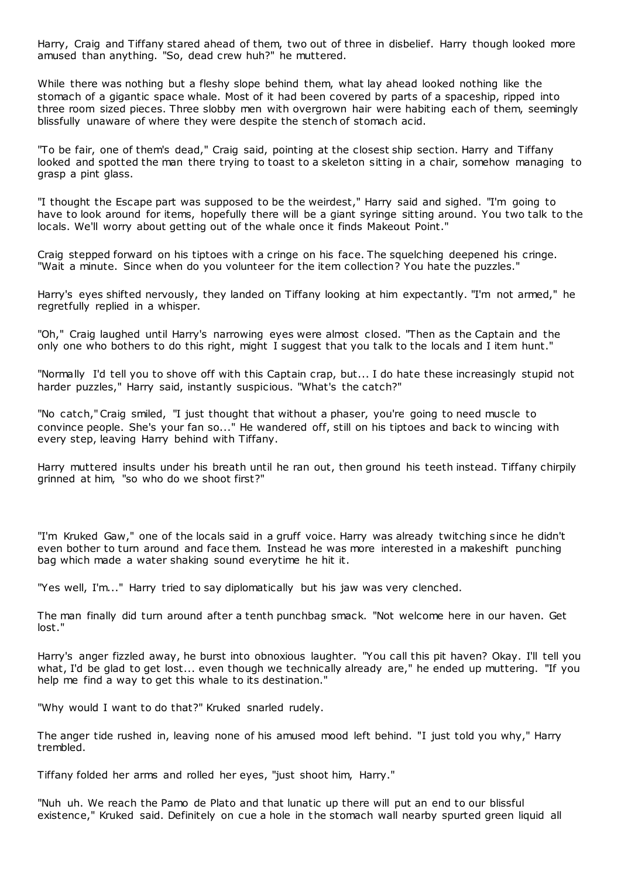Harry, Craig and Tiffany stared ahead of them, two out of three in disbelief. Harry though looked more amused than anything. "So, dead crew huh?" he muttered.

While there was nothing but a fleshy slope behind them, what lay ahead looked nothing like the stomach of a gigantic space whale. Most of it had been covered by parts of a spaceship, ripped into three room sized pieces. Three slobby men with overgrown hair were habiting each of them, seemingly blissfully unaware of where they were despite the stench of stomach acid.

"To be fair, one of them's dead," Craig said, pointing at the closest ship section. Harry and Tiffany looked and spotted the man there trying to toast to a skeleton sitting in a chair, somehow managing to grasp a pint glass.

"I thought the Escape part was supposed to be the weirdest," Harry said and sighed. "I'm going to have to look around for items, hopefully there will be a giant syringe sitting around. You two talk to the locals. We'll worry about getting out of the whale once it finds Makeout Point."

Craig stepped forward on his tiptoes with a cringe on his face. The squelching deepened his cringe. "Wait a minute. Since when do you volunteer for the item collection? You hate the puzzles."

Harry's eyes shifted nervously, they landed on Tiffany looking at him expectantly. "I'm not armed," he regretfully replied in a whisper.

"Oh," Craig laughed until Harry's narrowing eyes were almost closed. "Then as the Captain and the only one who bothers to do this right, might I suggest that you talk to the locals and I item hunt."

"Normally I'd tell you to shove off with this Captain crap, but... I do hate these increasingly stupid not harder puzzles," Harry said, instantly suspicious. "What's the catch?"

"No catch," Craig smiled, "I just thought that without a phaser, you're going to need muscle to convince people. She's your fan so..." He wandered off, still on his tiptoes and back to wincing with every step, leaving Harry behind with Tiffany.

Harry muttered insults under his breath until he ran out, then ground his teeth instead. Tiffany chirpily grinned at him, "so who do we shoot first?"

"I'm Kruked Gaw," one of the locals said in a gruff voice. Harry was already twitching since he didn't even bother to turn around and face them. Instead he was more interested in a makeshift punching bag which made a water shaking sound everytime he hit it.

"Yes well, I'm..." Harry tried to say diplomatically but his jaw was very clenched.

The man finally did turn around after a tenth punchbag smack. "Not welcome here in our haven. Get lost."

Harry's anger fizzled away, he burst into obnoxious laughter. "You call this pit haven? Okay. I'll tell you what, I'd be glad to get lost... even though we technically already are," he ended up muttering. "If you help me find a way to get this whale to its destination."

"Why would I want to do that?" Kruked snarled rudely.

The anger tide rushed in, leaving none of his amused mood left behind. "I just told you why," Harry trembled.

Tiffany folded her arms and rolled her eyes, "just shoot him, Harry."

"Nuh uh. We reach the Pamo de Plato and that lunatic up there will put an end to our blissful existence," Kruked said. Definitely on cue a hole in the stomach wall nearby spurted green liquid all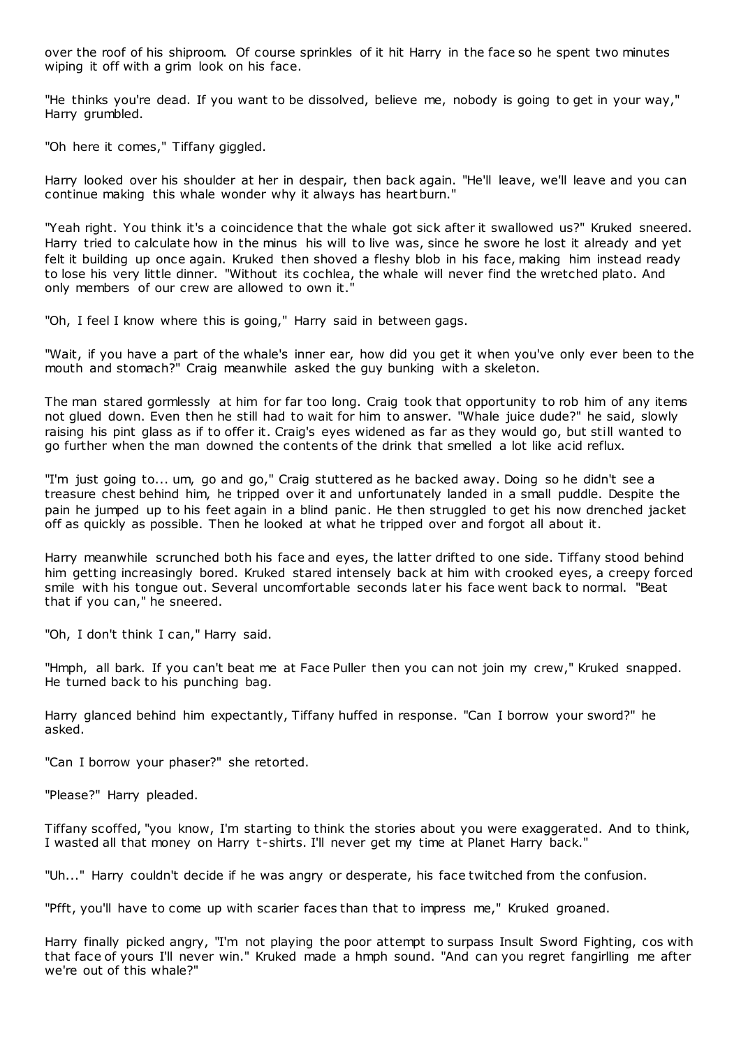over the roof of his shiproom. Of course sprinkles of it hit Harry in the face so he spent two minutes wiping it off with a grim look on his face.

"He thinks you're dead. If you want to be dissolved, believe me, nobody is going to get in your way," Harry grumbled.

"Oh here it comes," Tiffany giggled.

Harry looked over his shoulder at her in despair, then back again. "He'll leave, we'll leave and you can continue making this whale wonder why it always has heartburn."

"Yeah right. You think it's a coincidence that the whale got sick after it swallowed us?" Kruked sneered. Harry tried to calculate how in the minus his will to live was, since he swore he lost it already and yet felt it building up once again. Kruked then shoved a fleshy blob in his face, making him instead ready to lose his very little dinner. "Without its cochlea, the whale will never find the wretched plato. And only members of our crew are allowed to own it."

"Oh, I feel I know where this is going," Harry said in between gags.

"Wait, if you have a part of the whale's inner ear, how did you get it when you've only ever been to the mouth and stomach?" Craig meanwhile asked the guy bunking with a skeleton.

The man stared gormlessly at him for far too long. Craig took that opportunity to rob him of any items not glued down. Even then he still had to wait for him to answer. "Whale juice dude?" he said, slowly raising his pint glass as if to offer it. Craig's eyes widened as far as they would go, but still wanted to go further when the man downed the contents of the drink that smelled a lot like acid reflux.

"I'm just going to... um, go and go," Craig stuttered as he backed away. Doing so he didn't see a treasure chest behind him, he tripped over it and unfortunately landed in a small puddle. Despite the pain he jumped up to his feet again in a blind panic. He then struggled to get his now drenched jacket off as quickly as possible. Then he looked at what he tripped over and forgot all about it.

Harry meanwhile scrunched both his face and eyes, the latter drifted to one side. Tiffany stood behind him getting increasingly bored. Kruked stared intensely back at him with crooked eyes, a creepy forced smile with his tongue out. Several uncomfortable seconds later his face went back to normal. "Beat that if you can," he sneered.

"Oh, I don't think I can," Harry said.

"Hmph, all bark. If you can't beat me at Face Puller then you can not join my crew," Kruked snapped. He turned back to his punching bag.

Harry glanced behind him expectantly, Tiffany huffed in response. "Can I borrow your sword?" he asked.

"Can I borrow your phaser?" she retorted.

"Please?" Harry pleaded.

Tiffany scoffed, "you know, I'm starting to think the stories about you were exaggerated. And to think, I wasted all that money on Harry t-shirts. I'll never get my time at Planet Harry back."

"Uh..." Harry couldn't decide if he was angry or desperate, his face twitched from the confusion.

"Pfft, you'll have to come up with scarier faces than that to impress me," Kruked groaned.

Harry finally picked angry, "I'm not playing the poor attempt to surpass Insult Sword Fighting, cos with that face of yours I'll never win." Kruked made a hmph sound. "And can you regret fangirlling me after we're out of this whale?"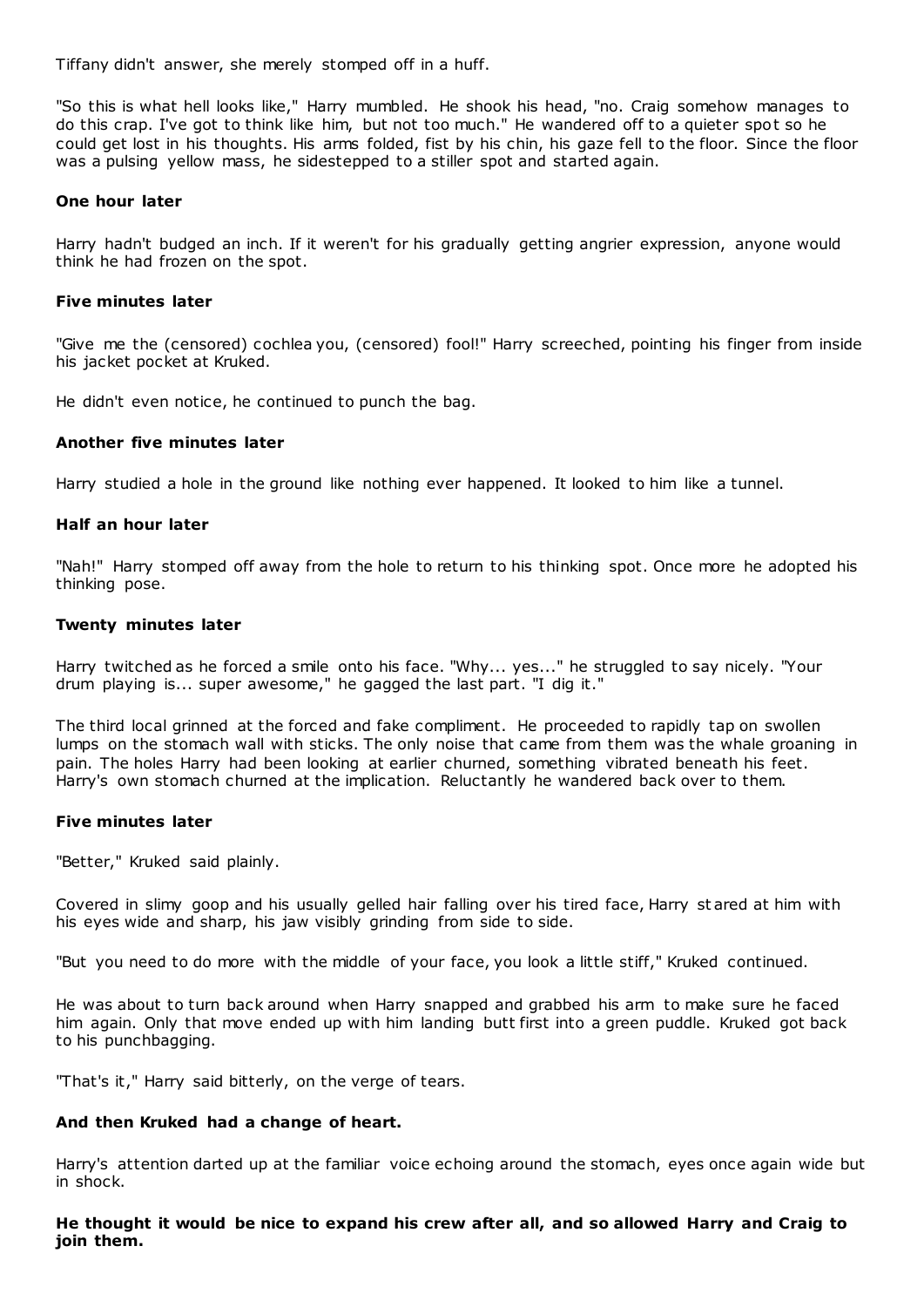Tiffany didn't answer, she merely stomped off in a huff.

"So this is what hell looks like," Harry mumbled. He shook his head, "no. Craig somehow manages to do this crap. I've got to think like him, but not too much." He wandered off to a quieter spot so he could get lost in his thoughts. His arms folded, fist by his chin, his gaze fell to the floor. Since the floor was a pulsing yellow mass, he sidestepped to a stiller spot and started again.

**One hour later**

Harry hadn't budged an inch. If it weren't for his gradually getting angrier expression, anyone would think he had frozen on the spot.

**Five minutes later**

"Give me the (censored) cochlea you, (censored) fool!" Harry screeched, pointing his finger from inside his jacket pocket at Kruked.

He didn't even notice, he continued to punch the bag.

**Another five minutes later**

Harry studied a hole in the ground like nothing ever happened. It looked to him like a tunnel.

**Half an hour later**

"Nah!" Harry stomped off away from the hole to return to his thinking spot. Once more he adopted his thinking pose.

**Twenty minutes later**

Harry twitched as he forced a smile onto his face. "Why... yes..." he struggled to say nicely. "Your drum playing is... super awesome," he gagged the last part. "I dig it."

The third local grinned at the forced and fake compliment. He proceeded to rapidly tap on swollen lumps on the stomach wall with sticks. The only noise that came from them was the whale groaning in pain. The holes Harry had been looking at earlier churned, something vibrated beneath his feet. Harry's own stomach churned at the implication. Reluctantly he wandered back over to them.

**Five minutes later**

"Better," Kruked said plainly.

Covered in slimy goop and his usually gelled hair falling over his tired face, Harry stared at him with his eyes wide and sharp, his jaw visibly grinding from side to side.

"But you need to do more with the middle of your face, you look a little stiff," Kruked continued.

He was about to turn back around when Harry snapped and grabbed his arm to make sure he faced him again. Only that move ended up with him landing butt first into a green puddle. Kruked got back to his punchbagging.

"That's it," Harry said bitterly, on the verge of tears.

**And then Kruked had a change of heart.**

Harry's attention darted up at the familiar voice echoing around the stomach, eyes once again wide but in shock.

**He thought it would be nice to expand his crew after all, and so allowed Harry and Craig to join them.**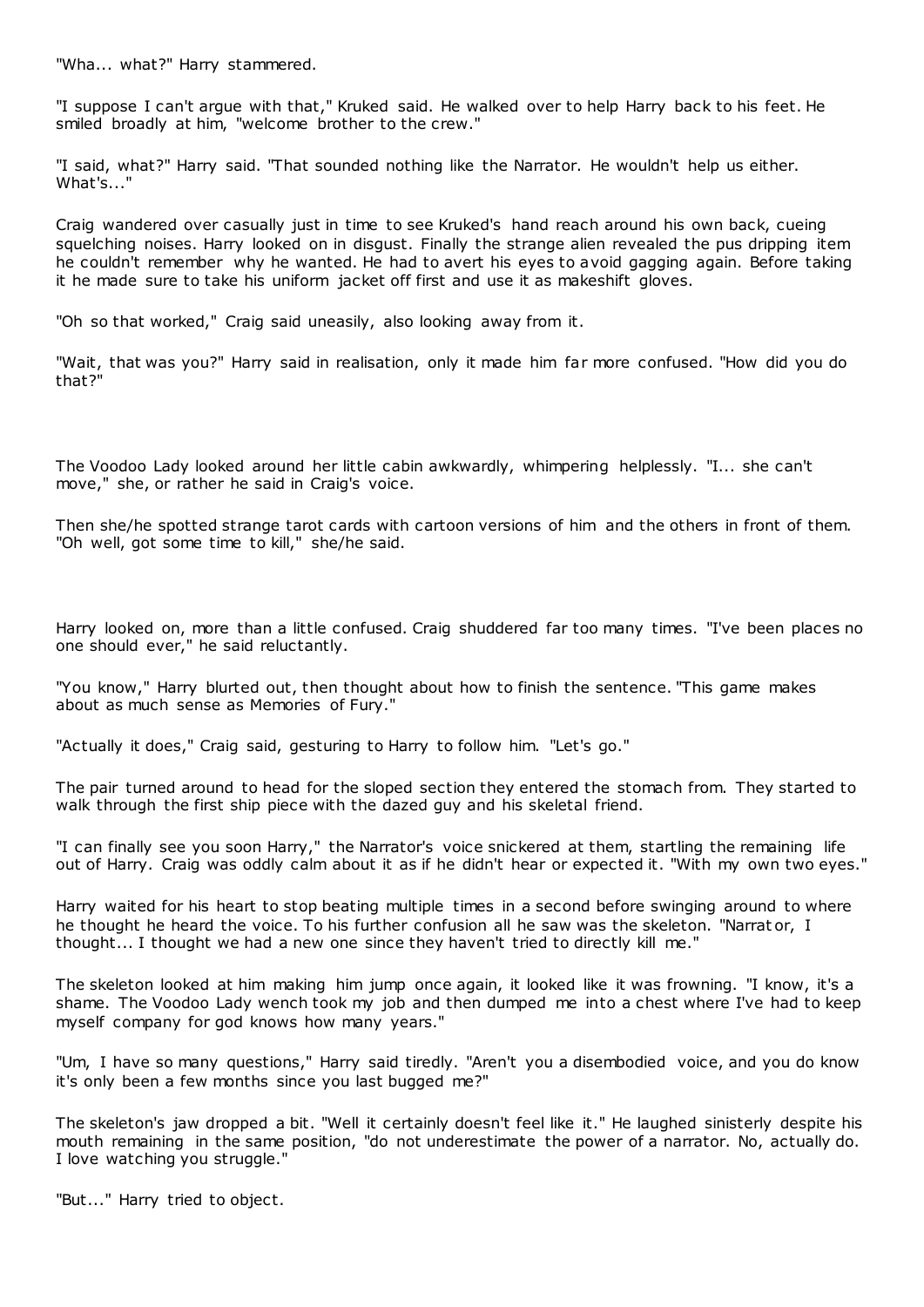"Wha... what?" Harry stammered.

"I suppose I can't argue with that," Kruked said. He walked over to help Harry back to his feet. He smiled broadly at him, "welcome brother to the crew."

"I said, what?" Harry said. "That sounded nothing like the Narrator. He wouldn't help us either. What's..."

Craig wandered over casually just in time to see Kruked's hand reach around his own back, cueing squelching noises. Harry looked on in disgust. Finally the strange alien revealed the pus dripping item he couldn't remember why he wanted. He had to avert his eyes to avoid gagging again. Before taking it he made sure to take his uniform jacket off first and use it as makeshift gloves.

"Oh so that worked," Craig said uneasily, also looking away from it.

"Wait, that was you?" Harry said in realisation, only it made him far more confused. "How did you do that?"

The Voodoo Lady looked around her little cabin awkwardly, whimpering helplessly. "I... she can't move," she, or rather he said in Craig's voice.

Then she/he spotted strange tarot cards with cartoon versions of him and the others in front of them. "Oh well, got some time to kill," she/he said.

Harry looked on, more than a little confused. Craig shuddered far too many times. "I've been places no one should ever," he said reluctantly.

"You know," Harry blurted out, then thought about how to finish the sentence. "This game makes about as much sense as Memories of Fury."

"Actually it does," Craig said, gesturing to Harry to follow him. "Let's go."

The pair turned around to head for the sloped section they entered the stomach from. They started to walk through the first ship piece with the dazed guy and his skeletal friend.

"I can finally see you soon Harry," the Narrator's voice snickered at them, startling the remaining life out of Harry. Craig was oddly calm about it as if he didn't hear or expected it. "With my own two eyes."

Harry waited for his heart to stop beating multiple times in a second before swinging around to where he thought he heard the voice. To his further confusion all he saw was the skeleton. "Narrator, I thought... I thought we had a new one since they haven't tried to directly kill me."

The skeleton looked at him making him jump once again, it looked like it was frowning. "I know, it's a shame. The Voodoo Lady wench took my job and then dumped me into a chest where I've had to keep myself company for god knows how many years."

"Um, I have so many questions," Harry said tiredly. "Aren't you a disembodied voice, and you do know it's only been a few months since you last bugged me?"

The skeleton's jaw dropped a bit. "Well it certainly doesn't feel like it." He laughed sinisterly despite his mouth remaining in the same position, "do not underestimate the power of a narrator. No, actually do. I love watching you struggle."

"But..." Harry tried to object.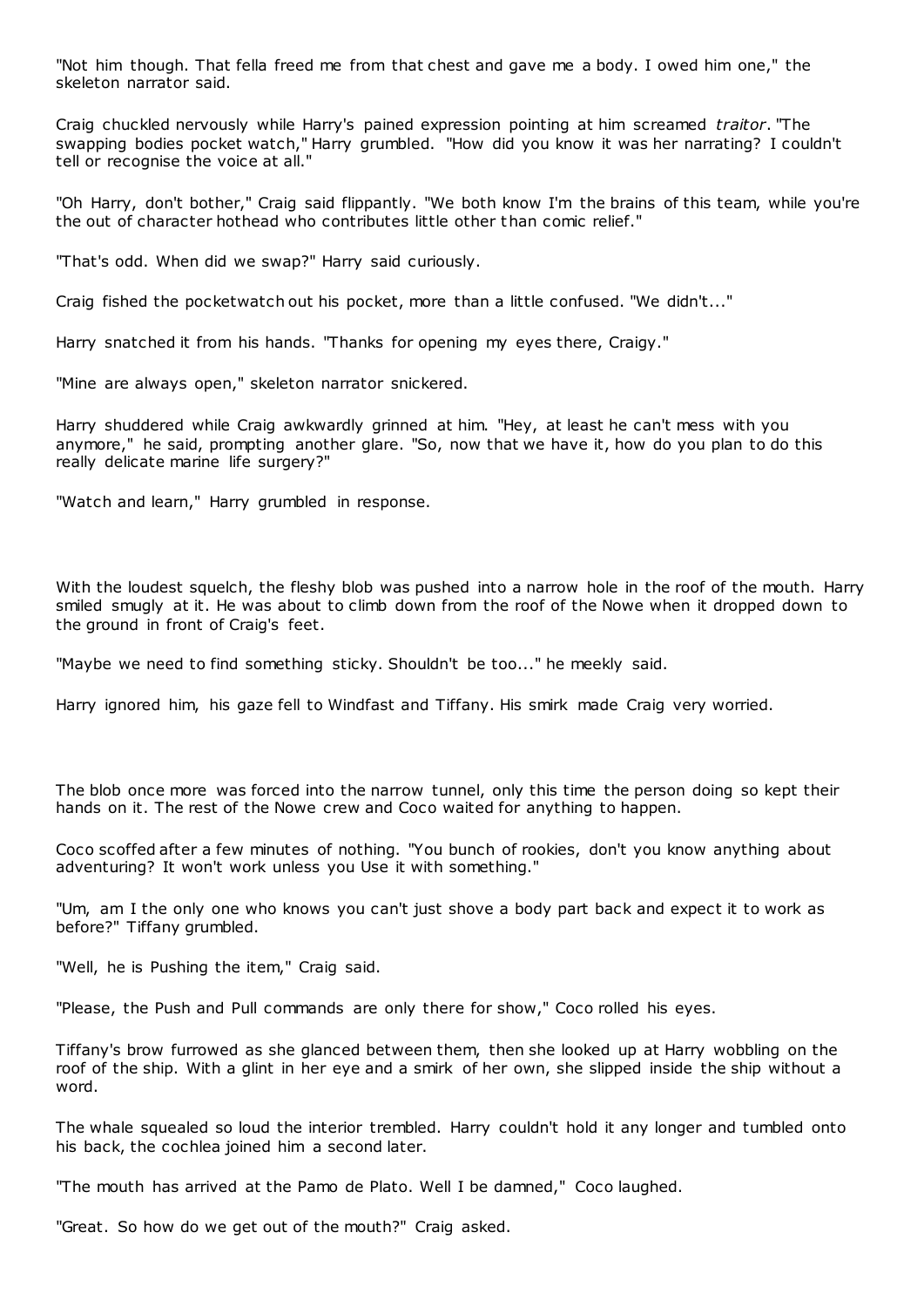"Not him though. That fella freed me from that chest and gave me a body. I owed him one," the skeleton narrator said.

Craig chuckled nervously while Harry's pained expression pointing at him screamed *traitor*. "The swapping bodies pocket watch," Harry grumbled. "How did you know it was her narrating? I couldn't tell or recognise the voice at all."

"Oh Harry, don't bother," Craig said flippantly. "We both know I'm the brains of this team, while you're the out of character hothead who contributes little other than comic relief."

"That's odd. When did we swap?" Harry said curiously.

Craig fished the pocketwatch out his pocket, more than a little confused. "We didn't..."

Harry snatched it from his hands. "Thanks for opening my eyes there, Craigy."

"Mine are always open," skeleton narrator snickered.

Harry shuddered while Craig awkwardly grinned at him. "Hey, at least he can't mess with you anymore," he said, prompting another glare. "So, now that we have it, how do you plan to do this really delicate marine life surgery?"

"Watch and learn," Harry grumbled in response.

With the loudest squelch, the fleshy blob was pushed into a narrow hole in the roof of the mouth. Harry smiled smugly at it. He was about to climb down from the roof of the Nowe when it dropped down to the ground in front of Craig's feet.

"Maybe we need to find something sticky. Shouldn't be too..." he meekly said.

Harry ignored him, his gaze fell to Windfast and Tiffany. His smirk made Craig very worried.

The blob once more was forced into the narrow tunnel, only this time the person doing so kept their hands on it. The rest of the Nowe crew and Coco waited for anything to happen.

Coco scoffed after a few minutes of nothing. "You bunch of rookies, don't you know anything about adventuring? It won't work unless you Use it with something."

"Um, am I the only one who knows you can't just shove a body part back and expect it to work as before?" Tiffany grumbled.

"Well, he is Pushing the item," Craig said.

"Please, the Push and Pull commands are only there for show," Coco rolled his eyes.

Tiffany's brow furrowed as she glanced between them, then she looked up at Harry wobbling on the roof of the ship. With a glint in her eye and a smirk of her own, she slipped inside the ship without a word.

The whale squealed so loud the interior trembled. Harry couldn't hold it any longer and tumbled onto his back, the cochlea joined him a second later.

"The mouth has arrived at the Pamo de Plato. Well I be damned," Coco laughed.

"Great. So how do we get out of the mouth?" Craig asked.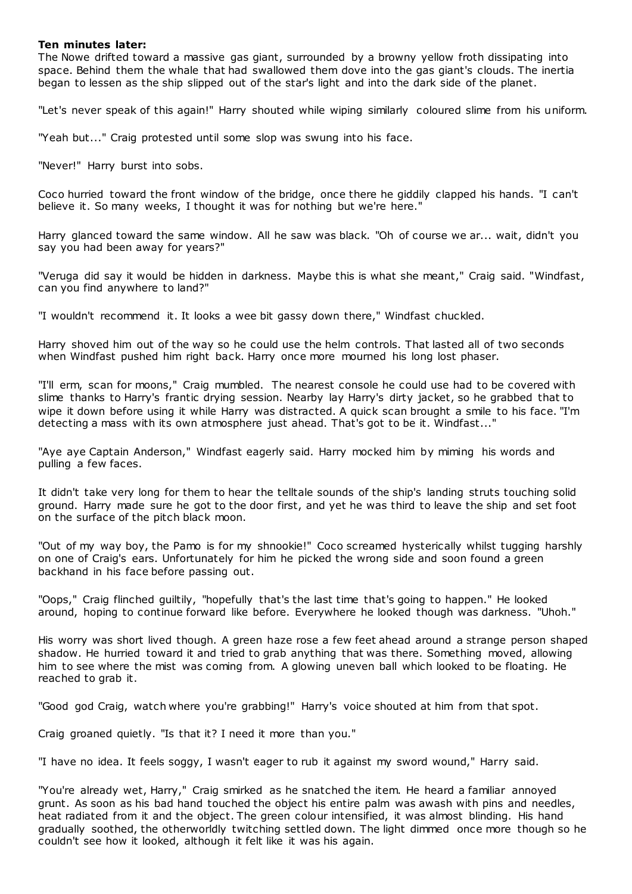**Ten minutes later:**

The Nowe drifted toward a massive gas giant, surrounded by a browny yellow froth dissipating into space. Behind them the whale that had swallowed them dove into the gas giant's clouds. The inertia began to lessen as the ship slipped out of the star's light and into the dark side of the planet.

"Let's never speak of this again!" Harry shouted while wiping similarly coloured slime from his uniform.

"Yeah but..." Craig protested until some slop was swung into his face.

"Never!" Harry burst into sobs.

Coco hurried toward the front window of the bridge, once there he giddily clapped his hands. "I can't believe it. So many weeks, I thought it was for nothing but we're here."

Harry glanced toward the same window. All he saw was black. "Oh of course we ar... wait, didn't you say you had been away for years?"

"Veruga did say it would be hidden in darkness. Maybe this is what she meant," Craig said. "Windfast, can you find anywhere to land?"

"I wouldn't recommend it. It looks a wee bit gassy down there," Windfast chuckled.

Harry shoved him out of the way so he could use the helm controls. That lasted all of two seconds when Windfast pushed him right back. Harry once more mourned his long lost phaser.

"I'll erm, scan for moons," Craig mumbled. The nearest console he could use had to be covered with slime thanks to Harry's frantic drying session. Nearby lay Harry's dirty jacket, so he grabbed that to wipe it down before using it while Harry was distracted. A quick scan brought a smile to his face. "I'm detecting a mass with its own atmosphere just ahead. That's got to be it. Windfast..."

"Aye aye Captain Anderson," Windfast eagerly said. Harry mocked him by miming his words and pulling a few faces.

It didn't take very long for them to hear the telltale sounds of the ship's landing struts touching solid ground. Harry made sure he got to the door first, and yet he was third to leave the ship and set foot on the surface of the pitch black moon.

"Out of my way boy, the Pamo is for my shnookie!" Coco screamed hysterically whilst tugging harshly on one of Craig's ears. Unfortunately for him he picked the wrong side and soon found a green backhand in his face before passing out.

"Oops," Craig flinched guiltily, "hopefully that's the last time that's going to happen." He looked around, hoping to continue forward like before. Everywhere he looked though was darkness. "Uhoh."

His worry was short lived though. A green haze rose a few feet ahead around a strange person shaped shadow. He hurried toward it and tried to grab anything that was there. Something moved, allowing him to see where the mist was coming from. A glowing uneven ball which looked to be floating. He reached to grab it.

"Good god Craig, watch where you're grabbing!" Harry's voice shouted at him from that spot.

Craig groaned quietly. "Is that it? I need it more than you."

"I have no idea. It feels soggy, I wasn't eager to rub it against my sword wound," Harry said.

"You're already wet, Harry," Craig smirked as he snatched the item. He heard a familiar annoyed grunt. As soon as his bad hand touched the object his entire palm was awash with pins and needles, heat radiated from it and the object. The green colour intensified, it was almost blinding. His hand gradually soothed, the otherworldly twitching settled down. The light dimmed once more though so he couldn't see how it looked, although it felt like it was his again.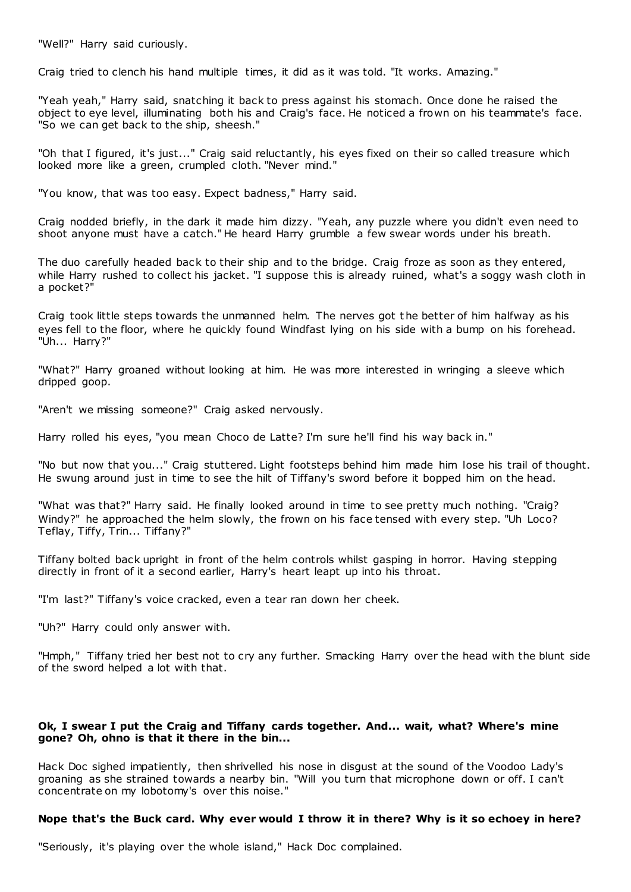"Well?" Harry said curiously.

Craig tried to clench his hand multiple times, it did as it was told. "It works. Amazing."

"Yeah yeah," Harry said, snatching it back to press against his stomach. Once done he raised the object to eye level, illuminating both his and Craig's face. He noticed a frown on his teammate's face. "So we can get back to the ship, sheesh."

"Oh that I figured, it's just..." Craig said reluctantly, his eyes fixed on their so called treasure which looked more like a green, crumpled cloth. "Never mind."

"You know, that was too easy. Expect badness," Harry said.

Craig nodded briefly, in the dark it made him dizzy. "Yeah, any puzzle where you didn't even need to shoot anyone must have a catch." He heard Harry grumble a few swear words under his breath.

The duo carefully headed back to their ship and to the bridge. Craig froze as soon as they entered, while Harry rushed to collect his jacket. "I suppose this is already ruined, what's a soggy wash cloth in a pocket?"

Craig took little steps towards the unmanned helm. The nerves got the better of him halfway as his eyes fell to the floor, where he quickly found Windfast lying on his side with a bump on his forehead. "Uh... Harry?"

"What?" Harry groaned without looking at him. He was more interested in wringing a sleeve which dripped goop.

"Aren't we missing someone?" Craig asked nervously.

Harry rolled his eyes, "you mean Choco de Latte? I'm sure he'll find his way back in."

"No but now that you..." Craig stuttered. Light footsteps behind him made him lose his trail of thought. He swung around just in time to see the hilt of Tiffany's sword before it bopped him on the head.

"What was that?" Harry said. He finally looked around in time to see pretty much nothing. "Craig? Windy?" he approached the helm slowly, the frown on his face tensed with every step. "Uh Loco? Teflay, Tiffy, Trin... Tiffany?"

Tiffany bolted back upright in front of the helm controls whilst gasping in horror. Having stepping directly in front of it a second earlier, Harry's heart leapt up into his throat.

"I'm last?" Tiffany's voice cracked, even a tear ran down her cheek.

"Uh?" Harry could only answer with.

"Hmph," Tiffany tried her best not to cry any further. Smacking Harry over the head with the blunt side of the sword helped a lot with that.

**Ok, I swear I put the Craig and Tiffany cards together. And... wait, what? Where's mine gone? Oh, ohno is that it there in the bin...**

Hack Doc sighed impatiently, then shrivelled his nose in disgust at the sound of the Voodoo Lady's groaning as she strained towards a nearby bin. "Will you turn that microphone down or off. I can't concentrate on my lobotomy's over this noise."

**Nope that's the Buck card. Why ever would I throw it in there? Why is it so echoey in here?**

"Seriously, it's playing over the whole island," Hack Doc complained.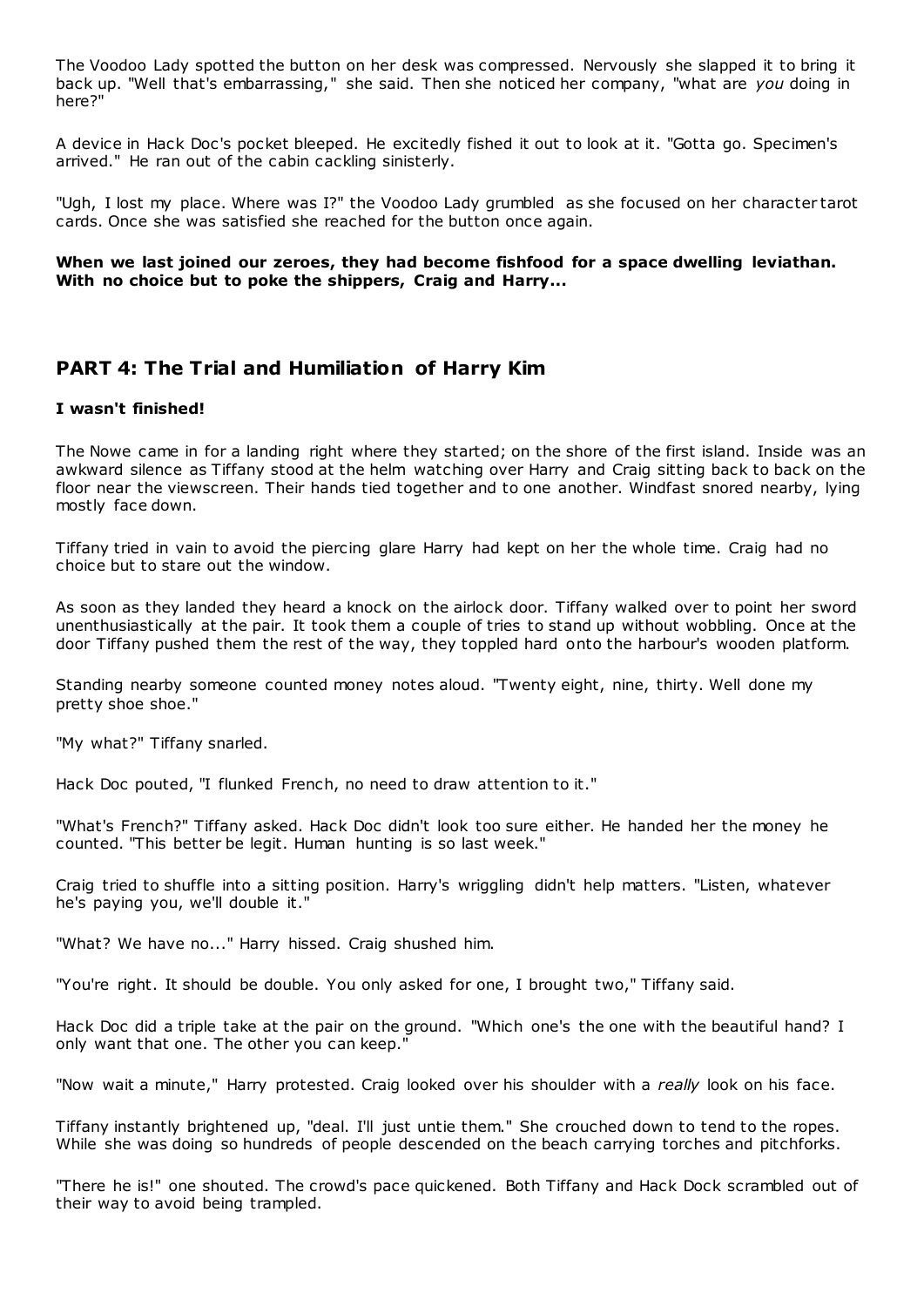The Voodoo Lady spotted the button on her desk was compressed. Nervously she slapped it to bring it back up. "Well that's embarrassing," she said. Then she noticed her company, "what are *you* doing in here?"

A device in Hack Doc's pocket bleeped. He excitedly fished it out to look at it. "Gotta go. Specimen's arrived." He ran out of the cabin cackling sinisterly.

"Ugh, I lost my place. Where was I?" the Voodoo Lady grumbled as she focused on her character tarot cards. Once she was satisfied she reached for the button once again.

**When we last joined our zeroes, they had become fishfood for a space dwelling leviathan. With no choice but to poke the shippers, Craig and Harry...**

## PART 4: The Trial and Humiliation of Harry Kim

**I wasn't finished!**

The Nowe came in for a landing right where they started; on the shore of the first island. Inside was an awkward silence as Tiffany stood at the helm watching over Harry and Craig sitting back to back on the floor near the viewscreen. Their hands tied together and to one another. Windfast snored nearby, lying mostly face down.

Tiffany tried in vain to avoid the piercing glare Harry had kept on her the whole time. Craig had no choice but to stare out the window.

As soon as they landed they heard a knock on the airlock door. Tiffany walked over to point her sword unenthusiastically at the pair. It took them a couple of tries to stand up without wobbling. Once at the door Tiffany pushed them the rest of the way, they toppled hard onto the harbour's wooden platform.

Standing nearby someone counted money notes aloud. "Twenty eight, nine, thirty. Well done my pretty shoe shoe."

"My what?" Tiffany snarled.

Hack Doc pouted, "I flunked French, no need to draw attention to it."

"What's French?" Tiffany asked. Hack Doc didn't look too sure either. He handed her the money he counted. "This better be legit. Human hunting is so last week."

Craig tried to shuffle into a sitting position. Harry's wriggling didn't help matters. "Listen, whatever he's paying you, we'll double it."

"What? We have no..." Harry hissed. Craig shushed him.

"You're right. It should be double. You only asked for one, I brought two," Tiffany said.

Hack Doc did a triple take at the pair on the ground. "Which one's the one with the beautiful hand? I only want that one. The other you can keep."

"Now wait a minute," Harry protested. Craig looked over his shoulder with a *really* look on his face.

Tiffany instantly brightened up, "deal. I'll just untie them." She crouched down to tend to the ropes. While she was doing so hundreds of people descended on the beach carrying torches and pitchforks.

"There he is!" one shouted. The crowd's pace quickened. Both Tiffany and Hack Dock scrambled out of their way to avoid being trampled.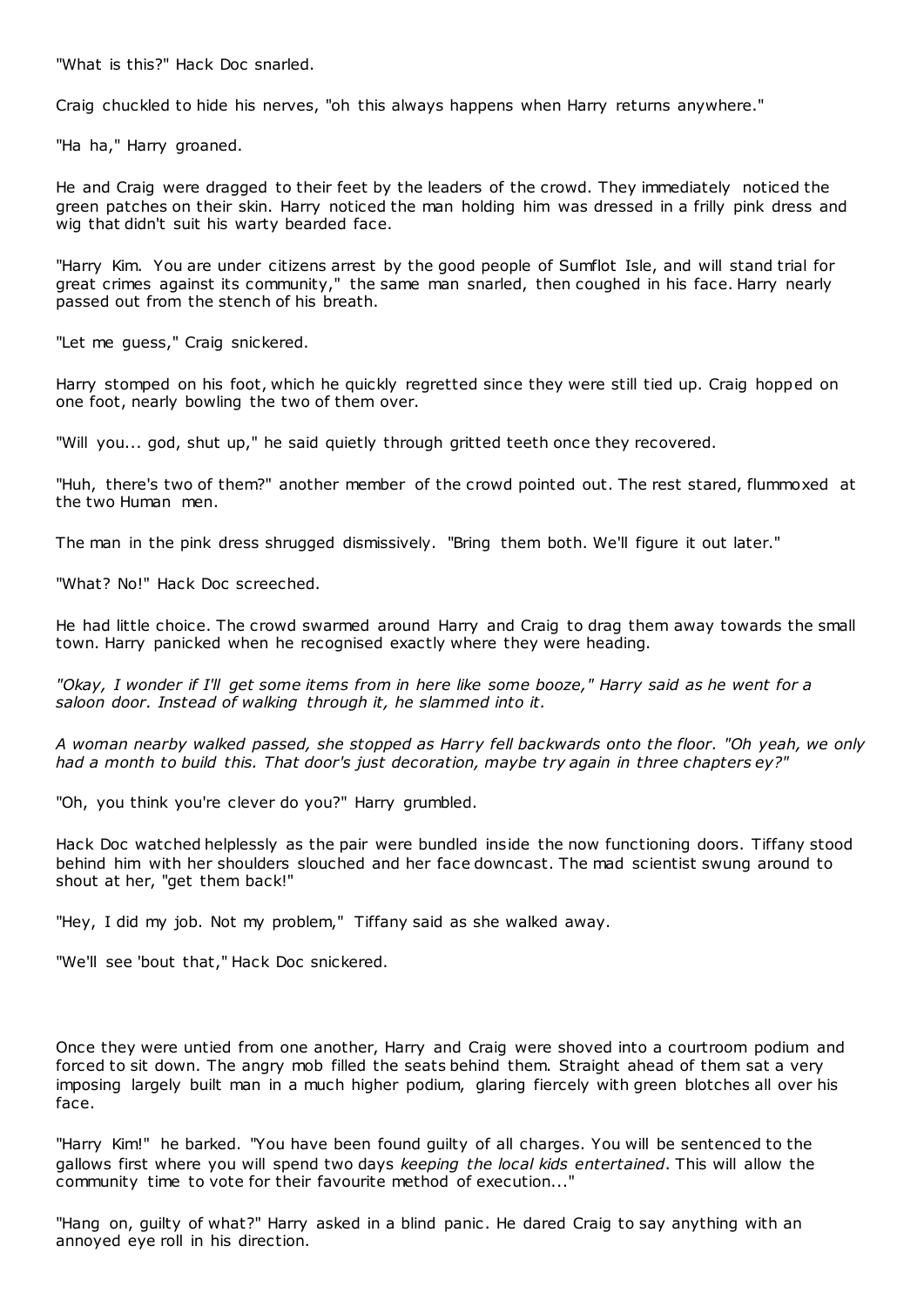"What is this?" Hack Doc snarled.

Craig chuckled to hide his nerves, "oh this always happens when Harry returns anywhere."

"Ha ha," Harry groaned.

He and Craig were dragged to their feet by the leaders of the crowd. They immediately noticed the green patches on their skin. Harry noticed the man holding him was dressed in a frilly pink dress and wig that didn't suit his warty bearded face.

"Harry Kim. You are under citizens arrest by the good people of Sumflot Isle, and will stand trial for great crimes against its community," the same man snarled, then coughed in his face. Harry nearly passed out from the stench of his breath.

"Let me guess," Craig snickered.

Harry stomped on his foot, which he quickly regretted since they were still tied up. Craig hopped on one foot, nearly bowling the two of them over.

"Will you... god, shut up," he said quietly through gritted teeth once they recovered.

"Huh, there's two of them?" another member of the crowd pointed out. The rest stared, flummoxed at the two Human men.

The man in the pink dress shrugged dismissively. "Bring them both. We'll figure it out later."

"What? No!" Hack Doc screeched.

He had little choice. The crowd swarmed around Harry and Craig to drag them away towards the small town. Harry panicked when he recognised exactly where they were heading.

*"Okay, I wonder if I'll get some items from in here like some booze," Harry said as he went for a saloon door. Instead of walking through it, he slammed into it.*

*A woman nearby walked passed, she stopped as Harry fell backwards onto the floor. "Oh yeah, we only had a month to build this. That door's just decoration, maybe try again in three chapters ey?"*

"Oh, you think you're clever do you?" Harry grumbled.

Hack Doc watched helplessly as the pair were bundled inside the now functioning doors. Tiffany stood behind him with her shoulders slouched and her face downcast. The mad scientist swung around to shout at her, "get them back!"

"Hey, I did my job. Not my problem," Tiffany said as she walked away.

"We'll see 'bout that," Hack Doc snickered.

Once they were untied from one another, Harry and Craig were shoved into a courtroom podium and forced to sit down. The angry mob filled the seats behind them. Straight ahead of them sat a very imposing largely built man in a much higher podium, glaring fiercely with green blotches all over his face.

"Harry Kim!" he barked. "You have been found guilty of all charges. You will be sentenced to the gallows first where you will spend two days *keeping the local kids entertained*. This will allow the community time to vote for their favourite method of execution..."

"Hang on, guilty of what?" Harry asked in a blind panic. He dared Craig to say anything with an annoyed eye roll in his direction.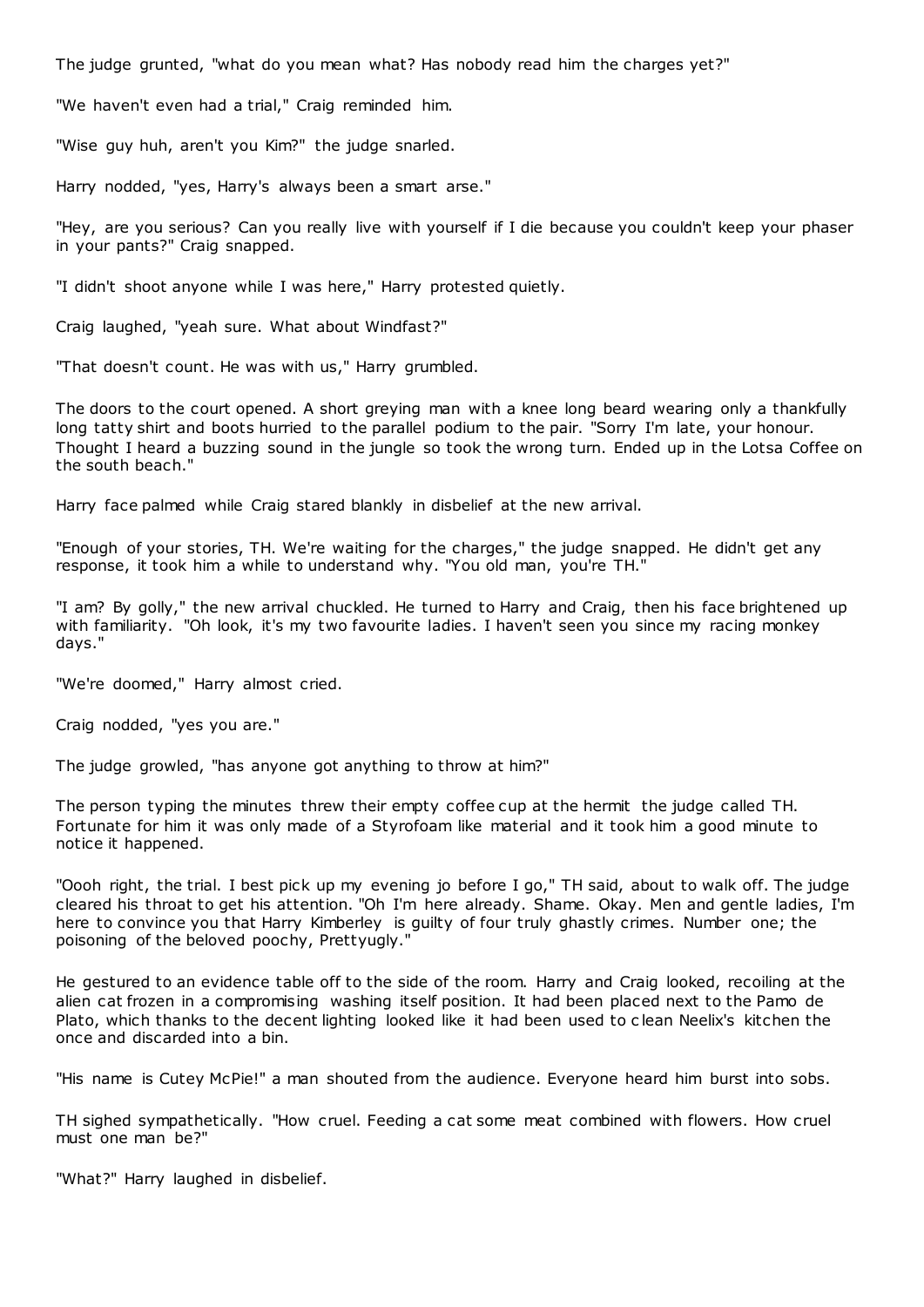The judge grunted, "what do you mean what? Has nobody read him the charges yet?"

"We haven't even had a trial," Craig reminded him.

"Wise guy huh, aren't you Kim?" the judge snarled.

Harry nodded, "yes, Harry's always been a smart arse."

"Hey, are you serious? Can you really live with yourself if I die because you couldn't keep your phaser in your pants?" Craig snapped.

"I didn't shoot anyone while I was here," Harry protested quietly.

Craig laughed, "yeah sure. What about Windfast?"

"That doesn't count. He was with us," Harry grumbled.

The doors to the court opened. A short greying man with a knee long beard wearing only a thankfully long tatty shirt and boots hurried to the parallel podium to the pair. "Sorry I'm late, your honour. Thought I heard a buzzing sound in the jungle so took the wrong turn. Ended up in the Lotsa Coffee on the south beach."

Harry face palmed while Craig stared blankly in disbelief at the new arrival.

"Enough of your stories, TH. We're waiting for the charges," the judge snapped. He didn't get any response, it took him a while to understand why. "You old man, you're TH."

"I am? By golly," the new arrival chuckled. He turned to Harry and Craig, then his face brightened up with familiarity. "Oh look, it's my two favourite ladies. I haven't seen you since my racing monkey days."

"We're doomed," Harry almost cried.

Craig nodded, "yes you are."

The judge growled, "has anyone got anything to throw at him?"

The person typing the minutes threw their empty coffee cup at the hermit the judge called TH. Fortunate for him it was only made of a Styrofoam like material and it took him a good minute to notice it happened.

"Oooh right, the trial. I best pick up my evening jo before I go," TH said, about to walk off. The judge cleared his throat to get his attention. "Oh I'm here already. Shame. Okay. Men and gentle ladies, I'm here to convince you that Harry Kimberley is guilty of four truly ghastly crimes. Number one; the poisoning of the beloved poochy, Prettyugly."

He gestured to an evidence table off to the side of the room. Harry and Craig looked, recoiling at the alien cat frozen in a compromising washing itself position. It had been placed next to the Pamo de Plato, which thanks to the decent lighting looked like it had been used to clean Neelix's kitchen the once and discarded into a bin.

"His name is Cutey McPie!" a man shouted from the audience. Everyone heard him burst into sobs.

TH sighed sympathetically. "How cruel. Feeding a cat some meat combined with flowers. How cruel must one man be?"

"What?" Harry laughed in disbelief.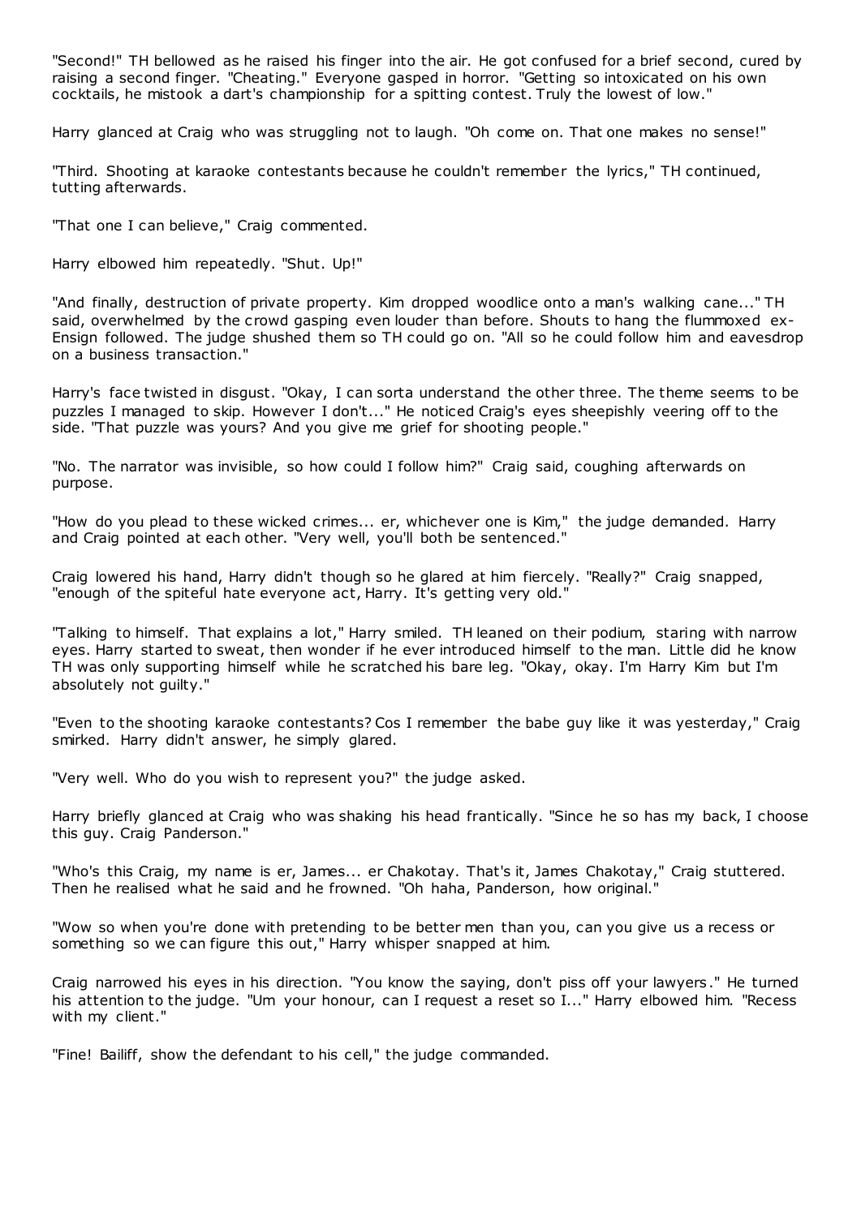"Second!" TH bellowed as he raised his finger into the air. He got confused for a brief second, cured by raising a second finger. "Cheating." Everyone gasped in horror. "Getting so intoxicated on his own cocktails, he mistook a dart's championship for a spitting contest. Truly the lowest of low."

Harry glanced at Craig who was struggling not to laugh. "Oh come on. That one makes no sense!"

"Third. Shooting at karaoke contestants because he couldn't remember the lyrics," TH continued, tutting afterwards.

"That one I can believe," Craig commented.

Harry elbowed him repeatedly. "Shut. Up!"

"And finally, destruction of private property. Kim dropped woodlice onto a man's walking cane..." TH said, overwhelmed by the crowd gasping even louder than before. Shouts to hang the flummoxed ex-Ensign followed. The judge shushed them so TH could go on. "All so he could follow him and eavesdrop on a business transaction."

Harry's face twisted in disgust. "Okay, I can sorta understand the other three. The theme seems to be puzzles I managed to skip. However I don't..." He noticed Craig's eyes sheepishly veering off to the side. "That puzzle was yours? And you give me grief for shooting people."

"No. The narrator was invisible, so how could I follow him?" Craig said, coughing afterwards on purpose.

"How do you plead to these wicked crimes... er, whichever one is Kim," the judge demanded. Harry and Craig pointed at each other. "Very well, you'll both be sentenced."

Craig lowered his hand, Harry didn't though so he glared at him fiercely. "Really?" Craig snapped, "enough of the spiteful hate everyone act, Harry. It's getting very old."

"Talking to himself. That explains a lot," Harry smiled. TH leaned on their podium, staring with narrow eyes. Harry started to sweat, then wonder if he ever introduced himself to the man. Little did he know TH was only supporting himself while he scratched his bare leg. "Okay, okay. I'm Harry Kim but I'm absolutely not guilty."

"Even to the shooting karaoke contestants? Cos I remember the babe guy like it was yesterday," Craig smirked. Harry didn't answer, he simply glared.

"Very well. Who do you wish to represent you?" the judge asked.

Harry briefly glanced at Craig who was shaking his head frantically. "Since he so has my back, I choose this guy. Craig Panderson."

"Who's this Craig, my name is er, James... er Chakotay. That's it, James Chakotay," Craig stuttered. Then he realised what he said and he frowned. "Oh haha, Panderson, how original."

"Wow so when you're done with pretending to be better men than you, can you give us a recess or something so we can figure this out," Harry whisper snapped at him.

Craig narrowed his eyes in his direction. "You know the saying, don't piss off your lawyers." He turned his attention to the judge. "Um your honour, can I request a reset so I..." Harry elbowed him. "Recess with my client."

"Fine! Bailiff, show the defendant to his cell," the judge commanded.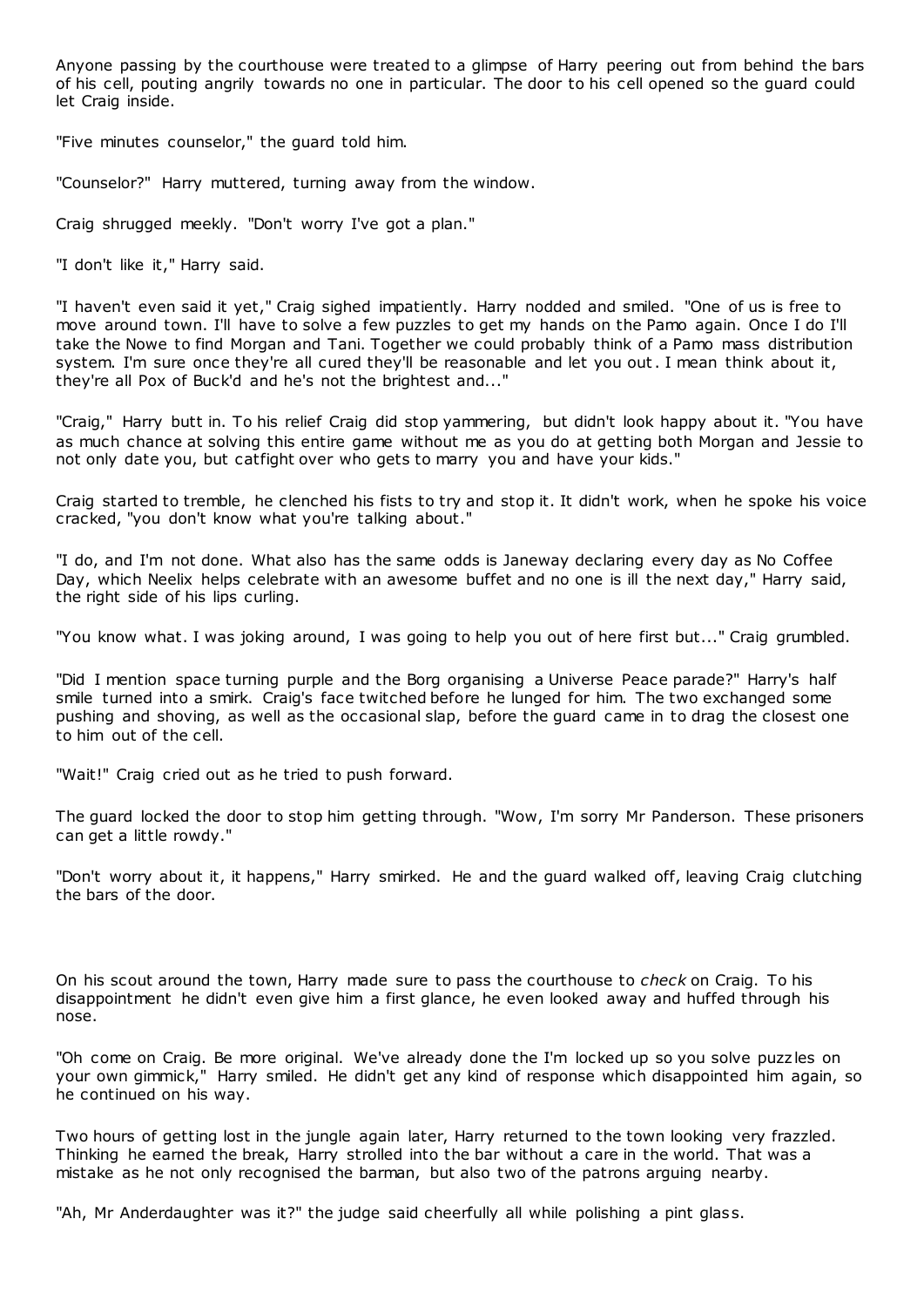Anyone passing by the courthouse were treated to a glimpse of Harry peering out from behind the bars of his cell, pouting angrily towards no one in particular. The door to his cell opened so the guard could let Craig inside.

"Five minutes counselor," the guard told him.

"Counselor?" Harry muttered, turning away from the window.

Craig shrugged meekly. "Don't worry I've got a plan."

"I don't like it," Harry said.

"I haven't even said it yet," Craig sighed impatiently. Harry nodded and smiled. "One of us is free to move around town. I'll have to solve a few puzzles to get my hands on the Pamo again. Once I do I'll take the Nowe to find Morgan and Tani. Together we could probably think of a Pamo mass distribution system. I'm sure once they're all cured they'll be reasonable and let you out. I mean think about it, they're all Pox of Buck'd and he's not the brightest and..."

"Craig," Harry butt in. To his relief Craig did stop yammering, but didn't look happy about it. "You have as much chance at solving this entire game without me as you do at getting both Morgan and Jessie to not only date you, but catfight over who gets to marry you and have your kids."

Craig started to tremble, he clenched his fists to try and stop it. It didn't work, when he spoke his voice cracked, "you don't know what you're talking about."

"I do, and I'm not done. What also has the same odds is Janeway declaring every day as No Coffee Day, which Neelix helps celebrate with an awesome buffet and no one is ill the next day," Harry said, the right side of his lips curling.

"You know what. I was joking around, I was going to help you out of here first but..." Craig grumbled.

"Did I mention space turning purple and the Borg organising a Universe Peace parade?" Harry's half smile turned into a smirk. Craig's face twitched before he lunged for him. The two exchanged some pushing and shoving, as well as the occasional slap, before the guard came in to drag the closest one to him out of the cell.

"Wait!" Craig cried out as he tried to push forward.

The guard locked the door to stop him getting through. "Wow, I'm sorry Mr Panderson. These prisoners can get a little rowdy."

"Don't worry about it, it happens," Harry smirked. He and the guard walked off, leaving Craig clutching the bars of the door.

On his scout around the town, Harry made sure to pass the courthouse to *check* on Craig. To his disappointment he didn't even give him a first glance, he even looked away and huffed through his nose.

"Oh come on Craig. Be more original. We've already done the I'm locked up so you solve puzzles on your own gimmick," Harry smiled. He didn't get any kind of response which disappointed him again, so he continued on his way.

Two hours of getting lost in the jungle again later, Harry returned to the town looking very frazzled. Thinking he earned the break, Harry strolled into the bar without a care in the world. That was a mistake as he not only recognised the barman, but also two of the patrons arguing nearby.

"Ah, Mr Anderdaughter was it?" the judge said cheerfully all while polishing a pint glass.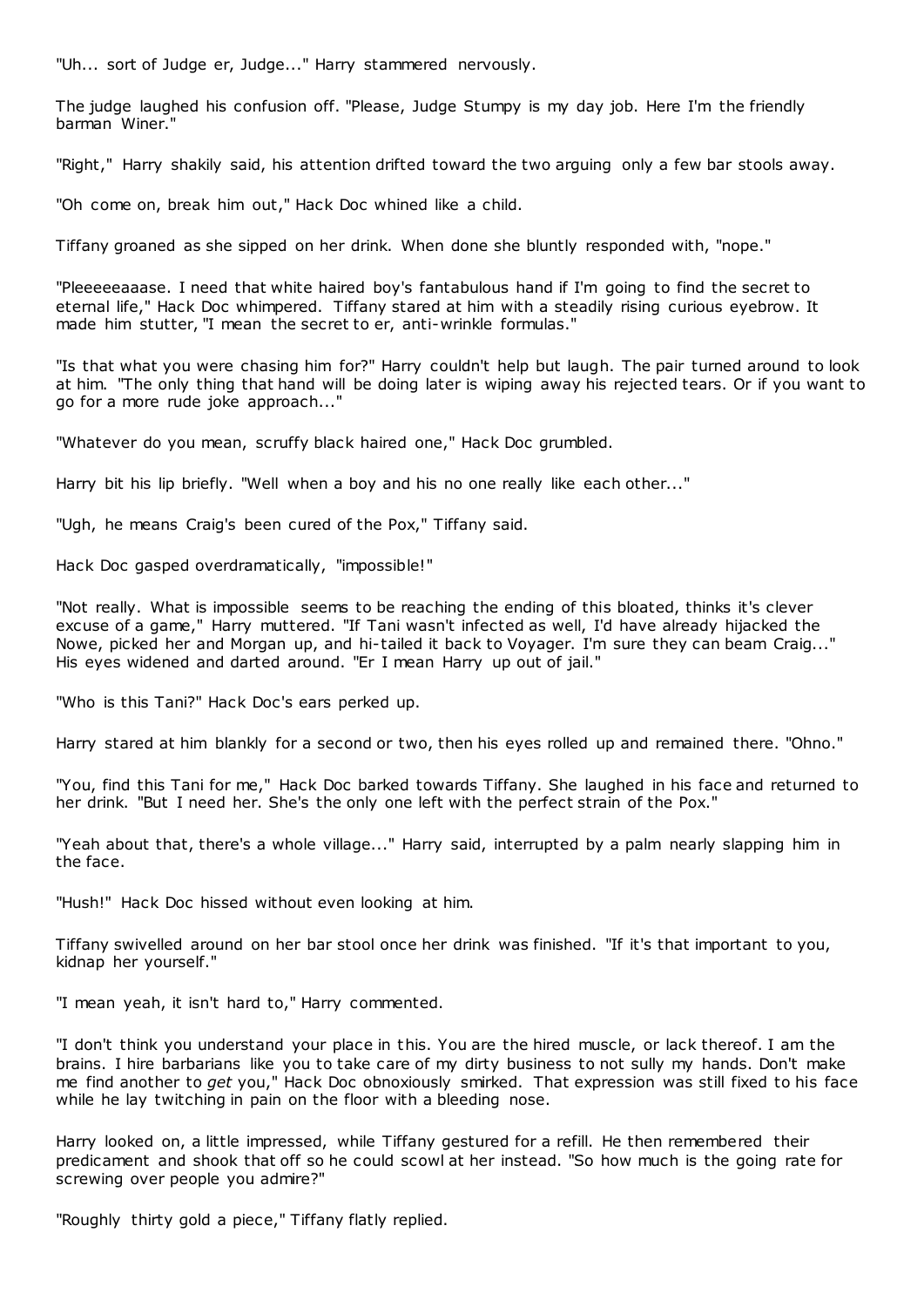"Uh... sort of Judge er, Judge..." Harry stammered nervously.

The judge laughed his confusion off. "Please, Judge Stumpy is my day job. Here I'm the friendly barman Winer."

"Right," Harry shakily said, his attention drifted toward the two arguing only a few bar stools away.

"Oh come on, break him out," Hack Doc whined like a child.

Tiffany groaned as she sipped on her drink. When done she bluntly responded with, "nope."

"Pleeeeeaaase. I need that white haired boy's fantabulous hand if I'm going to find the secret to eternal life," Hack Doc whimpered. Tiffany stared at him with a steadily rising curious eyebrow. It made him stutter, "I mean the secret to er, anti-wrinkle formulas."

"Is that what you were chasing him for?" Harry couldn't help but laugh. The pair turned around to look at him. "The only thing that hand will be doing later is wiping away his rejected tears. Or if you want to go for a more rude joke approach..."

"Whatever do you mean, scruffy black haired one," Hack Doc grumbled.

Harry bit his lip briefly. "Well when a boy and his no one really like each other..."

"Ugh, he means Craig's been cured of the Pox," Tiffany said.

Hack Doc gasped overdramatically, "impossible!"

"Not really. What is impossible seems to be reaching the ending of this bloated, thinks it's clever excuse of a game," Harry muttered. "If Tani wasn't infected as well, I'd have already hijacked the Nowe, picked her and Morgan up, and hi-tailed it back to Voyager. I'm sure they can beam Craig..." His eyes widened and darted around. "Er I mean Harry up out of jail."

"Who is this Tani?" Hack Doc's ears perked up.

Harry stared at him blankly for a second or two, then his eyes rolled up and remained there. "Ohno."

"You, find this Tani for me," Hack Doc barked towards Tiffany. She laughed in his face and returned to her drink. "But I need her. She's the only one left with the perfect strain of the Pox."

"Yeah about that, there's a whole village..." Harry said, interrupted by a palm nearly slapping him in the face.

"Hush!" Hack Doc hissed without even looking at him.

Tiffany swivelled around on her bar stool once her drink was finished. "If it's that important to you, kidnap her yourself."

"I mean yeah, it isn't hard to," Harry commented.

"I don't think you understand your place in this. You are the hired muscle, or lack thereof. I am the brains. I hire barbarians like you to take care of my dirty business to not sully my hands. Don't make me find another to *get* you," Hack Doc obnoxiously smirked. That expression was still fixed to his face while he lay twitching in pain on the floor with a bleeding nose.

Harry looked on, a little impressed, while Tiffany gestured for a refill. He then remembered their predicament and shook that off so he could scowl at her instead. "So how much is the going rate for screwing over people you admire?"

"Roughly thirty gold a piece," Tiffany flatly replied.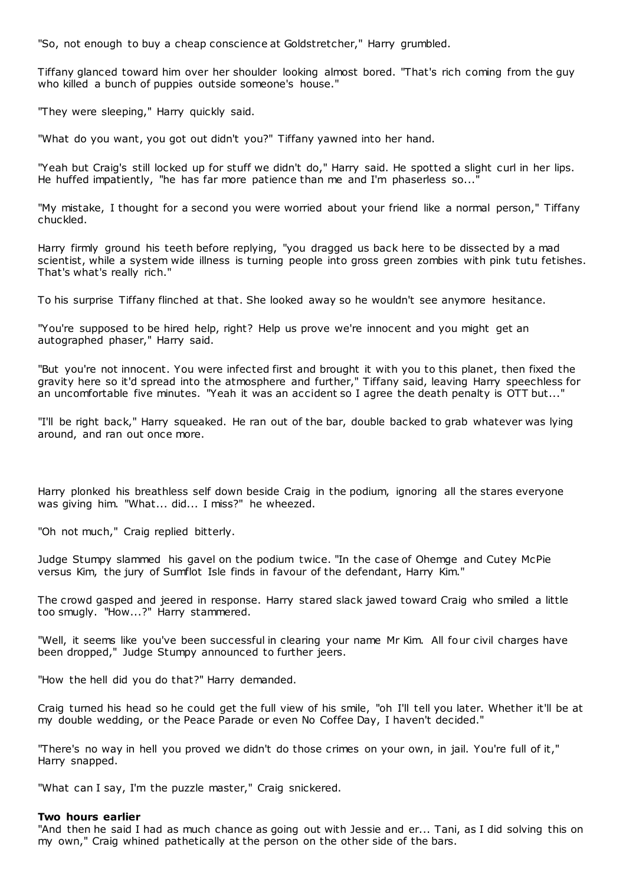"So, not enough to buy a cheap conscience at Goldstretcher," Harry grumbled.

Tiffany glanced toward him over her shoulder looking almost bored. "That's rich coming from the guy who killed a bunch of puppies outside someone's house."

"They were sleeping," Harry quickly said.

"What do you want, you got out didn't you?" Tiffany yawned into her hand.

"Yeah but Craig's still locked up for stuff we didn't do," Harry said. He spotted a slight curl in her lips. He huffed impatiently, "he has far more patience than me and I'm phaserless so..."

"My mistake, I thought for a second you were worried about your friend like a normal person," Tiffany chuckled.

Harry firmly ground his teeth before replying, "you dragged us back here to be dissected by a mad scientist, while a system wide illness is turning people into gross green zombies with pink tutu fetishes. That's what's really rich."

To his surprise Tiffany flinched at that. She looked away so he wouldn't see anymore hesitance.

"You're supposed to be hired help, right? Help us prove we're innocent and you might get an autographed phaser," Harry said.

"But you're not innocent. You were infected first and brought it with you to this planet, then fixed the gravity here so it'd spread into the atmosphere and further," Tiffany said, leaving Harry speechless for an uncomfortable five minutes. "Yeah it was an accident so I agree the death penalty is OTT but..."

"I'll be right back," Harry squeaked. He ran out of the bar, double backed to grab whatever was lying around, and ran out once more.

Harry plonked his breathless self down beside Craig in the podium, ignoring all the stares everyone was giving him. "What... did... I miss?" he wheezed.

"Oh not much," Craig replied bitterly.

Judge Stumpy slammed his gavel on the podium twice. "In the case of Ohemge and Cutey McPie versus Kim, the jury of Sumflot Isle finds in favour of the defendant, Harry Kim."

The crowd gasped and jeered in response. Harry stared slack jawed toward Craig who smiled a little too smugly. "How...?" Harry stammered.

"Well, it seems like you've been successful in clearing your name Mr Kim. All four civil charges have been dropped," Judge Stumpy announced to further jeers.

"How the hell did you do that?" Harry demanded.

Craig turned his head so he could get the full view of his smile, "oh I'll tell you later. Whether it'll be at my double wedding, or the Peace Parade or even No Coffee Day, I haven't decided."

"There's no way in hell you proved we didn't do those crimes on your own, in jail. You're full of it," Harry snapped.

"What can I say, I'm the puzzle master," Craig snickered.

**Two hours earlier**

"And then he said I had as much chance as going out with Jessie and er... Tani, as I did solving this on my own," Craig whined pathetically at the person on the other side of the bars.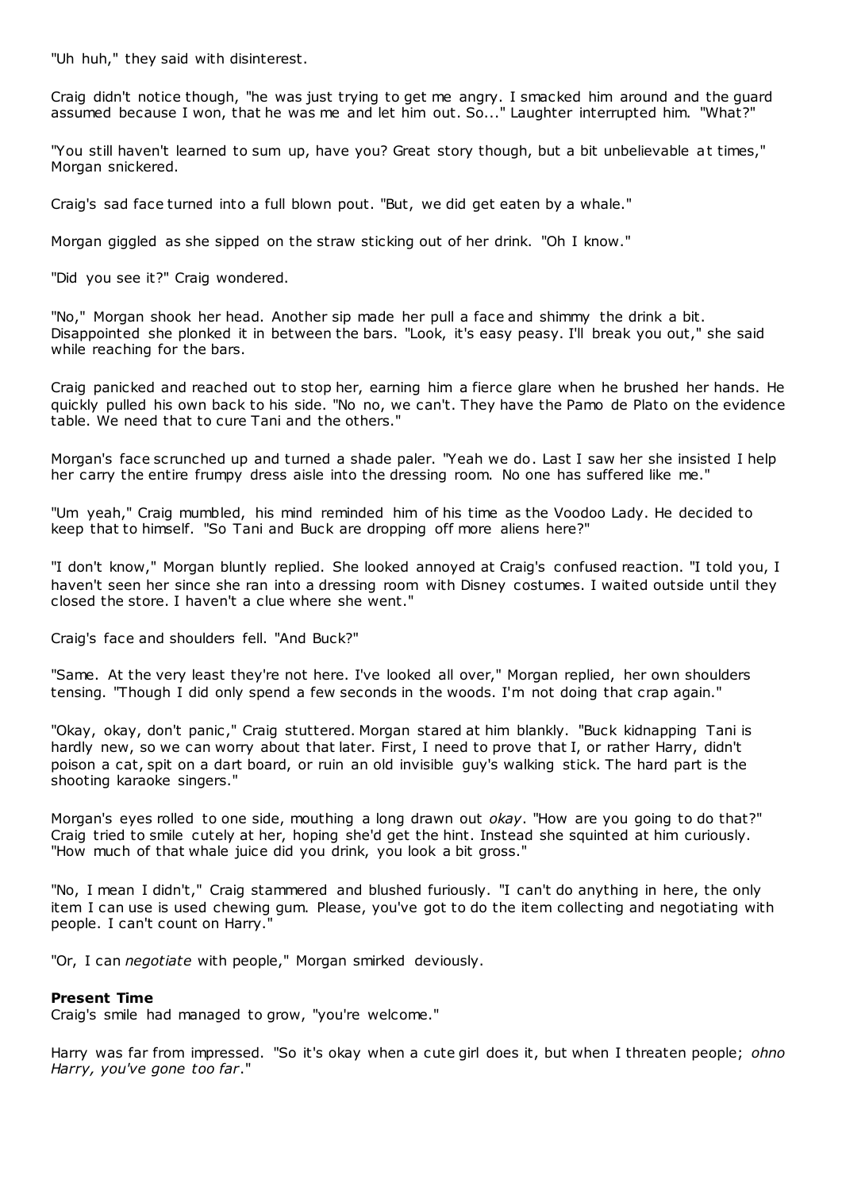"Uh huh," they said with disinterest.

Craig didn't notice though, "he was just trying to get me angry. I smacked him around and the guard assumed because I won, that he was me and let him out. So..." Laughter interrupted him. "What?"

"You still haven't learned to sum up, have you? Great story though, but a bit unbelievable at times," Morgan snickered.

Craig's sad face turned into a full blown pout. "But, we did get eaten by a whale."

Morgan giggled as she sipped on the straw sticking out of her drink. "Oh I know."

"Did you see it?" Craig wondered.

"No," Morgan shook her head. Another sip made her pull a face and shimmy the drink a bit. Disappointed she plonked it in between the bars. "Look, it's easy peasy. I'll break you out," she said while reaching for the bars.

Craig panicked and reached out to stop her, earning him a fierce glare when he brushed her hands. He quickly pulled his own back to his side. "No no, we can't. They have the Pamo de Plato on the evidence table. We need that to cure Tani and the others."

Morgan's face scrunched up and turned a shade paler. "Yeah we do. Last I saw her she insisted I help her carry the entire frumpy dress aisle into the dressing room. No one has suffered like me."

"Um yeah," Craig mumbled, his mind reminded him of his time as the Voodoo Lady. He decided to keep that to himself. "So Tani and Buck are dropping off more aliens here?"

"I don't know," Morgan bluntly replied. She looked annoyed at Craig's confused reaction. "I told you, I haven't seen her since she ran into a dressing room with Disney costumes. I waited outside until they closed the store. I haven't a clue where she went."

Craig's face and shoulders fell. "And Buck?"

"Same. At the very least they're not here. I've looked all over," Morgan replied, her own shoulders tensing. "Though I did only spend a few seconds in the woods. I'm not doing that crap again."

"Okay, okay, don't panic," Craig stuttered. Morgan stared at him blankly. "Buck kidnapping Tani is hardly new, so we can worry about that later. First, I need to prove that I, or rather Harry, didn't poison a cat, spit on a dart board, or ruin an old invisible guy's walking stick. The hard part is the shooting karaoke singers."

Morgan's eyes rolled to one side, mouthing a long drawn out *okay*. "How are you going to do that?" Craig tried to smile cutely at her, hoping she'd get the hint. Instead she squinted at him curiously. "How much of that whale juice did you drink, you look a bit gross."

"No, I mean I didn't," Craig stammered and blushed furiously. "I can't do anything in here, the only item I can use is used chewing gum. Please, you've got to do the item collecting and negotiating with people. I can't count on Harry."

"Or, I can *negotiate* with people," Morgan smirked deviously.

**Present Time**

Craig's smile had managed to grow, "you're welcome."

Harry was far from impressed. "So it's okay when a cute girl does it, but when I threaten people; *ohno Harry, you've gone too far*."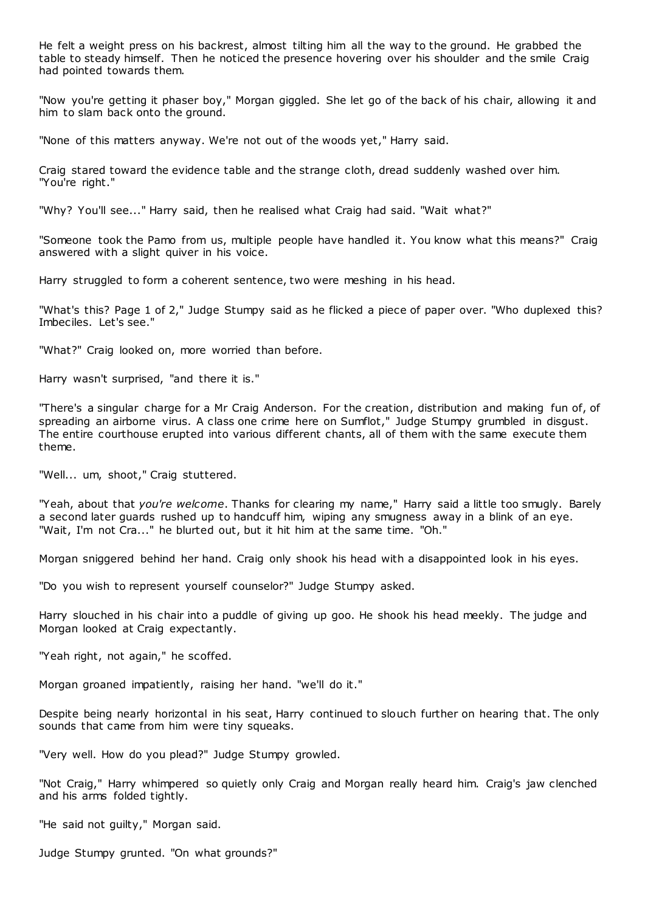He felt a weight press on his backrest, almost tilting him all the way to the ground. He grabbed the table to steady himself. Then he noticed the presence hovering over his shoulder and the smile Craig had pointed towards them.

"Now you're getting it phaser boy," Morgan giggled. She let go of the back of his chair, allowing it and him to slam back onto the ground.

"None of this matters anyway. We're not out of the woods yet," Harry said.

Craig stared toward the evidence table and the strange cloth, dread suddenly washed over him. "You're right."

"Why? You'll see..." Harry said, then he realised what Craig had said. "Wait what?"

"Someone took the Pamo from us, multiple people have handled it. You know what this means?" Craig answered with a slight quiver in his voice.

Harry struggled to form a coherent sentence, two were meshing in his head.

"What's this? Page 1 of 2," Judge Stumpy said as he flicked a piece of paper over. "Who duplexed this? Imbeciles. Let's see."

"What?" Craig looked on, more worried than before.

Harry wasn't surprised, "and there it is."

"There's a singular charge for a Mr Craig Anderson. For the creation, distribution and making fun of, of spreading an airborne virus. A class one crime here on Sumflot," Judge Stumpy grumbled in disgust. The entire courthouse erupted into various different chants, all of them with the same execute them theme.

"Well... um, shoot," Craig stuttered.

"Yeah, about that *you're welcome*. Thanks for clearing my name," Harry said a little too smugly. Barely a second later guards rushed up to handcuff him, wiping any smugness away in a blink of an eye. "Wait, I'm not Cra..." he blurted out, but it hit him at the same time. "Oh."

Morgan sniggered behind her hand. Craig only shook his head with a disappointed look in his eyes.

"Do you wish to represent yourself counselor?" Judge Stumpy asked.

Harry slouched in his chair into a puddle of giving up goo. He shook his head meekly. The judge and Morgan looked at Craig expectantly.

"Yeah right, not again," he scoffed.

Morgan groaned impatiently, raising her hand. "we'll do it."

Despite being nearly horizontal in his seat, Harry continued to slouch further on hearing that. The only sounds that came from him were tiny squeaks.

"Very well. How do you plead?" Judge Stumpy growled.

"Not Craig," Harry whimpered so quietly only Craig and Morgan really heard him. Craig's jaw clenched and his arms folded tightly.

"He said not guilty," Morgan said.

Judge Stumpy grunted. "On what grounds?"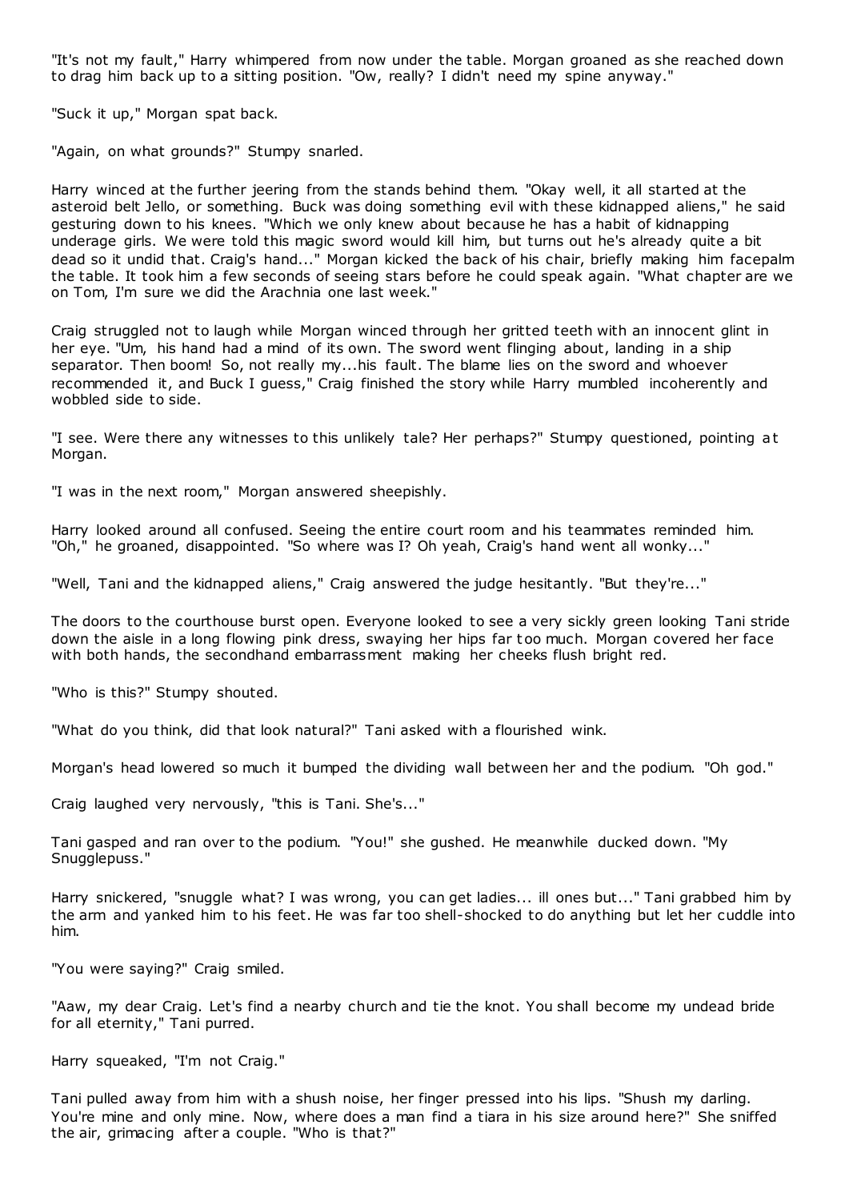"It's not my fault," Harry whimpered from now under the table. Morgan groaned as she reached down to drag him back up to a sitting position. "Ow, really? I didn't need my spine anyway."

"Suck it up," Morgan spat back.

"Again, on what grounds?" Stumpy snarled.

Harry winced at the further jeering from the stands behind them. "Okay well, it all started at the asteroid belt Jello, or something. Buck was doing something evil with these kidnapped aliens," he said gesturing down to his knees. "Which we only knew about because he has a habit of kidnapping underage girls. We were told this magic sword would kill him, but turns out he's already quite a bit dead so it undid that. Craig's hand..." Morgan kicked the back of his chair, briefly making him facepalm the table. It took him a few seconds of seeing stars before he could speak again. "What chapter are we on Tom, I'm sure we did the Arachnia one last week."

Craig struggled not to laugh while Morgan winced through her gritted teeth with an innocent glint in her eye. "Um, his hand had a mind of its own. The sword went flinging about, landing in a ship separator. Then boom! So, not really my...his fault. The blame lies on the sword and whoever recommended it, and Buck I guess," Craig finished the story while Harry mumbled incoherently and wobbled side to side.

"I see. Were there any witnesses to this unlikely tale? Her perhaps?" Stumpy questioned, pointing at Morgan.

"I was in the next room," Morgan answered sheepishly.

Harry looked around all confused. Seeing the entire court room and his teammates reminded him. "Oh," he groaned, disappointed. "So where was I? Oh yeah, Craig's hand went all wonky..."

"Well, Tani and the kidnapped aliens," Craig answered the judge hesitantly. "But they're..."

The doors to the courthouse burst open. Everyone looked to see a very sickly green looking Tani stride down the aisle in a long flowing pink dress, swaying her hips far too much. Morgan covered her face with both hands, the secondhand embarrassment making her cheeks flush bright red.

"Who is this?" Stumpy shouted.

"What do you think, did that look natural?" Tani asked with a flourished wink.

Morgan's head lowered so much it bumped the dividing wall between her and the podium. "Oh god."

Craig laughed very nervously, "this is Tani. She's..."

Tani gasped and ran over to the podium. "You!" she gushed. He meanwhile ducked down. "My Snugglepuss."

Harry snickered, "snuggle what? I was wrong, you can get ladies... ill ones but..." Tani grabbed him by the arm and yanked him to his feet. He was far too shell-shocked to do anything but let her cuddle into him.

"You were saying?" Craig smiled.

"Aaw, my dear Craig. Let's find a nearby church and tie the knot. You shall become my undead bride for all eternity," Tani purred.

Harry squeaked, "I'm not Craig."

Tani pulled away from him with a shush noise, her finger pressed into his lips. "Shush my darling. You're mine and only mine. Now, where does a man find a tiara in his size around here?" She sniffed the air, grimacing after a couple. "Who is that?"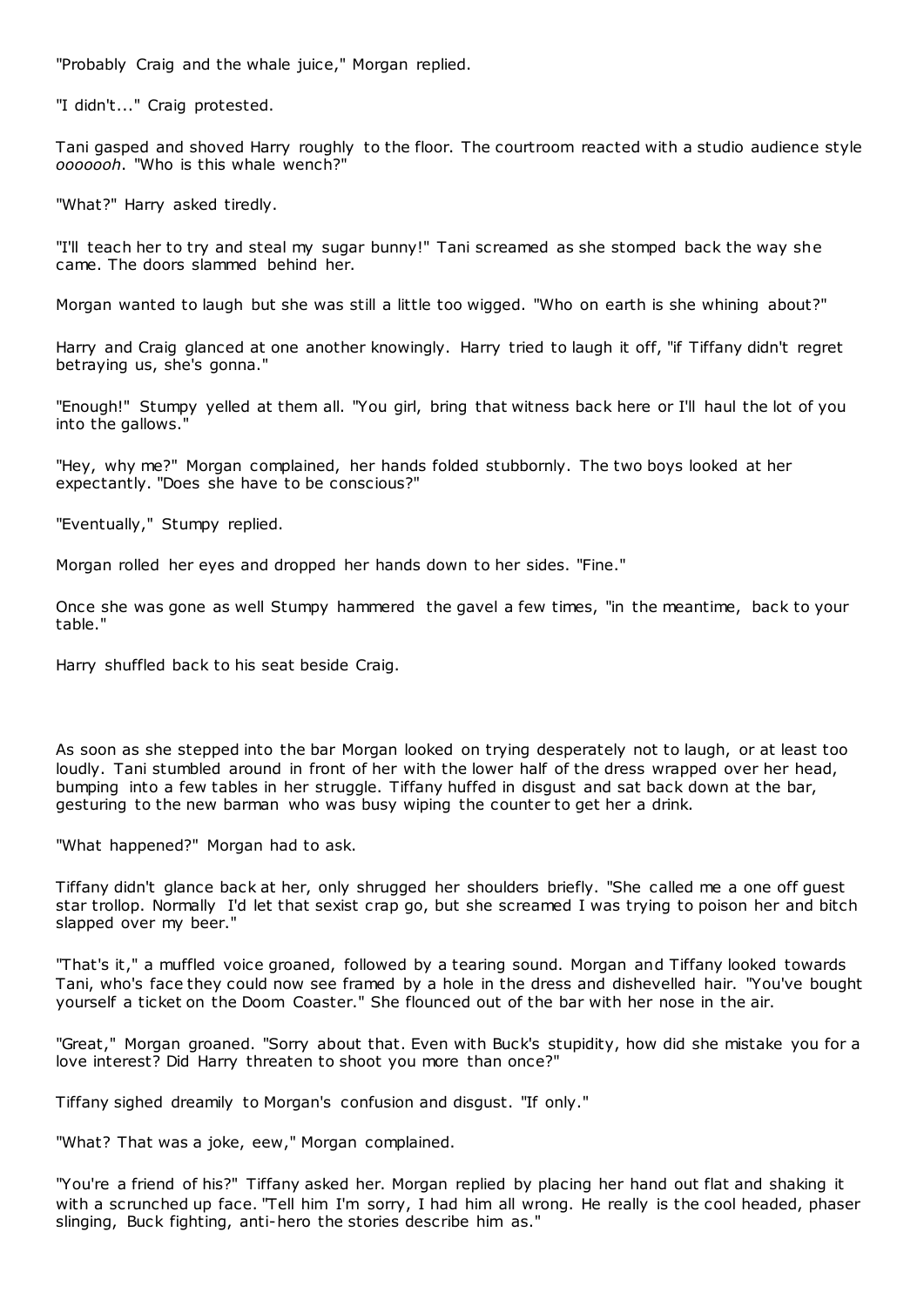"Probably Craig and the whale juice," Morgan replied.

"I didn't..." Craig protested.

Tani gasped and shoved Harry roughly to the floor. The courtroom reacted with a studio audience style *poooooh*. "Who is this whale wench?"

"What?" Harry asked tiredly.

"I'll teach her to try and steal my sugar bunny!" Tani screamed as she stomped back the way she came. The doors slammed behind her.

Morgan wanted to laugh but she was still a little too wigged. "Who on earth is she whining about?"

Harry and Craig glanced at one another knowingly. Harry tried to laugh it off, "if Tiffany didn't regret betraying us, she's gonna."

"Enough!" Stumpy yelled at them all. "You girl, bring that witness back here or I'll haul the lot of you into the gallows."

"Hey, why me?" Morgan complained, her hands folded stubbornly. The two boys looked at her expectantly. "Does she have to be conscious?"

"Eventually," Stumpy replied.

Morgan rolled her eyes and dropped her hands down to her sides. "Fine."

Once she was gone as well Stumpy hammered the gavel a few times, "in the meantime, back to your table."

Harry shuffled back to his seat beside Craig.

As soon as she stepped into the bar Morgan looked on trying desperately not to laugh, or at least too loudly. Tani stumbled around in front of her with the lower half of the dress wrapped over her head, bumping into a few tables in her struggle. Tiffany huffed in disgust and sat back down at the bar, gesturing to the new barman who was busy wiping the counter to get her a drink.

"What happened?" Morgan had to ask.

Tiffany didn't glance back at her, only shrugged her shoulders briefly. "She called me a one off guest star trollop. Normally I'd let that sexist crap go, but she screamed I was trying to poison her and bitch slapped over my beer."

"That's it," a muffled voice groaned, followed by a tearing sound. Morgan and Tiffany looked towards Tani, who's face they could now see framed by a hole in the dress and dishevelled hair. "You've bought yourself a ticket on the Doom Coaster." She flounced out of the bar with her nose in the air.

"Great," Morgan groaned. "Sorry about that. Even with Buck's stupidity, how did she mistake you for a love interest? Did Harry threaten to shoot you more than once?"

Tiffany sighed dreamily to Morgan's confusion and disgust. "If only."

"What? That was a joke, eew," Morgan complained.

"You're a friend of his?" Tiffany asked her. Morgan replied by placing her hand out flat and shaking it with a scrunched up face. "Tell him I'm sorry, I had him all wrong. He really is the cool headed, phaser slinging, Buck fighting, anti-hero the stories describe him as."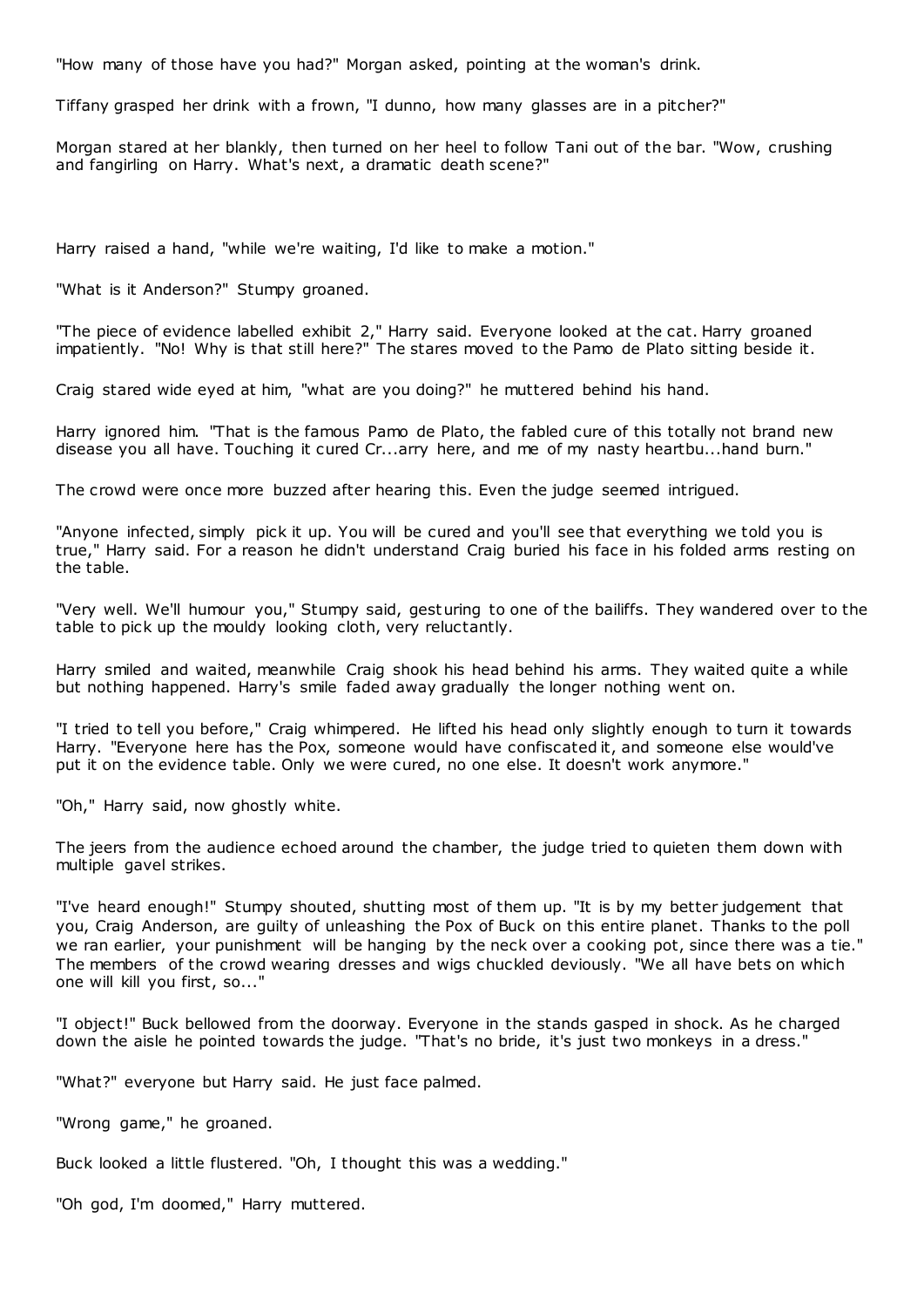"How many of those have you had?" Morgan asked, pointing at the woman's drink.

Tiffany grasped her drink with a frown, "I dunno, how many glasses are in a pitcher?"

Morgan stared at her blankly, then turned on her heel to follow Tani out of the bar. "Wow, crushing and fangirling on Harry. What's next, a dramatic death scene?"

Harry raised a hand, "while we're waiting, I'd like to make a motion."

"What is it Anderson?" Stumpy groaned.

"The piece of evidence labelled exhibit 2," Harry said. Everyone looked at the cat. Harry groaned impatiently. "No! Why is that still here?" The stares moved to the Pamo de Plato sitting beside it.

Craig stared wide eyed at him, "what are you doing?" he muttered behind his hand.

Harry ignored him. "That is the famous Pamo de Plato, the fabled cure of this totally not brand new disease you all have. Touching it cured Cr...arry here, and me of my nasty heartbu...hand burn."

The crowd were once more buzzed after hearing this. Even the judge seemed intrigued.

"Anyone infected, simply pick it up. You will be cured and you'll see that everything we told you is true," Harry said. For a reason he didn't understand Craig buried his face in his folded arms resting on the table.

"Very well. We'll humour you," Stumpy said, gesturing to one of the bailiffs. They wandered over to the table to pick up the mouldy looking cloth, very reluctantly.

Harry smiled and waited, meanwhile Craig shook his head behind his arms. They waited quite a while but nothing happened. Harry's smile faded away gradually the longer nothing went on.

"I tried to tell you before," Craig whimpered. He lifted his head only slightly enough to turn it towards Harry. "Everyone here has the Pox, someone would have confiscated it, and someone else would've put it on the evidence table. Only we were cured, no one else. It doesn't work anymore."

"Oh," Harry said, now ghostly white.

The jeers from the audience echoed around the chamber, the judge tried to quieten them down with multiple gavel strikes.

"I've heard enough!" Stumpy shouted, shutting most of them up. "It is by my better judgement that you, Craig Anderson, are guilty of unleashing the Pox of Buck on this entire planet. Thanks to the poll we ran earlier, your punishment will be hanging by the neck over a cooking pot, since there was a tie." The members of the crowd wearing dresses and wigs chuckled deviously. "We all have bets on which one will kill you first, so..."

"I object!" Buck bellowed from the doorway. Everyone in the stands gasped in shock. As he charged down the aisle he pointed towards the judge. "That's no bride, it's just two monkeys in a dress."

"What?" everyone but Harry said. He just face palmed.

"Wrong game," he groaned.

Buck looked a little flustered. "Oh, I thought this was a wedding."

"Oh god, I'm doomed," Harry muttered.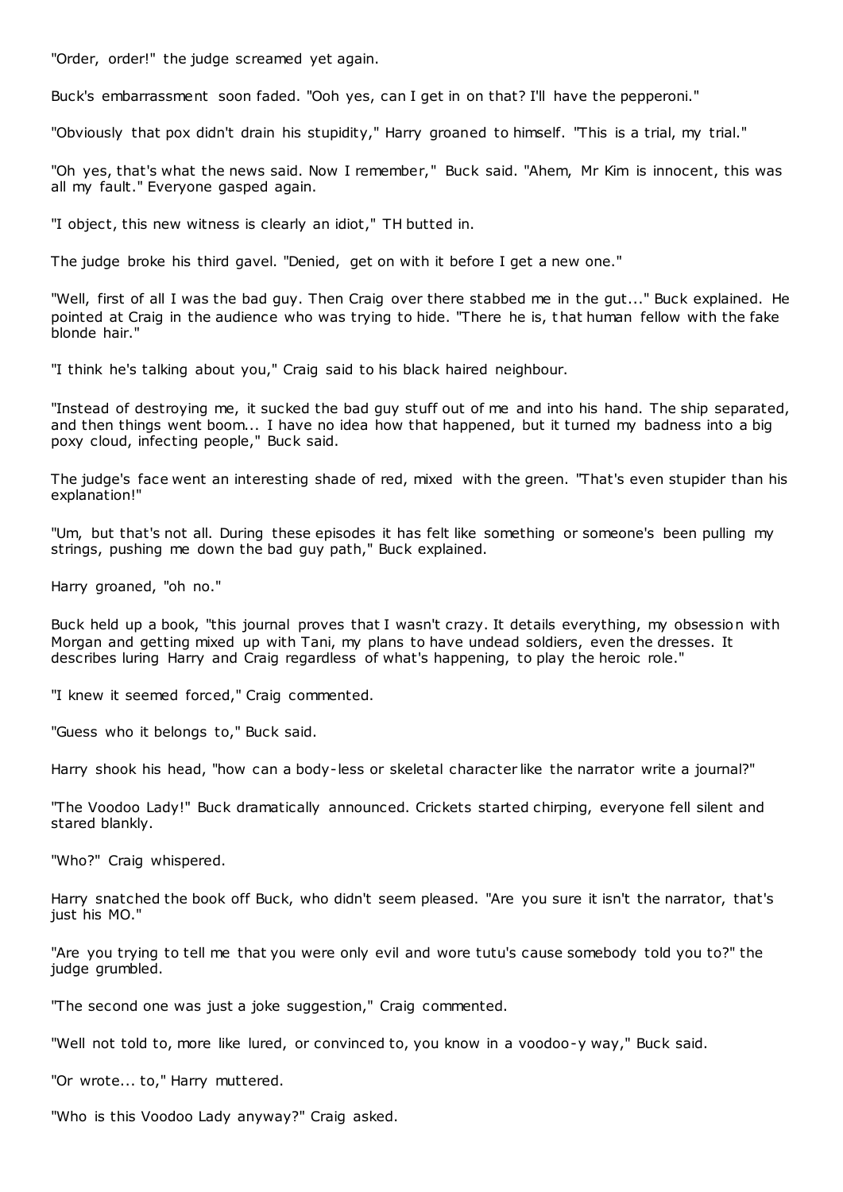"Order, order!" the judge screamed yet again.

Buck's embarrassment soon faded. "Ooh yes, can I get in on that? I'll have the pepperoni."

"Obviously that pox didn't drain his stupidity," Harry groaned to himself. "This is a trial, my trial."

"Oh yes, that's what the news said. Now I remember," Buck said. "Ahem, Mr Kim is innocent, this was all my fault." Everyone gasped again.

"I object, this new witness is clearly an idiot," TH butted in.

The judge broke his third gavel. "Denied, get on with it before I get a new one."

"Well, first of all I was the bad guy. Then Craig over there stabbed me in the gut..." Buck explained. He pointed at Craig in the audience who was trying to hide. "There he is, that human fellow with the fake blonde hair."

"I think he's talking about you," Craig said to his black haired neighbour.

"Instead of destroying me, it sucked the bad guy stuff out of me and into his hand. The ship separated, and then things went boom... I have no idea how that happened, but it turned my badness into a big poxy cloud, infecting people," Buck said.

The judge's face went an interesting shade of red, mixed with the green. "That's even stupider than his explanation!"

"Um, but that's not all. During these episodes it has felt like something or someone's been pulling my strings, pushing me down the bad guy path," Buck explained.

Harry groaned, "oh no."

Buck held up a book, "this journal proves that I wasn't crazy. It details everything, my obsession with Morgan and getting mixed up with Tani, my plans to have undead soldiers, even the dresses. It describes luring Harry and Craig regardless of what's happening, to play the heroic role."

"I knew it seemed forced," Craig commented.

"Guess who it belongs to," Buck said.

Harry shook his head, "how can a body-less or skeletal character like the narrator write a journal?"

"The Voodoo Lady!" Buck dramatically announced. Crickets started chirping, everyone fell silent and stared blankly.

"Who?" Craig whispered.

Harry snatched the book off Buck, who didn't seem pleased. "Are you sure it isn't the narrator, that's just his MO."

"Are you trying to tell me that you were only evil and wore tutu's cause somebody told you to?" the judge grumbled.

"The second one was just a joke suggestion," Craig commented.

"Well not told to, more like lured, or convinced to, you know in a voodoo-y way," Buck said.

"Or wrote... to," Harry muttered.

"Who is this Voodoo Lady anyway?" Craig asked.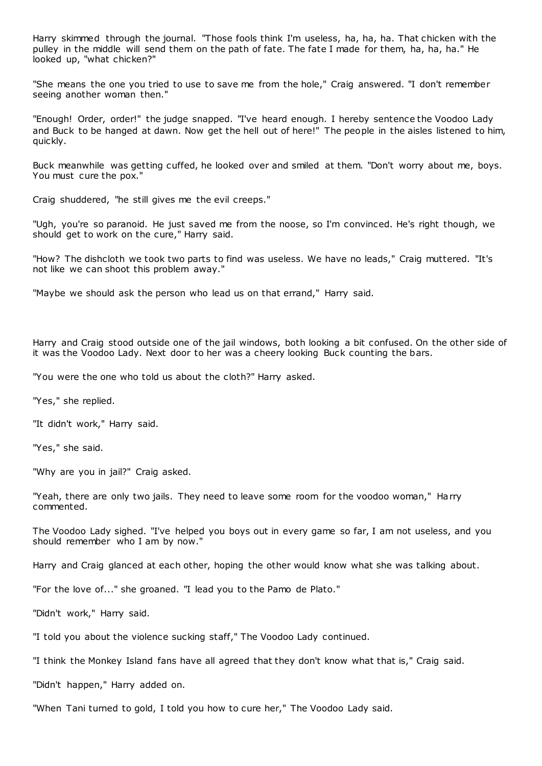Harry skimmed through the journal. "Those fools think I'm useless, ha, ha, ha. That chicken with the pulley in the middle will send them on the path of fate. The fate I made for them, ha, ha, ha." He looked up, "what chicken?"

"She means the one you tried to use to save me from the hole," Craig answered. "I don't remember seeing another woman then."

"Enough! Order, order!" the judge snapped. "I've heard enough. I hereby sentence the Voodoo Lady and Buck to be hanged at dawn. Now get the hell out of here!" The people in the aisles listened to him, quickly.

Buck meanwhile was getting cuffed, he looked over and smiled at them. "Don't worry about me, boys. You must cure the pox."

Craig shuddered, "he still gives me the evil creeps."

"Ugh, you're so paranoid. He just saved me from the noose, so I'm convinced. He's right though, we should get to work on the cure," Harry said.

"How? The dishcloth we took two parts to find was useless. We have no leads," Craig muttered. "It's not like we can shoot this problem away."

"Maybe we should ask the person who lead us on that errand," Harry said.

Harry and Craig stood outside one of the jail windows, both looking a bit confused. On the other side of it was the Voodoo Lady. Next door to her was a cheery looking Buck counting the bars.

"You were the one who told us about the cloth?" Harry asked.

"Yes," she replied.

"It didn't work," Harry said.

"Yes," she said.

"Why are you in jail?" Craig asked.

"Yeah, there are only two jails. They need to leave some room for the voodoo woman," Harry commented.

The Voodoo Lady sighed. "I've helped you boys out in every game so far, I am not useless, and you should remember who I am by now."

Harry and Craig glanced at each other, hoping the other would know what she was talking about.

"For the love of..." she groaned. "I lead you to the Pamo de Plato."

"Didn't work," Harry said.

"I told you about the violence sucking staff," The Voodoo Lady continued.

"I think the Monkey Island fans have all agreed that they don't know what that is," Craig said.

"Didn't happen," Harry added on.

"When Tani turned to gold, I told you how to cure her," The Voodoo Lady said.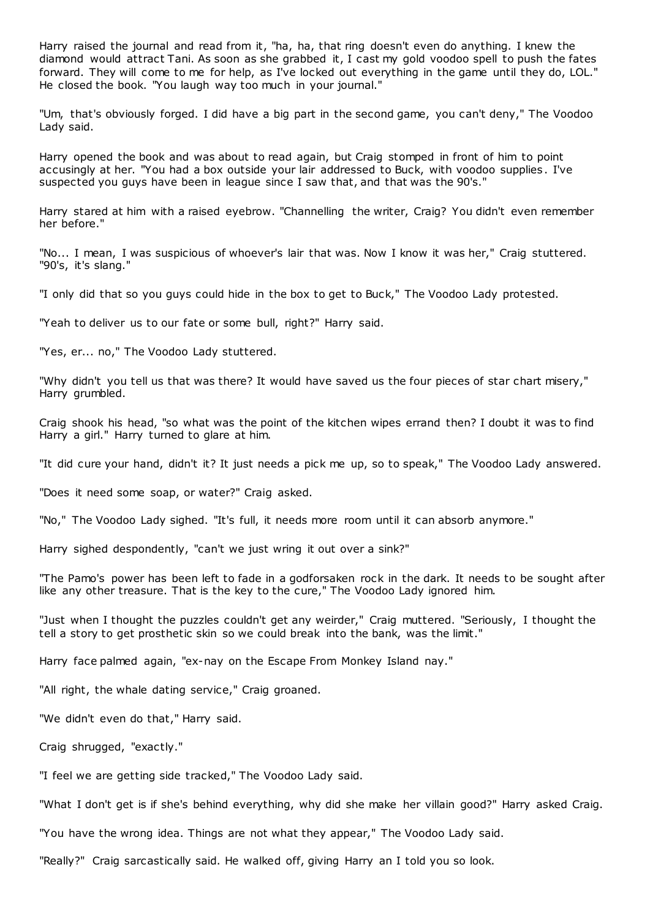Harry raised the journal and read from it, "ha, ha, that ring doesn't even do anything. I knew the diamond would attract Tani. As soon as she grabbed it, I cast my gold voodoo spell to push the fates forward. They will come to me for help, as I've locked out everything in the game until they do, LOL." He closed the book. "You laugh way too much in your journal."

"Um, that's obviously forged. I did have a big part in the second game, you can't deny," The Voodoo Lady said.

Harry opened the book and was about to read again, but Craig stomped in front of him to point accusingly at her. "You had a box outside your lair addressed to Buck, with voodoo supplies. I've suspected you guys have been in league since I saw that, and that was the 90's."

Harry stared at him with a raised eyebrow. "Channelling the writer, Craig? You didn't even remember her before."

"No... I mean, I was suspicious of whoever's lair that was. Now I know it was her," Craig stuttered. "90's, it's slang."

"I only did that so you guys could hide in the box to get to Buck," The Voodoo Lady protested.

"Yeah to deliver us to our fate or some bull, right?" Harry said.

"Yes, er... no," The Voodoo Lady stuttered.

"Why didn't you tell us that was there? It would have saved us the four pieces of star chart misery," Harry grumbled.

Craig shook his head, "so what was the point of the kitchen wipes errand then? I doubt it was to find Harry a girl." Harry turned to glare at him.

"It did cure your hand, didn't it? It just needs a pick me up, so to speak," The Voodoo Lady answered.

"Does it need some soap, or water?" Craig asked.

"No," The Voodoo Lady sighed. "It's full, it needs more room until it can absorb anymore."

Harry sighed despondently, "can't we just wring it out over a sink?"

"The Pamo's power has been left to fade in a godforsaken rock in the dark. It needs to be sought after like any other treasure. That is the key to the cure," The Voodoo Lady ignored him.

"Just when I thought the puzzles couldn't get any weirder," Craig muttered. "Seriously, I thought the tell a story to get prosthetic skin so we could break into the bank, was the limit."

Harry face palmed again, "ex-nay on the Escape From Monkey Island nay."

"All right, the whale dating service," Craig groaned.

"We didn't even do that," Harry said.

Craig shrugged, "exactly."

"I feel we are getting side tracked," The Voodoo Lady said.

"What I don't get is if she's behind everything, why did she make her villain good?" Harry asked Craig.

"You have the wrong idea. Things are not what they appear," The Voodoo Lady said.

"Really?" Craig sarcastically said. He walked off, giving Harry an I told you so look.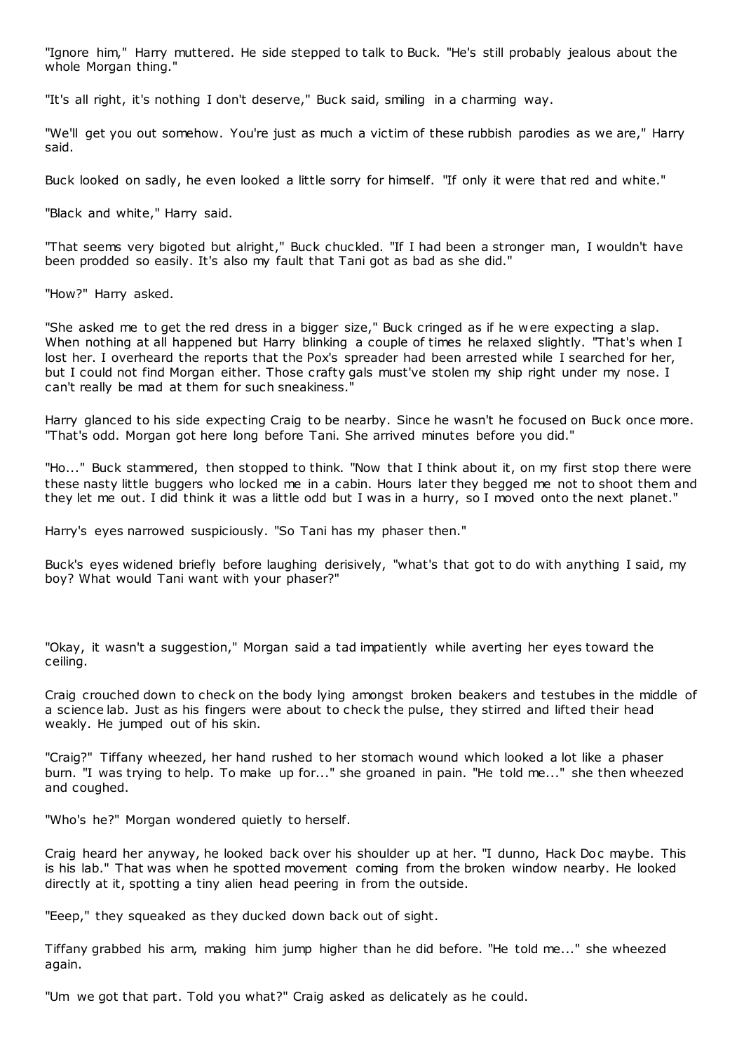"Ignore him," Harry muttered. He side stepped to talk to Buck. "He's still probably jealous about the whole Morgan thing."

"It's all right, it's nothing I don't deserve," Buck said, smiling in a charming way.

"We'll get you out somehow. You're just as much a victim of these rubbish parodies as we are," Harry said.

Buck looked on sadly, he even looked a little sorry for himself. "If only it were that red and white."

"Black and white," Harry said.

"That seems very bigoted but alright," Buck chuckled. "If I had been a stronger man, I wouldn't have been prodded so easily. It's also my fault that Tani got as bad as she did."

"How?" Harry asked.

"She asked me to get the red dress in a bigger size," Buck cringed as if he were expecting a slap. When nothing at all happened but Harry blinking a couple of times he relaxed slightly. "That's when I lost her. I overheard the reports that the Pox's spreader had been arrested while I searched for her, but I could not find Morgan either. Those crafty gals must've stolen my ship right under my nose. I can't really be mad at them for such sneakiness."

Harry glanced to his side expecting Craig to be nearby. Since he wasn't he focused on Buck once more. "That's odd. Morgan got here long before Tani. She arrived minutes before you did."

"Ho..." Buck stammered, then stopped to think. "Now that I think about it, on my first stop there were these nasty little buggers who locked me in a cabin. Hours later they begged me not to shoot them and they let me out. I did think it was a little odd but I was in a hurry, so I moved onto the next planet."

Harry's eyes narrowed suspiciously. "So Tani has my phaser then."

Buck's eyes widened briefly before laughing derisively, "what's that got to do with anything I said, my boy? What would Tani want with your phaser?"

"Okay, it wasn't a suggestion," Morgan said a tad impatiently while averting her eyes toward the ceiling.

Craig crouched down to check on the body lying amongst broken beakers and testubes in the middle of a science lab. Just as his fingers were about to check the pulse, they stirred and lifted their head weakly. He jumped out of his skin.

"Craig?" Tiffany wheezed, her hand rushed to her stomach wound which looked a lot like a phaser burn. "I was trying to help. To make up for..." she groaned in pain. "He told me..." she then wheezed and coughed.

"Who's he?" Morgan wondered quietly to herself.

Craig heard her anyway, he looked back over his shoulder up at her. "I dunno, Hack Doc maybe. This is his lab." That was when he spotted movement coming from the broken window nearby. He looked directly at it, spotting a tiny alien head peering in from the outside.

"Eeep," they squeaked as they ducked down back out of sight.

Tiffany grabbed his arm, making him jump higher than he did before. "He told me..." she wheezed again.

"Um we got that part. Told you what?" Craig asked as delicately as he could.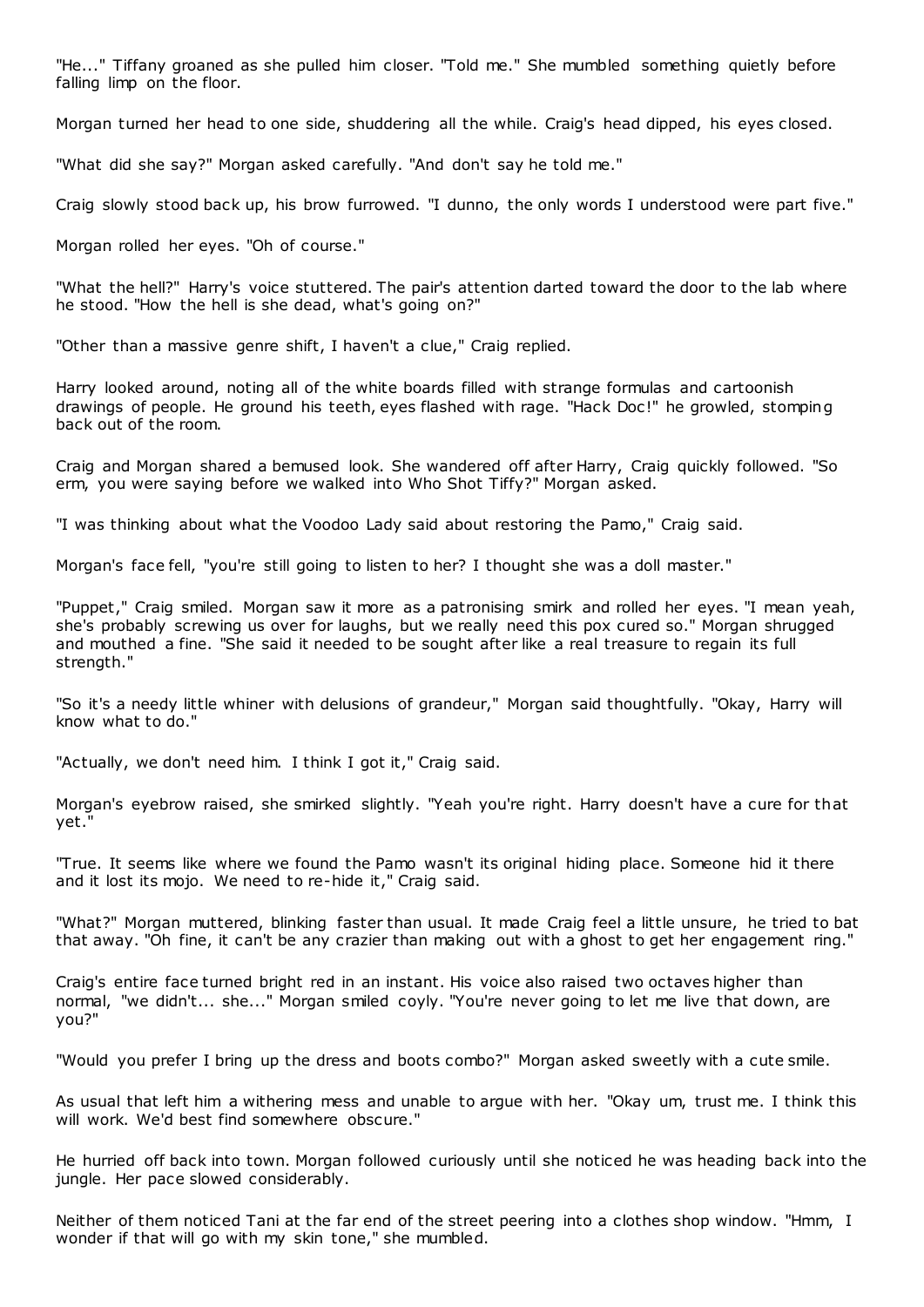"He..." Tiffany groaned as she pulled him closer. "Told me." She mumbled something quietly before falling limp on the floor.

Morgan turned her head to one side, shuddering all the while. Craig's head dipped, his eyes closed.

"What did she say?" Morgan asked carefully. "And don't say he told me."

Craig slowly stood back up, his brow furrowed. "I dunno, the only words I understood were part five."

Morgan rolled her eyes. "Oh of course."

"What the hell?" Harry's voice stuttered. The pair's attention darted toward the door to the lab where he stood. "How the hell is she dead, what's going on?"

"Other than a massive genre shift, I haven't a clue," Craig replied.

Harry looked around, noting all of the white boards filled with strange formulas and cartoonish drawings of people. He ground his teeth, eyes flashed with rage. "Hack Doc!" he growled, stomping back out of the room.

Craig and Morgan shared a bemused look. She wandered off after Harry, Craig quickly followed. "So erm, you were saying before we walked into Who Shot Tiffy?" Morgan asked.

"I was thinking about what the Voodoo Lady said about restoring the Pamo," Craig said.

Morgan's face fell, "you're still going to listen to her? I thought she was a doll master."

"Puppet," Craig smiled. Morgan saw it more as a patronising smirk and rolled her eyes. "I mean yeah, she's probably screwing us over for laughs, but we really need this pox cured so." Morgan shrugged and mouthed a fine. "She said it needed to be sought after like a real treasure to regain its full strength."

"So it's a needy little whiner with delusions of grandeur," Morgan said thoughtfully. "Okay, Harry will know what to do."

"Actually, we don't need him. I think I got it," Craig said.

Morgan's eyebrow raised, she smirked slightly. "Yeah you're right. Harry doesn't have a cure for that yet."

"True. It seems like where we found the Pamo wasn't its original hiding place. Someone hid it there and it lost its mojo. We need to re-hide it," Craig said.

"What?" Morgan muttered, blinking faster than usual. It made Craig feel a little unsure, he tried to bat that away. "Oh fine, it can't be any crazier than making out with a ghost to get her engagement ring."

Craig's entire face turned bright red in an instant. His voice also raised two octaves higher than normal, "we didn't... she..." Morgan smiled coyly. "You're never going to let me live that down, are you?"

"Would you prefer I bring up the dress and boots combo?" Morgan asked sweetly with a cute smile.

As usual that left him a withering mess and unable to argue with her. "Okay um, trust me. I think this will work. We'd best find somewhere obscure."

He hurried off back into town. Morgan followed curiously until she noticed he was heading back into the jungle. Her pace slowed considerably.

Neither of them noticed Tani at the far end of the street peering into a clothes shop window. "Hmm, I wonder if that will go with my skin tone," she mumbled.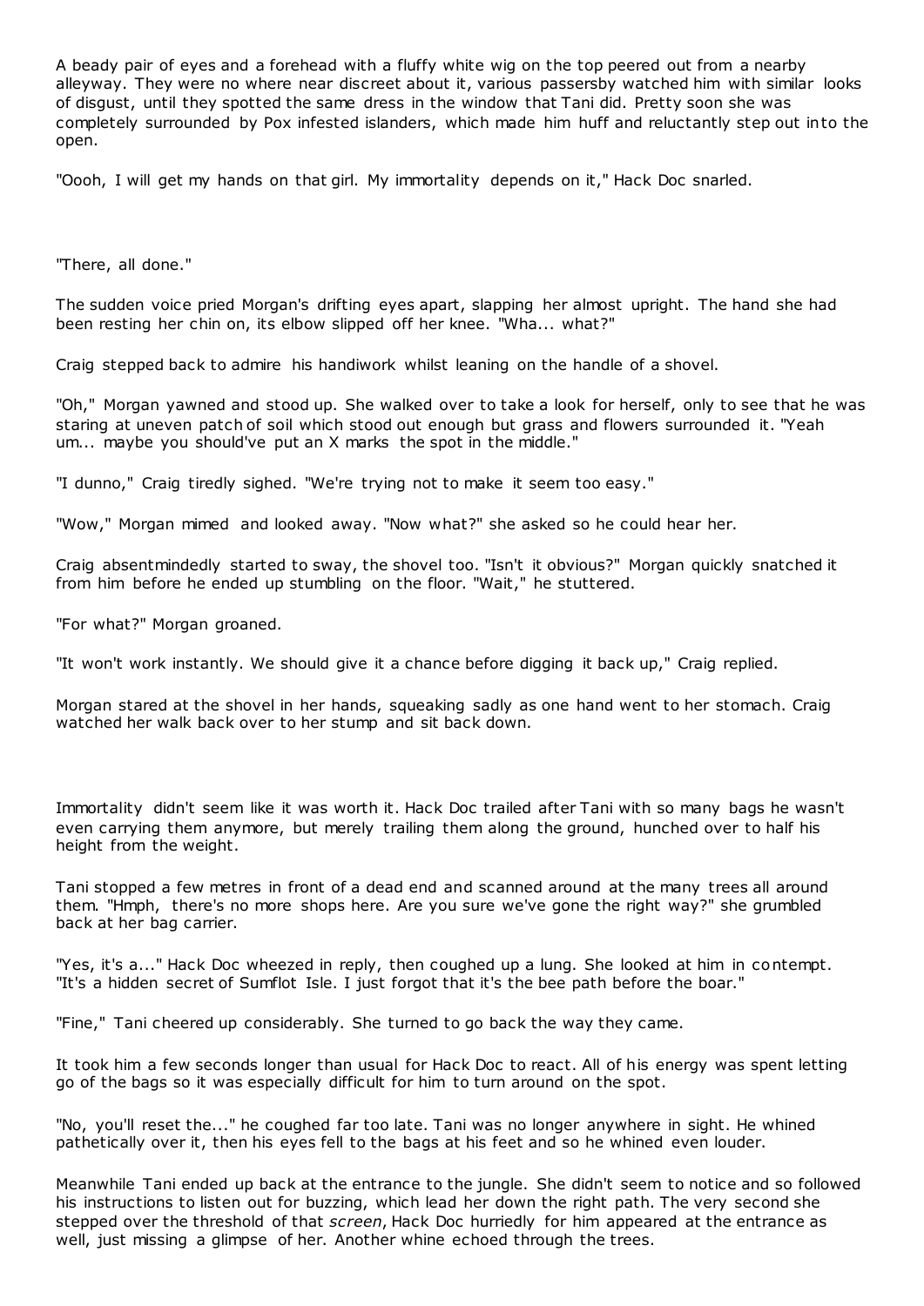A beady pair of eyes and a forehead with a fluffy white wig on the top peered out from a nearby alleyway. They were no where near discreet about it, various passersby watched him with similar looks of disgust, until they spotted the same dress in the window that Tani did. Pretty soon she was completely surrounded by Pox infested islanders, which made him huff and reluctantly step out into the open.

"Oooh, I will get my hands on that girl. My immortality depends on it," Hack Doc snarled.

"There, all done."

The sudden voice pried Morgan's drifting eyes apart, slapping her almost upright. The hand she had been resting her chin on, its elbow slipped off her knee. "Wha... what?"

Craig stepped back to admire his handiwork whilst leaning on the handle of a shovel.

"Oh," Morgan yawned and stood up. She walked over to take a look for herself, only to see that he was staring at uneven patch of soil which stood out enough but grass and flowers surrounded it. "Yeah um... maybe you should've put an X marks the spot in the middle."

"I dunno," Craig tiredly sighed. "We're trying not to make it seem too easy."

"Wow," Morgan mimed and looked away. "Now what?" she asked so he could hear her.

Craig absentmindedly started to sway, the shovel too. "Isn't it obvious?" Morgan quickly snatched it from him before he ended up stumbling on the floor. "Wait," he stuttered.

"For what?" Morgan groaned.

"It won't work instantly. We should give it a chance before digging it back up," Craig replied.

Morgan stared at the shovel in her hands, squeaking sadly as one hand went to her stomach. Craig watched her walk back over to her stump and sit back down.

Immortality didn't seem like it was worth it. Hack Doc trailed after Tani with so many bags he wasn't even carrying them anymore, but merely trailing them along the ground, hunched over to half his height from the weight.

Tani stopped a few metres in front of a dead end and scanned around at the many trees all around them. "Hmph, there's no more shops here. Are you sure we've gone the right way?" she grumbled back at her bag carrier.

"Yes, it's a..." Hack Doc wheezed in reply, then coughed up a lung. She looked at him in contempt. "It's a hidden secret of Sumflot Isle. I just forgot that it's the bee path before the boar."

"Fine," Tani cheered up considerably. She turned to go back the way they came.

It took him a few seconds longer than usual for Hack Doc to react. All of his energy was spent letting go of the bags so it was especially difficult for him to turn around on the spot.

"No, you'll reset the..." he coughed far too late. Tani was no longer anywhere in sight. He whined pathetically over it, then his eyes fell to the bags at his feet and so he whined even louder.

Meanwhile Tani ended up back at the entrance to the jungle. She didn't seem to notice and so followed his instructions to listen out for buzzing, which lead her down the right path. The very second she stepped over the threshold of that *screen*, Hack Doc hurriedly for him appeared at the entrance as well, just missing a glimpse of her. Another whine echoed through the trees.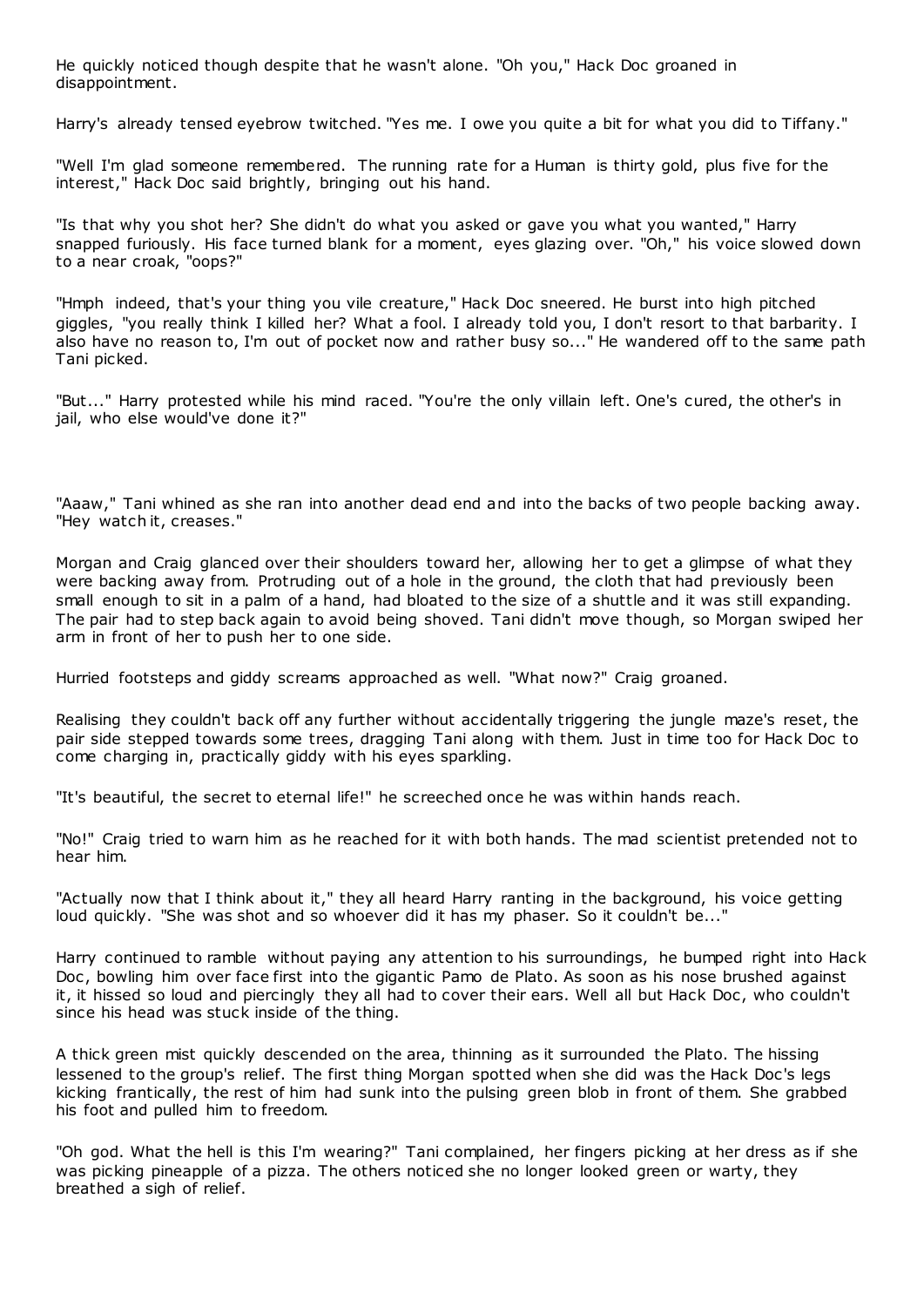He quickly noticed though despite that he wasn't alone. "Oh you," Hack Doc groaned in disappointment.

Harry's already tensed eyebrow twitched. "Yes me. I owe you quite a bit for what you did to Tiffany."

"Well I'm glad someone remembered. The running rate for a Human is thirty gold, plus five for the interest," Hack Doc said brightly, bringing out his hand.

"Is that why you shot her? She didn't do what you asked or gave you what you wanted," Harry snapped furiously. His face turned blank for a moment, eyes glazing over. "Oh," his voice slowed down to a near croak, "oops?"

"Hmph indeed, that's your thing you vile creature," Hack Doc sneered. He burst into high pitched giggles, "you really think I killed her? What a fool. I already told you, I don't resort to that barbarity. I also have no reason to, I'm out of pocket now and rather busy so..." He wandered off to the same path Tani picked.

"But..." Harry protested while his mind raced. "You're the only villain left. One's cured, the other's in jail, who else would've done it?"

"Aaaw," Tani whined as she ran into another dead end and into the backs of two people backing away. "Hey watch it, creases."

Morgan and Craig glanced over their shoulders toward her, allowing her to get a glimpse of what they were backing away from. Protruding out of a hole in the ground, the cloth that had previously been small enough to sit in a palm of a hand, had bloated to the size of a shuttle and it was still expanding. The pair had to step back again to avoid being shoved. Tani didn't move though, so Morgan swiped her arm in front of her to push her to one side.

Hurried footsteps and giddy screams approached as well. "What now?" Craig groaned.

Realising they couldn't back off any further without accidentally triggering the jungle maze's reset, the pair side stepped towards some trees, dragging Tani along with them. Just in time too for Hack Doc to come charging in, practically giddy with his eyes sparkling.

"It's beautiful, the secret to eternal life!" he screeched once he was within hands reach.

"No!" Craig tried to warn him as he reached for it with both hands. The mad scientist pretended not to hear him.

"Actually now that I think about it," they all heard Harry ranting in the background, his voice getting loud quickly. "She was shot and so whoever did it has my phaser. So it couldn't be..."

Harry continued to ramble without paying any attention to his surroundings, he bumped right into Hack Doc, bowling him over face first into the gigantic Pamo de Plato. As soon as his nose brushed against it, it hissed so loud and piercingly they all had to cover their ears. Well all but Hack Doc, who couldn't since his head was stuck inside of the thing.

A thick green mist quickly descended on the area, thinning as it surrounded the Plato. The hissing lessened to the group's relief. The first thing Morgan spotted when she did was the Hack Doc's legs kicking frantically, the rest of him had sunk into the pulsing green blob in front of them. She grabbed his foot and pulled him to freedom.

"Oh god. What the hell is this I'm wearing?" Tani complained, her fingers picking at her dress as if she was picking pineapple of a pizza. The others noticed she no longer looked green or warty, they breathed a sigh of relief.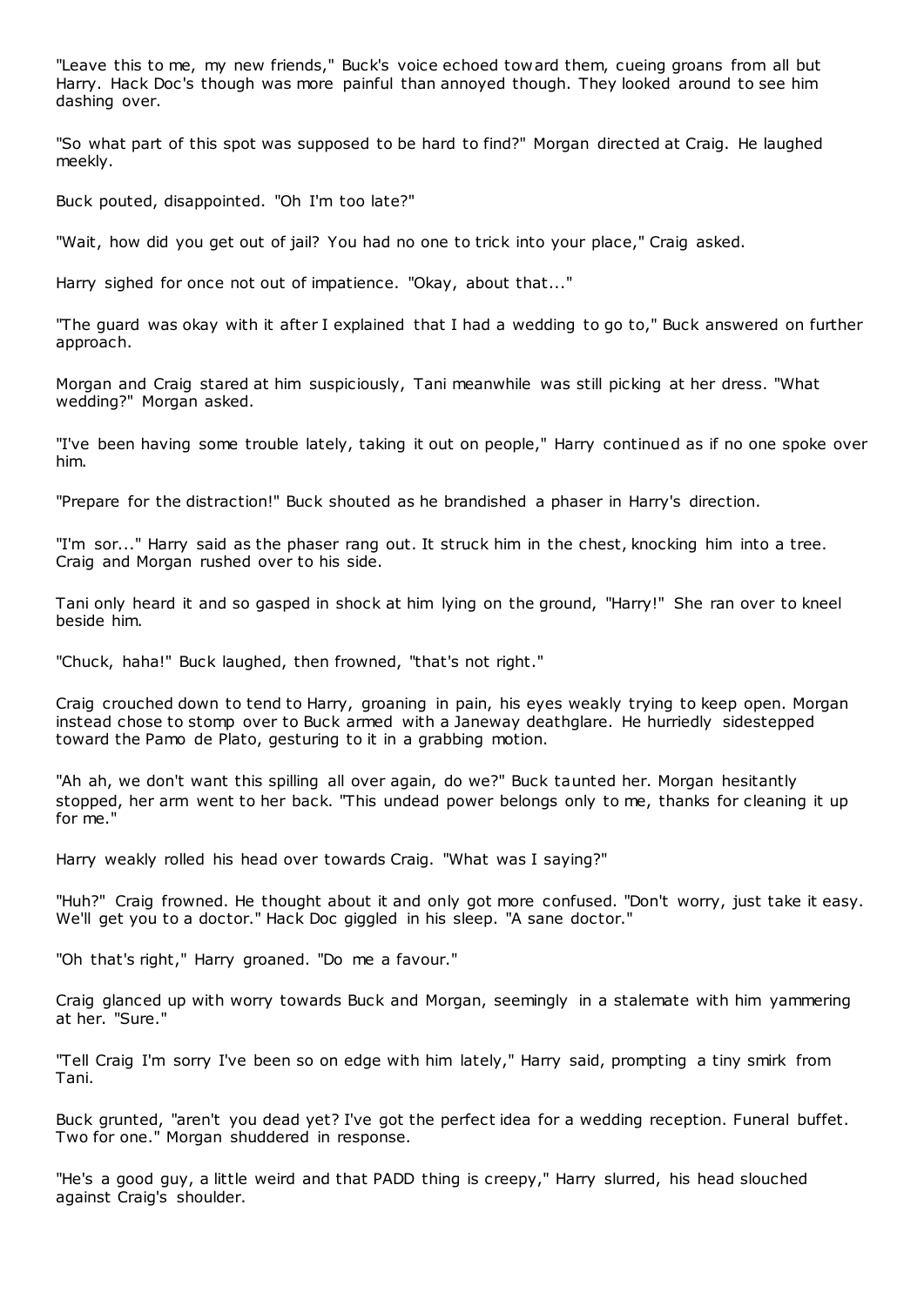"Leave this to me, my new friends," Buck's voice echoed toward them, cueing groans from all but Harry. Hack Doc's though was more painful than annoyed though. They looked around to see him dashing over.

"So what part of this spot was supposed to be hard to find?" Morgan directed at Craig. He laughed meekly.

Buck pouted, disappointed. "Oh I'm too late?"

"Wait, how did you get out of jail? You had no one to trick into your place," Craig asked.

Harry sighed for once not out of impatience. "Okay, about that..."

"The guard was okay with it after I explained that I had a wedding to go to," Buck answered on further approach.

Morgan and Craig stared at him suspiciously, Tani meanwhile was still picking at her dress. "What wedding?" Morgan asked.

"I've been having some trouble lately, taking it out on people," Harry continued as if no one spoke over him.

"Prepare for the distraction!" Buck shouted as he brandished a phaser in Harry's direction.

"I'm sor..." Harry said as the phaser rang out. It struck him in the chest, knocking him into a tree. Craig and Morgan rushed over to his side.

Tani only heard it and so gasped in shock at him lying on the ground, "Harry!" She ran over to kneel beside him.

"Chuck, haha!" Buck laughed, then frowned, "that's not right."

Craig crouched down to tend to Harry, groaning in pain, his eyes weakly trying to keep open. Morgan instead chose to stomp over to Buck armed with a Janeway deathglare. He hurriedly sidestepped toward the Pamo de Plato, gesturing to it in a grabbing motion.

"Ah ah, we don't want this spilling all over again, do we?" Buck taunted her. Morgan hesitantly stopped, her arm went to her back. "This undead power belongs only to me, thanks for cleaning it up for me."

Harry weakly rolled his head over towards Craig. "What was I saying?"

"Huh?" Craig frowned. He thought about it and only got more confused. "Don't worry, just take it easy. We'll get you to a doctor." Hack Doc giggled in his sleep. "A sane doctor."

"Oh that's right," Harry groaned. "Do me a favour."

Craig glanced up with worry towards Buck and Morgan, seemingly in a stalemate with him yammering at her. "Sure."

"Tell Craig I'm sorry I've been so on edge with him lately," Harry said, prompting a tiny smirk from Tani.

Buck grunted, "aren't you dead yet? I've got the perfect idea for a wedding reception. Funeral buffet. Two for one." Morgan shuddered in response.

"He's a good guy, a little weird and that PADD thing is creepy," Harry slurred, his head slouched against Craig's shoulder.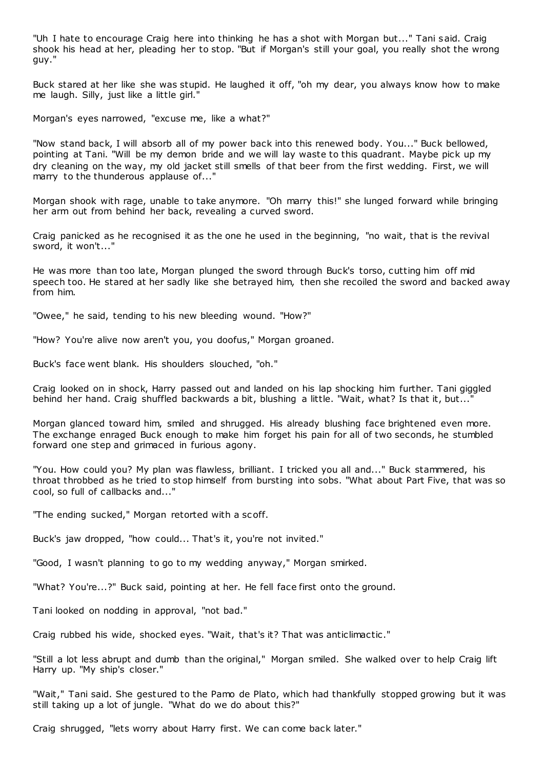"Uh I hate to encourage Craig here into thinking he has a shot with Morgan but..." Tani said. Craig shook his head at her, pleading her to stop. "But if Morgan's still your goal, you really shot the wrong guy."

Buck stared at her like she was stupid. He laughed it off, "oh my dear, you always know how to make me laugh. Silly, just like a little girl."

Morgan's eyes narrowed, "excuse me, like a what?"

"Now stand back, I will absorb all of my power back into this renewed body. You..." Buck bellowed, pointing at Tani. "Will be my demon bride and we will lay waste to this quadrant. Maybe pick up my dry cleaning on the way, my old jacket still smells of that beer from the first wedding. First, we will marry to the thunderous applause of..."

Morgan shook with rage, unable to take anymore. "Oh marry this!" she lunged forward while bringing her arm out from behind her back, revealing a curved sword.

Craig panicked as he recognised it as the one he used in the beginning, "no wait, that is the revival sword, it won't..."

He was more than too late, Morgan plunged the sword through Buck's torso, cutting him off mid speech too. He stared at her sadly like she betrayed him, then she recoiled the sword and backed away from him.

"Owee," he said, tending to his new bleeding wound. "How?"

"How? You're alive now aren't you, you doofus," Morgan groaned.

Buck's face went blank. His shoulders slouched, "oh."

Craig looked on in shock, Harry passed out and landed on his lap shocking him further. Tani giggled behind her hand. Craig shuffled backwards a bit, blushing a little. "Wait, what? Is that it, but..."

Morgan glanced toward him, smiled and shrugged. His already blushing face brightened even more. The exchange enraged Buck enough to make him forget his pain for all of two seconds, he stumbled forward one step and grimaced in furious agony.

"You. How could you? My plan was flawless, brilliant. I tricked you all and..." Buck stammered, his throat throbbed as he tried to stop himself from bursting into sobs. "What about Part Five, that was so cool, so full of callbacks and..."

"The ending sucked," Morgan retorted with a scoff.

Buck's jaw dropped, "how could... That's it, you're not invited."

"Good, I wasn't planning to go to my wedding anyway," Morgan smirked.

"What? You're...?" Buck said, pointing at her. He fell face first onto the ground.

Tani looked on nodding in approval, "not bad."

Craig rubbed his wide, shocked eyes. "Wait, that's it? That was anticlimactic."

"Still a lot less abrupt and dumb than the original," Morgan smiled. She walked over to help Craig lift Harry up. "My ship's closer."

"Wait," Tani said. She gestured to the Pamo de Plato, which had thankfully stopped growing but it was still taking up a lot of jungle. "What do we do about this?"

Craig shrugged, "lets worry about Harry first. We can come back later."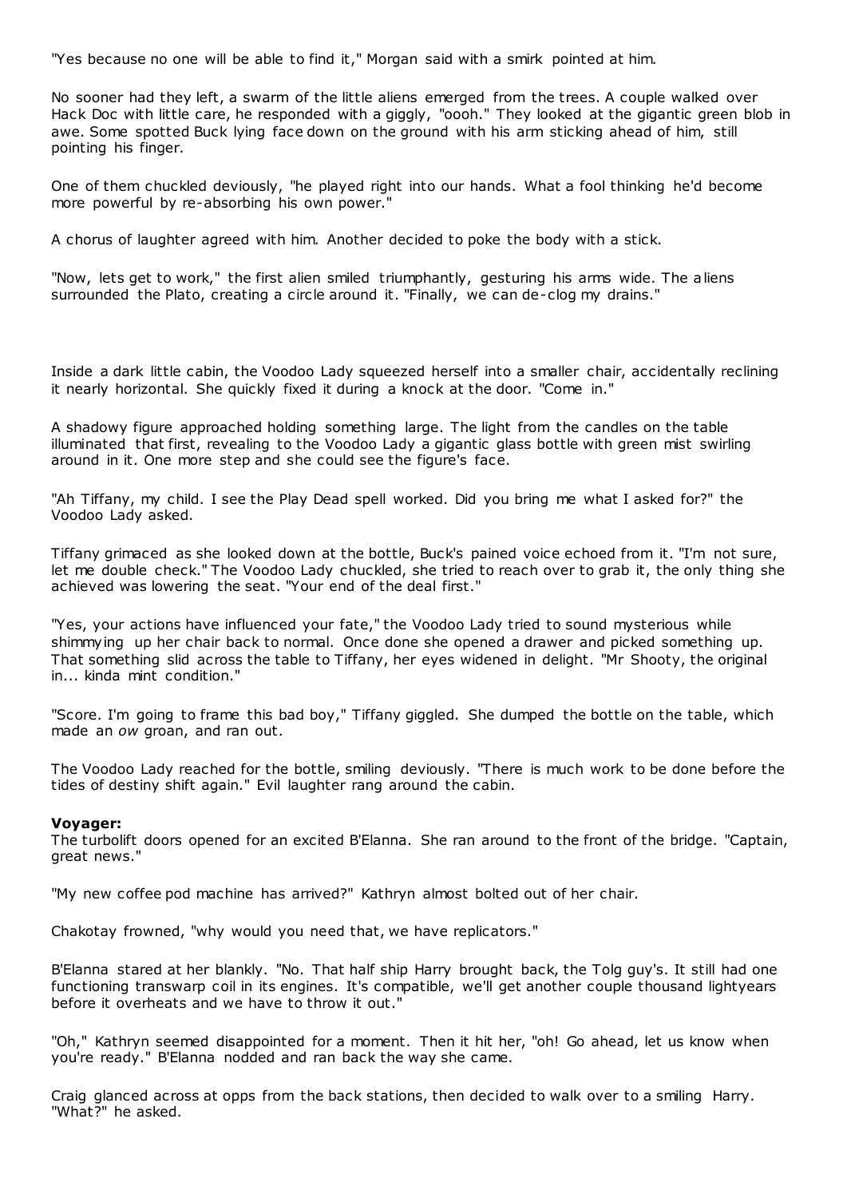"Yes because no one will be able to find it," Morgan said with a smirk pointed at him.

No sooner had they left, a swarm of the little aliens emerged from the trees. A couple walked over Hack Doc with little care, he responded with a giggly, "oooh." They looked at the gigantic green blob in awe. Some spotted Buck lying face down on the ground with his arm sticking ahead of him, still pointing his finger.

One of them chuckled deviously, "he played right into our hands. What a fool thinking he'd become more powerful by re-absorbing his own power."

A chorus of laughter agreed with him. Another decided to poke the body with a stick.

"Now, lets get to work," the first alien smiled triumphantly, gesturing his arms wide. The aliens surrounded the Plato, creating a circle around it. "Finally, we can de-clog my drains."

Inside a dark little cabin, the Voodoo Lady squeezed herself into a smaller chair, accidentally reclining it nearly horizontal. She quickly fixed it during a knock at the door. "Come in."

A shadowy figure approached holding something large. The light from the candles on the table illuminated that first, revealing to the Voodoo Lady a gigantic glass bottle with green mist swirling around in it. One more step and she could see the figure's face.

"Ah Tiffany, my child. I see the Play Dead spell worked. Did you bring me what I asked for?" the Voodoo Lady asked.

Tiffany grimaced as she looked down at the bottle, Buck's pained voice echoed from it. "I'm not sure, let me double check." The Voodoo Lady chuckled, she tried to reach over to grab it, the only thing she achieved was lowering the seat. "Your end of the deal first."

"Yes, your actions have influenced your fate," the Voodoo Lady tried to sound mysterious while shimmying up her chair back to normal. Once done she opened a drawer and picked something up. That something slid across the table to Tiffany, her eyes widened in delight. "Mr Shooty, the original in... kinda mint condition."

"Score. I'm going to frame this bad boy," Tiffany giggled. She dumped the bottle on the table, which made an *ow* groan, and ran out.

The Voodoo Lady reached for the bottle, smiling deviously. "There is much work to be done before the tides of destiny shift again." Evil laughter rang around the cabin.

**Voyager:**
The turbolift doors opened for an excited B'Elanna. She ran around to the front of the bridge. "Captain, great news."

"My new coffee pod machine has arrived?" Kathryn almost bolted out of her chair.

Chakotay frowned, "why would you need that, we have replicators."

B'Elanna stared at her blankly. "No. That half ship Harry brought back, the Tolg guy's. It still had one functioning transwarp coil in its engines. It's compatible, we'll get another couple thousand lightyears before it overheats and we have to throw it out."

"Oh," Kathryn seemed disappointed for a moment. Then it hit her, "oh! Go ahead, let us know when you're ready." B'Elanna nodded and ran back the way she came.

Craig glanced across at opps from the back stations, then decided to walk over to a smiling Harry. "What?" he asked.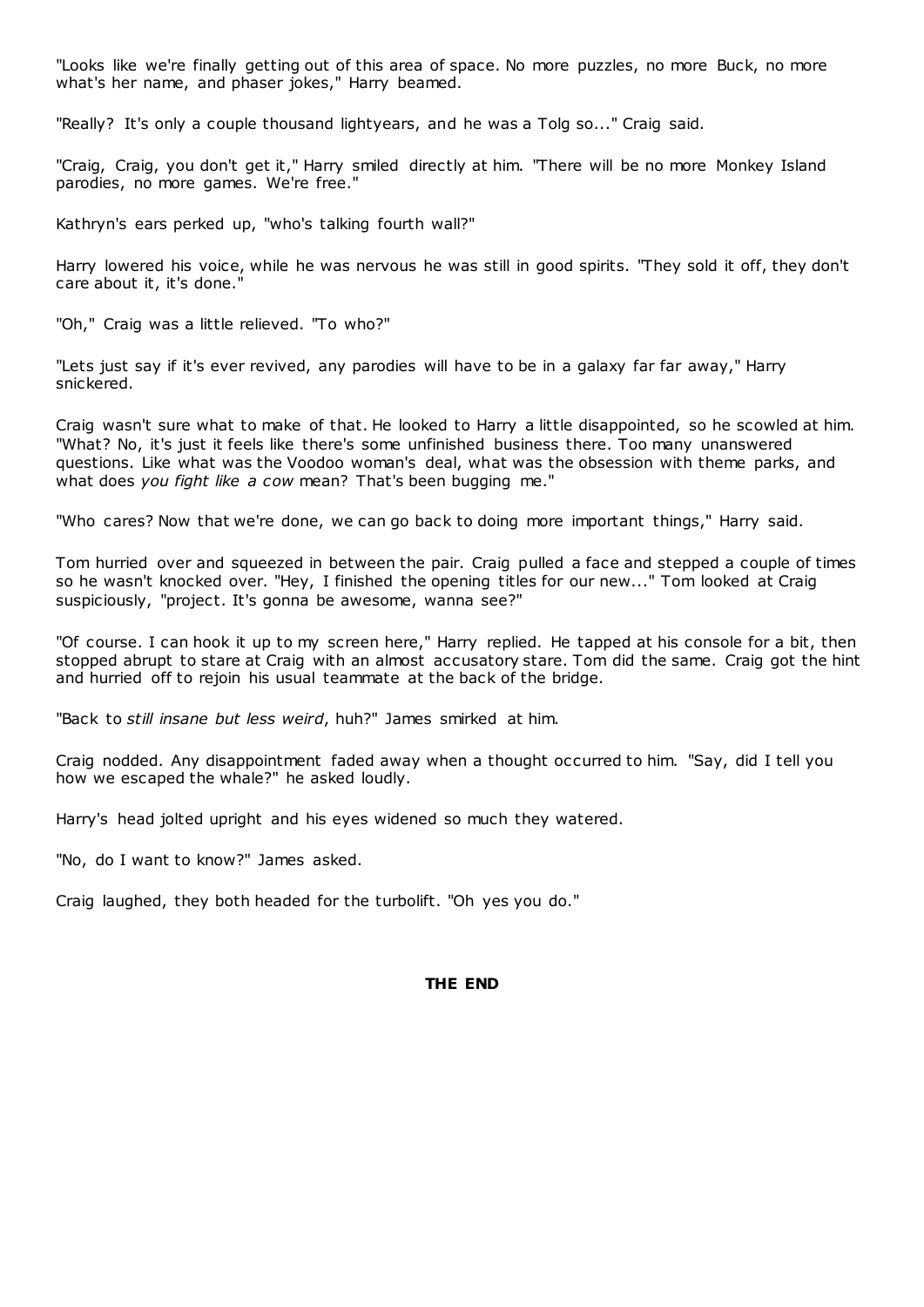"Looks like we're finally getting out of this area of space. No more puzzles, no more Buck, no more what's her name, and phaser jokes," Harry beamed.

"Really? It's only a couple thousand lightyears, and he was a Tolg so..." Craig said.

"Craig, Craig, you don't get it," Harry smiled directly at him. "There will be no more Monkey Island parodies, no more games. We're free."

Kathryn's ears perked up, "who's talking fourth wall?"

Harry lowered his voice, while he was nervous he was still in good spirits. "They sold it off, they don't care about it, it's done."

"Oh," Craig was a little relieved. "To who?"

"Lets just say if it's ever revived, any parodies will have to be in a galaxy far far away," Harry snickered.

Craig wasn't sure what to make of that. He looked to Harry a little disappointed, so he scowled at him. "What? No, it's just it feels like there's some unfinished business there. Too many unanswered questions. Like what was the Voodoo woman's deal, what was the obsession with theme parks, and what does *you fight like a cow* mean? That's been bugging me."

"Who cares? Now that we're done, we can go back to doing more important things," Harry said.

Tom hurried over and squeezed in between the pair. Craig pulled a face and stepped a couple of times so he wasn't knocked over. "Hey, I finished the opening titles for our new..." Tom looked at Craig suspiciously, "project. It's gonna be awesome, wanna see?"

"Of course. I can hook it up to my screen here," Harry replied. He tapped at his console for a bit, then stopped abrupt to stare at Craig with an almost accusatory stare. Tom did the same. Craig got the hint and hurried off to rejoin his usual teammate at the back of the bridge.

"Back to *still insane but less weird*, huh?" James smirked at him.

Craig nodded. Any disappointment faded away when a thought occurred to him. "Say, did I tell you how we escaped the whale?" he asked loudly.

Harry's head jolted upright and his eyes widened so much they watered.

"No, do I want to know?" James asked.

Craig laughed, they both headed for the turbolift. "Oh yes you do."

**THE END**